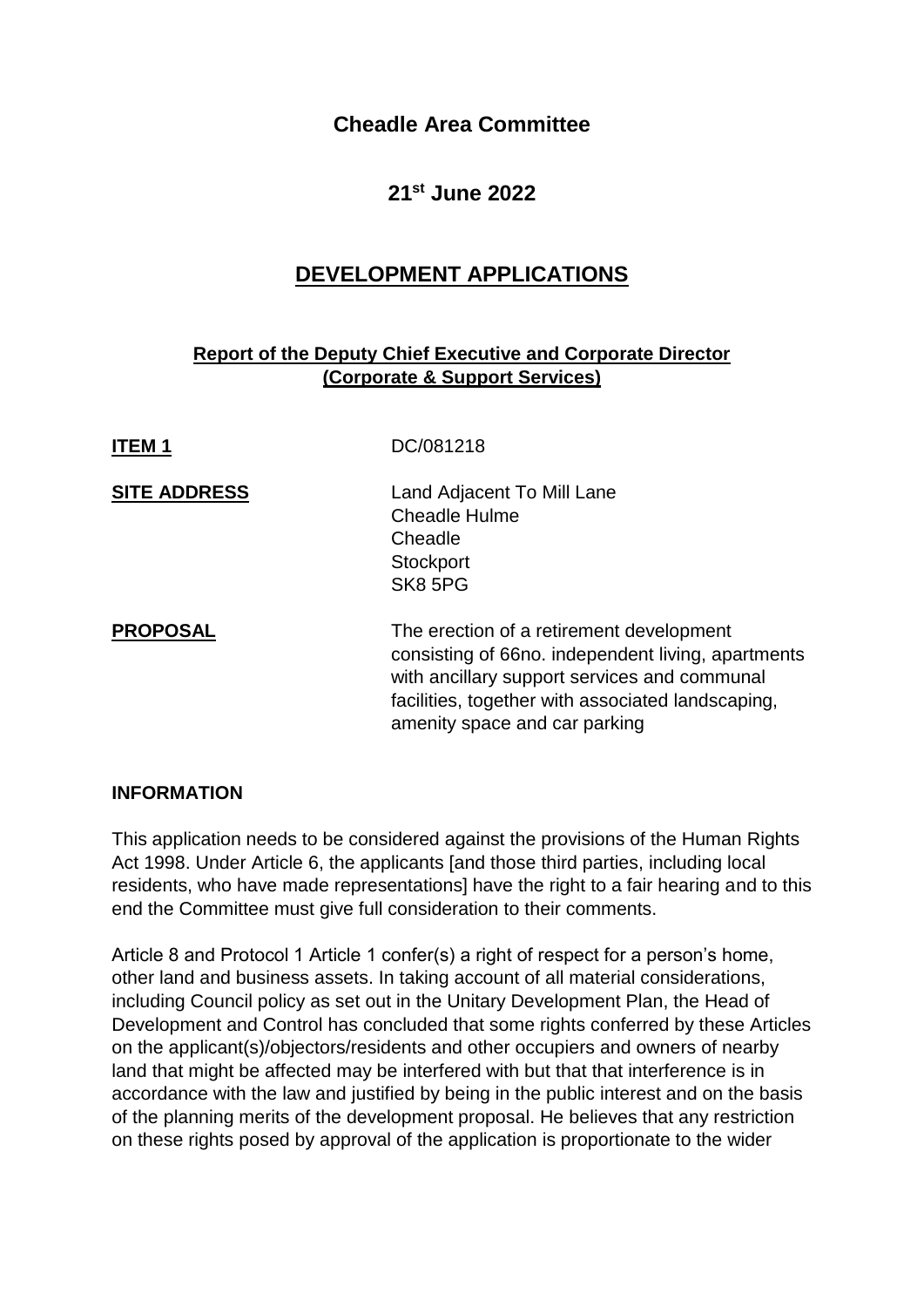# Cheadle Area Committee

## 21st June 2022

## DEVELOPMENT APPLICATIONS

**Report of the Deputy Chief Executive and Corporate Director (Corporate & Support Services)**

**ITEM 1** DC/081218

**SITE ADDRESS** Land Adjacent To Mill Lane
Cheadle Hulme
Cheadle
Stockport
SK8 5PG

**PROPOSAL** The erection of a retirement development consisting of 66no. independent living, apartments with ancillary support services and communal facilities, together with associated landscaping, amenity space and car parking

**INFORMATION**

This application needs to be considered against the provisions of the Human Rights Act 1998. Under Article 6, the applicants [and those third parties, including local residents, who have made representations] have the right to a fair hearing and to this end the Committee must give full consideration to their comments.

Article 8 and Protocol 1 Article 1 confer(s) a right of respect for a person's home, other land and business assets. In taking account of all material considerations, including Council policy as set out in the Unitary Development Plan, the Head of Development and Control has concluded that some rights conferred by these Articles on the applicant(s)/objectors/residents and other occupiers and owners of nearby land that might be affected may be interfered with but that that interference is in accordance with the law and justified by being in the public interest and on the basis of the planning merits of the development proposal. He believes that any restriction on these rights posed by approval of the application is proportionate to the wider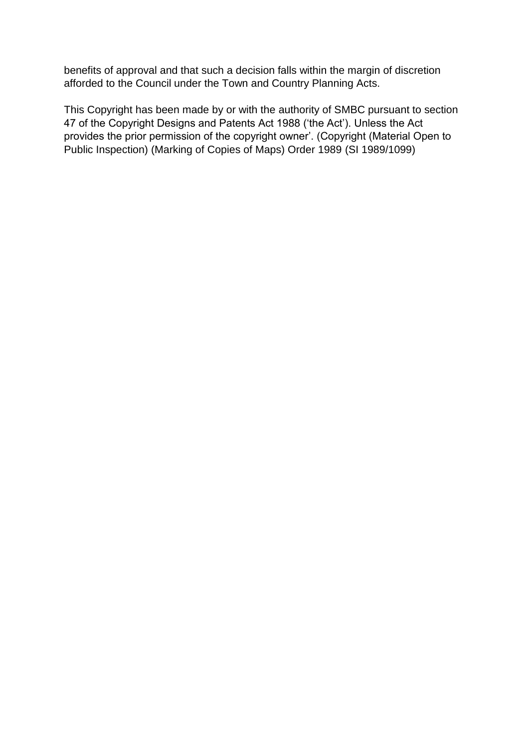benefits of approval and that such a decision falls within the margin of discretion afforded to the Council under the Town and Country Planning Acts.

This Copyright has been made by or with the authority of SMBC pursuant to section 47 of the Copyright Designs and Patents Act 1988 ('the Act'). Unless the Act provides the prior permission of the copyright owner'. (Copyright (Material Open to Public Inspection) (Marking of Copies of Maps) Order 1989 (SI 1989/1099)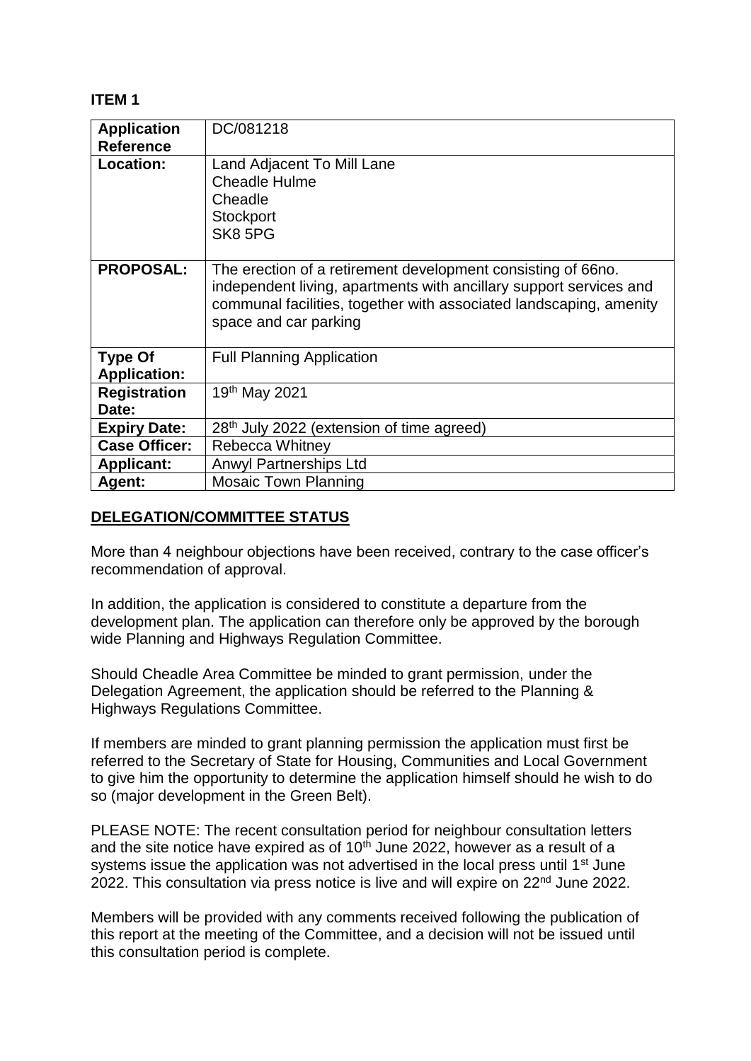**ITEM 1**

| **Application Reference** | DC/081218 |
| --- | --- |
| **Location:** | Land Adjacent To Mill Lane<br>Cheadle Hulme<br>Cheadle<br>Stockport<br>SK8 5PG |
| **PROPOSAL:** | The erection of a retirement development consisting of 66no. independent living, apartments with ancillary support services and communal facilities, together with associated landscaping, amenity space and car parking |
| **Type Of Application:** | Full Planning Application |
| **Registration Date:** | 19th May 2021 |
| **Expiry Date:** | 28th July 2022 (extension of time agreed) |
| **Case Officer:** | Rebecca Whitney |
| **Applicant:** | Anwyl Partnerships Ltd |
| **Agent:** | Mosaic Town Planning |

**DELEGATION/COMMITTEE STATUS**

More than 4 neighbour objections have been received, contrary to the case officer's recommendation of approval.

In addition, the application is considered to constitute a departure from the development plan. The application can therefore only be approved by the borough wide Planning and Highways Regulation Committee.

Should Cheadle Area Committee be minded to grant permission, under the Delegation Agreement, the application should be referred to the Planning & Highways Regulations Committee.

If members are minded to grant planning permission the application must first be referred to the Secretary of State for Housing, Communities and Local Government to give him the opportunity to determine the application himself should he wish to do so (major development in the Green Belt).

PLEASE NOTE: The recent consultation period for neighbour consultation letters and the site notice have expired as of 10th June 2022, however as a result of a systems issue the application was not advertised in the local press until 1st June 2022. This consultation via press notice is live and will expire on 22nd June 2022.

Members will be provided with any comments received following the publication of this report at the meeting of the Committee, and a decision will not be issued until this consultation period is complete.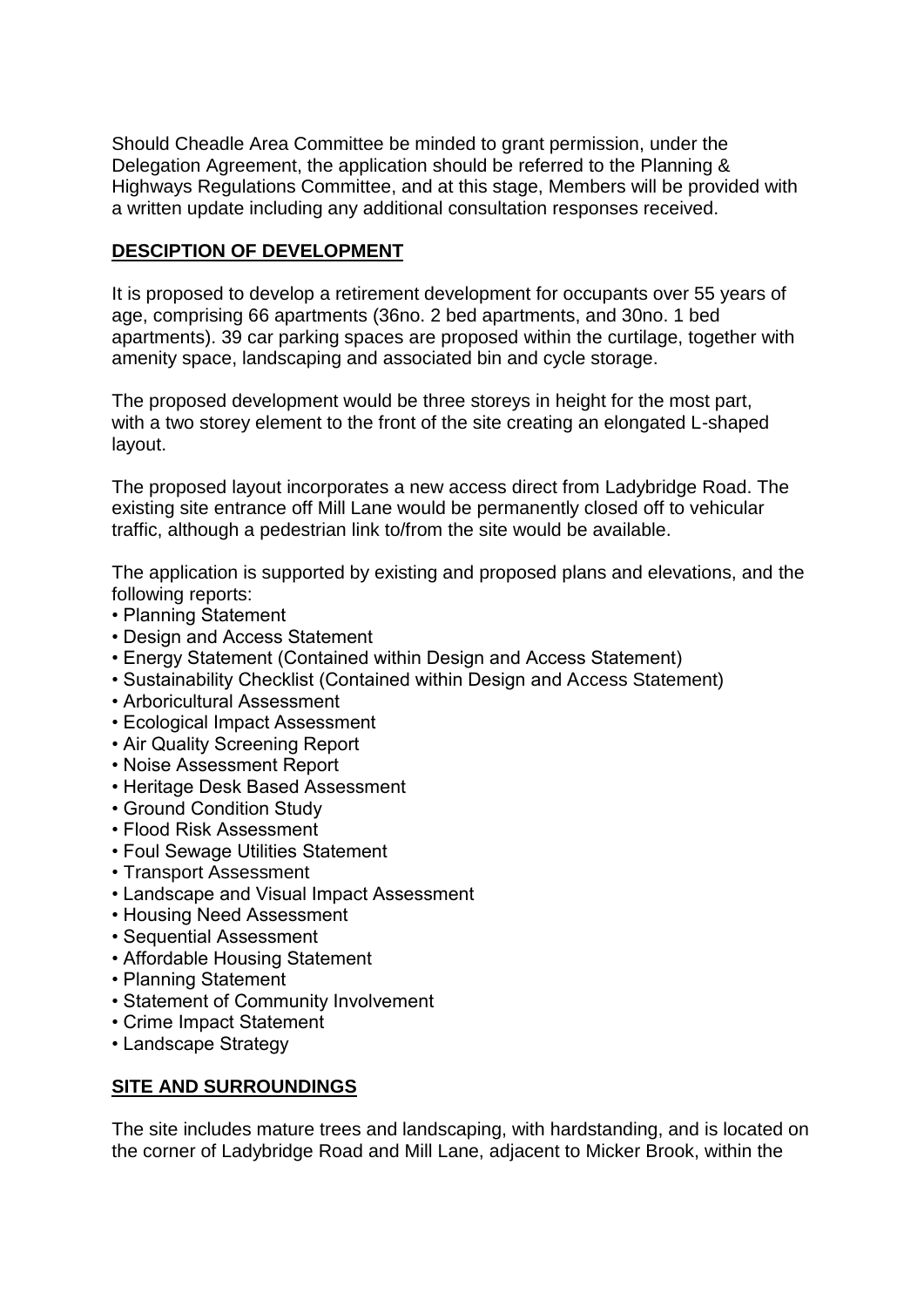Should Cheadle Area Committee be minded to grant permission, under the Delegation Agreement, the application should be referred to the Planning & Highways Regulations Committee, and at this stage, Members will be provided with a written update including any additional consultation responses received.

## DESCIPTION OF DEVELOPMENT

It is proposed to develop a retirement development for occupants over 55 years of age, comprising 66 apartments (36no. 2 bed apartments, and 30no. 1 bed apartments). 39 car parking spaces are proposed within the curtilage, together with amenity space, landscaping and associated bin and cycle storage.

The proposed development would be three storeys in height for the most part, with a two storey element to the front of the site creating an elongated L-shaped layout.

The proposed layout incorporates a new access direct from Ladybridge Road. The existing site entrance off Mill Lane would be permanently closed off to vehicular traffic, although a pedestrian link to/from the site would be available.

The application is supported by existing and proposed plans and elevations, and the following reports:

- Planning Statement
- Design and Access Statement
- Energy Statement (Contained within Design and Access Statement)
- Sustainability Checklist (Contained within Design and Access Statement)
- Arboricultural Assessment
- Ecological Impact Assessment
- Air Quality Screening Report
- Noise Assessment Report
- Heritage Desk Based Assessment
- Ground Condition Study
- Flood Risk Assessment
- Foul Sewage Utilities Statement
- Transport Assessment
- Landscape and Visual Impact Assessment
- Housing Need Assessment
- Sequential Assessment
- Affordable Housing Statement
- Planning Statement
- Statement of Community Involvement
- Crime Impact Statement
- Landscape Strategy

## SITE AND SURROUNDINGS

The site includes mature trees and landscaping, with hardstanding, and is located on the corner of Ladybridge Road and Mill Lane, adjacent to Micker Brook, within the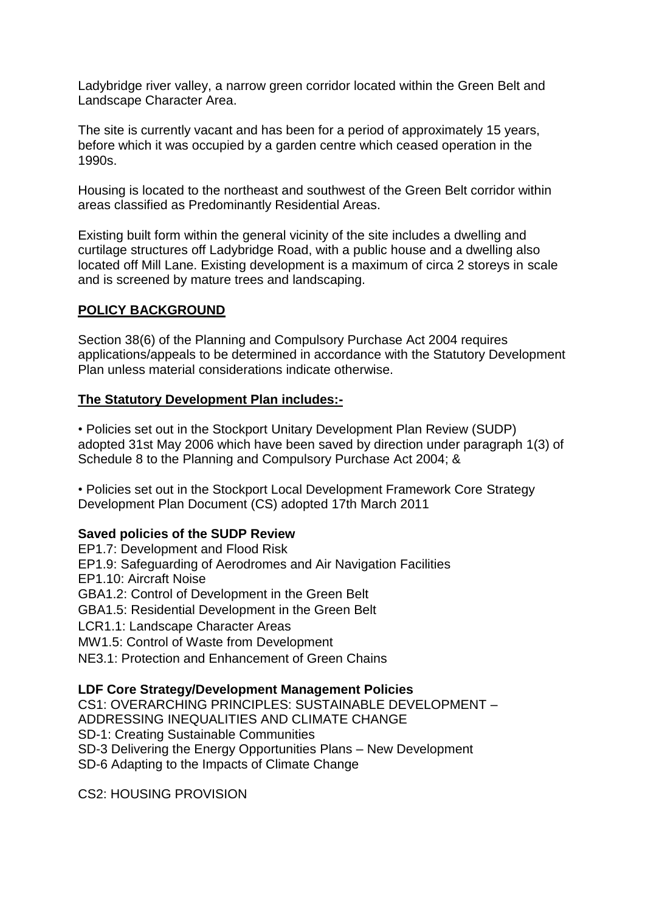Ladybridge river valley, a narrow green corridor located within the Green Belt and Landscape Character Area.

The site is currently vacant and has been for a period of approximately 15 years, before which it was occupied by a garden centre which ceased operation in the 1990s.

Housing is located to the northeast and southwest of the Green Belt corridor within areas classified as Predominantly Residential Areas.

Existing built form within the general vicinity of the site includes a dwelling and curtilage structures off Ladybridge Road, with a public house and a dwelling also located off Mill Lane. Existing development is a maximum of circa 2 storeys in scale and is screened by mature trees and landscaping.

## POLICY BACKGROUND

Section 38(6) of the Planning and Compulsory Purchase Act 2004 requires applications/appeals to be determined in accordance with the Statutory Development Plan unless material considerations indicate otherwise.

### The Statutory Development Plan includes:-

• Policies set out in the Stockport Unitary Development Plan Review (SUDP) adopted 31st May 2006 which have been saved by direction under paragraph 1(3) of Schedule 8 to the Planning and Compulsory Purchase Act 2004; &

• Policies set out in the Stockport Local Development Framework Core Strategy Development Plan Document (CS) adopted 17th March 2011

**Saved policies of the SUDP Review**

EP1.7: Development and Flood Risk
EP1.9: Safeguarding of Aerodromes and Air Navigation Facilities
EP1.10: Aircraft Noise
GBA1.2: Control of Development in the Green Belt
GBA1.5: Residential Development in the Green Belt
LCR1.1: Landscape Character Areas
MW1.5: Control of Waste from Development
NE3.1: Protection and Enhancement of Green Chains

**LDF Core Strategy/Development Management Policies**

CS1: OVERARCHING PRINCIPLES: SUSTAINABLE DEVELOPMENT – ADDRESSING INEQUALITIES AND CLIMATE CHANGE
SD-1: Creating Sustainable Communities
SD-3 Delivering the Energy Opportunities Plans – New Development
SD-6 Adapting to the Impacts of Climate Change

CS2: HOUSING PROVISION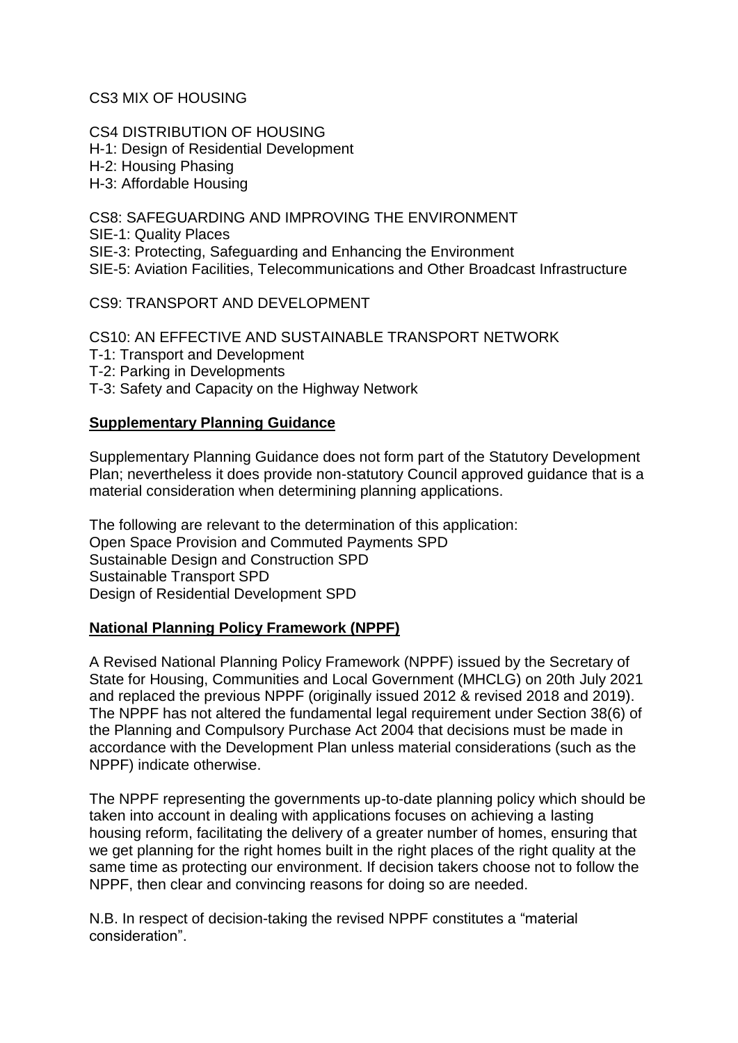CS3 MIX OF HOUSING

CS4 DISTRIBUTION OF HOUSING
H-1: Design of Residential Development
H-2: Housing Phasing
H-3: Affordable Housing

CS8: SAFEGUARDING AND IMPROVING THE ENVIRONMENT
SIE-1: Quality Places
SIE-3: Protecting, Safeguarding and Enhancing the Environment
SIE-5: Aviation Facilities, Telecommunications and Other Broadcast Infrastructure

CS9: TRANSPORT AND DEVELOPMENT

CS10: AN EFFECTIVE AND SUSTAINABLE TRANSPORT NETWORK
T-1: Transport and Development
T-2: Parking in Developments
T-3: Safety and Capacity on the Highway Network

**Supplementary Planning Guidance**

Supplementary Planning Guidance does not form part of the Statutory Development Plan; nevertheless it does provide non-statutory Council approved guidance that is a material consideration when determining planning applications.

The following are relevant to the determination of this application:
Open Space Provision and Commuted Payments SPD
Sustainable Design and Construction SPD
Sustainable Transport SPD
Design of Residential Development SPD

**National Planning Policy Framework (NPPF)**

A Revised National Planning Policy Framework (NPPF) issued by the Secretary of State for Housing, Communities and Local Government (MHCLG) on 20th July 2021 and replaced the previous NPPF (originally issued 2012 & revised 2018 and 2019). The NPPF has not altered the fundamental legal requirement under Section 38(6) of the Planning and Compulsory Purchase Act 2004 that decisions must be made in accordance with the Development Plan unless material considerations (such as the NPPF) indicate otherwise.

The NPPF representing the governments up-to-date planning policy which should be taken into account in dealing with applications focuses on achieving a lasting housing reform, facilitating the delivery of a greater number of homes, ensuring that we get planning for the right homes built in the right places of the right quality at the same time as protecting our environment. If decision takers choose not to follow the NPPF, then clear and convincing reasons for doing so are needed.

N.B. In respect of decision-taking the revised NPPF constitutes a "material consideration".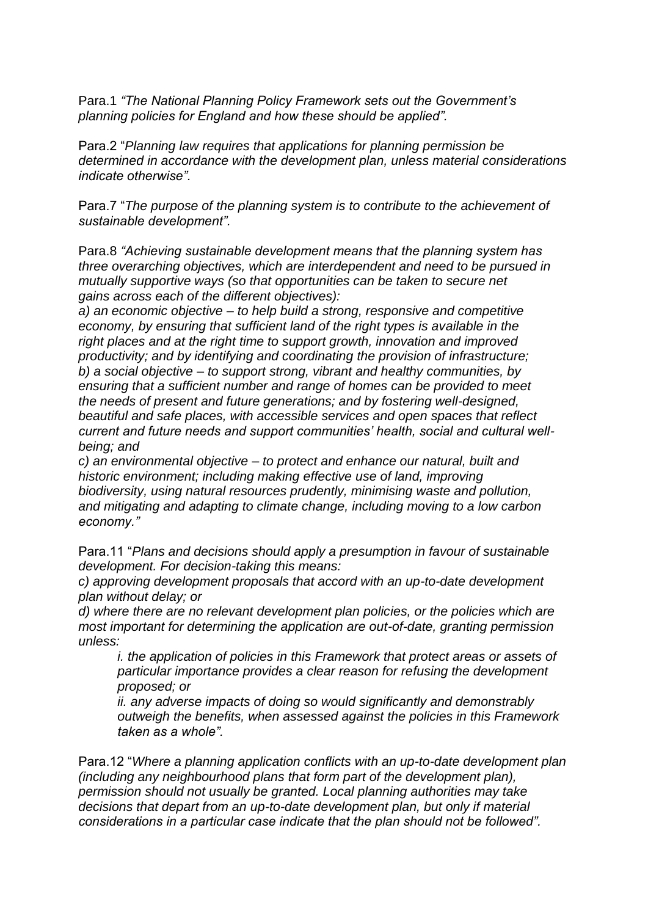Para.1 *"The National Planning Policy Framework sets out the Government's planning policies for England and how these should be applied".*

Para.2 "*Planning law requires that applications for planning permission be determined in accordance with the development plan, unless material considerations indicate otherwise".*

Para.7 "*The purpose of the planning system is to contribute to the achievement of sustainable development".*

Para.8 *"Achieving sustainable development means that the planning system has three overarching objectives, which are interdependent and need to be pursued in mutually supportive ways (so that opportunities can be taken to secure net gains across each of the different objectives):*

*a) an economic objective – to help build a strong, responsive and competitive economy, by ensuring that sufficient land of the right types is available in the right places and at the right time to support growth, innovation and improved productivity; and by identifying and coordinating the provision of infrastructure;*

*b) a social objective – to support strong, vibrant and healthy communities, by ensuring that a sufficient number and range of homes can be provided to meet the needs of present and future generations; and by fostering well-designed, beautiful and safe places, with accessible services and open spaces that reflect current and future needs and support communities' health, social and cultural well-being; and*

*c) an environmental objective – to protect and enhance our natural, built and historic environment; including making effective use of land, improving biodiversity, using natural resources prudently, minimising waste and pollution, and mitigating and adapting to climate change, including moving to a low carbon economy."*

Para.11 "*Plans and decisions should apply a presumption in favour of sustainable development. For decision-taking this means:*

*c) approving development proposals that accord with an up-to-date development plan without delay; or*

*d) where there are no relevant development plan policies, or the policies which are most important for determining the application are out-of-date, granting permission unless:*

> *i. the application of policies in this Framework that protect areas or assets of particular importance provides a clear reason for refusing the development proposed; or*
>
> *ii. any adverse impacts of doing so would significantly and demonstrably outweigh the benefits, when assessed against the policies in this Framework taken as a whole".*

Para.12 "*Where a planning application conflicts with an up-to-date development plan (including any neighbourhood plans that form part of the development plan), permission should not usually be granted. Local planning authorities may take decisions that depart from an up-to-date development plan, but only if material considerations in a particular case indicate that the plan should not be followed".*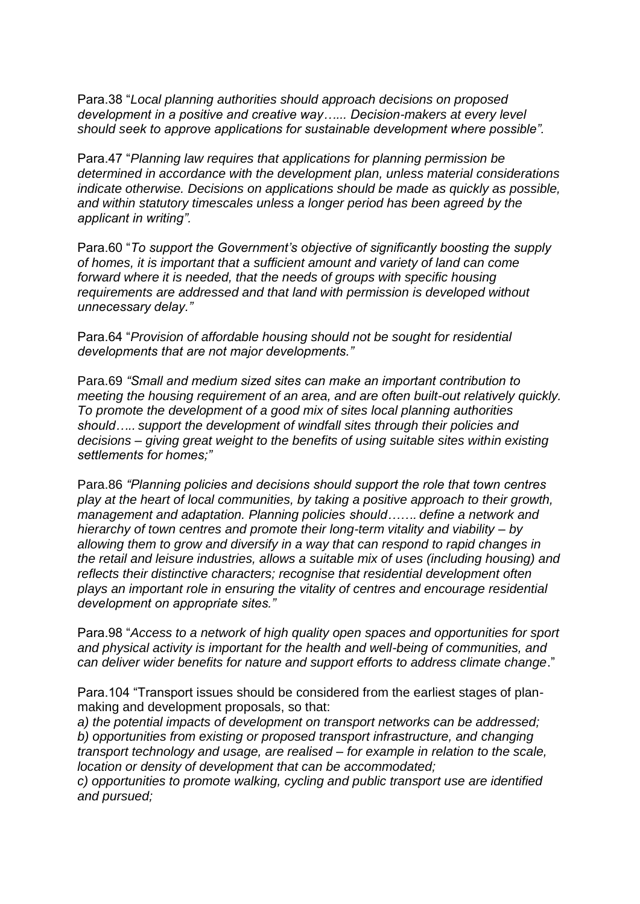Para.38 "*Local planning authorities should approach decisions on proposed development in a positive and creative way….. Decision-makers at every level should seek to approve applications for sustainable development where possible".*

Para.47 "*Planning law requires that applications for planning permission be determined in accordance with the development plan, unless material considerations indicate otherwise. Decisions on applications should be made as quickly as possible, and within statutory timescales unless a longer period has been agreed by the applicant in writing".*

Para.60 "*To support the Government's objective of significantly boosting the supply of homes, it is important that a sufficient amount and variety of land can come forward where it is needed, that the needs of groups with specific housing requirements are addressed and that land with permission is developed without unnecessary delay."*

Para.64 "*Provision of affordable housing should not be sought for residential developments that are not major developments."*

Para.69 *"Small and medium sized sites can make an important contribution to meeting the housing requirement of an area, and are often built-out relatively quickly. To promote the development of a good mix of sites local planning authorities should….. support the development of windfall sites through their policies and decisions – giving great weight to the benefits of using suitable sites within existing settlements for homes;"*

Para.86 *"Planning policies and decisions should support the role that town centres play at the heart of local communities, by taking a positive approach to their growth, management and adaptation. Planning policies should……. define a network and hierarchy of town centres and promote their long-term vitality and viability – by allowing them to grow and diversify in a way that can respond to rapid changes in the retail and leisure industries, allows a suitable mix of uses (including housing) and reflects their distinctive characters; recognise that residential development often plays an important role in ensuring the vitality of centres and encourage residential development on appropriate sites."*

Para.98 "*Access to a network of high quality open spaces and opportunities for sport and physical activity is important for the health and well-being of communities, and can deliver wider benefits for nature and support efforts to address climate change*."

Para.104 "Transport issues should be considered from the earliest stages of plan-making and development proposals, so that:
*a) the potential impacts of development on transport networks can be addressed;*
*b) opportunities from existing or proposed transport infrastructure, and changing transport technology and usage, are realised – for example in relation to the scale, location or density of development that can be accommodated;*
*c) opportunities to promote walking, cycling and public transport use are identified and pursued;*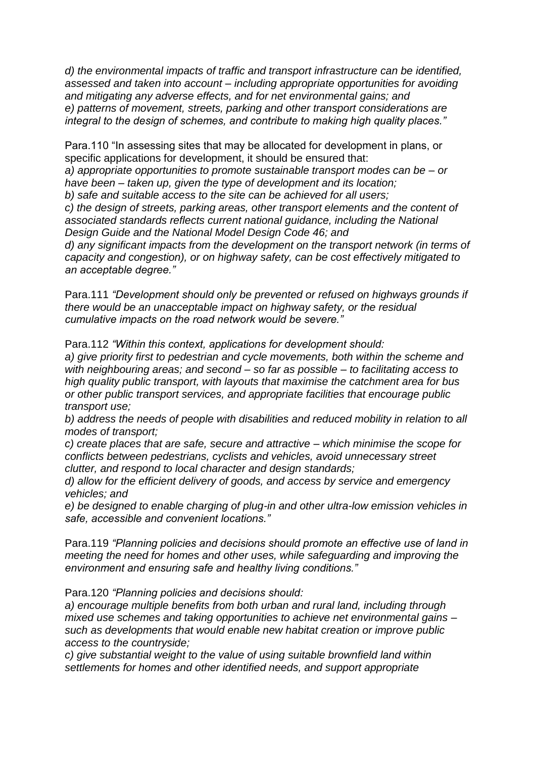*d) the environmental impacts of traffic and transport infrastructure can be identified, assessed and taken into account – including appropriate opportunities for avoiding and mitigating any adverse effects, and for net environmental gains; and*
*e) patterns of movement, streets, parking and other transport considerations are integral to the design of schemes, and contribute to making high quality places."*

Para.110 "In assessing sites that may be allocated for development in plans, or specific applications for development, it should be ensured that:
*a) appropriate opportunities to promote sustainable transport modes can be – or have been – taken up, given the type of development and its location;*
*b) safe and suitable access to the site can be achieved for all users;*
*c) the design of streets, parking areas, other transport elements and the content of associated standards reflects current national guidance, including the National Design Guide and the National Model Design Code 46; and*
*d) any significant impacts from the development on the transport network (in terms of capacity and congestion), or on highway safety, can be cost effectively mitigated to an acceptable degree."*

Para.111 *"Development should only be prevented or refused on highways grounds if there would be an unacceptable impact on highway safety, or the residual cumulative impacts on the road network would be severe."*

Para.112 *"Within this context, applications for development should:*
*a) give priority first to pedestrian and cycle movements, both within the scheme and with neighbouring areas; and second – so far as possible – to facilitating access to high quality public transport, with layouts that maximise the catchment area for bus or other public transport services, and appropriate facilities that encourage public transport use;*
*b) address the needs of people with disabilities and reduced mobility in relation to all modes of transport;*
*c) create places that are safe, secure and attractive – which minimise the scope for conflicts between pedestrians, cyclists and vehicles, avoid unnecessary street clutter, and respond to local character and design standards;*
*d) allow for the efficient delivery of goods, and access by service and emergency vehicles; and*
*e) be designed to enable charging of plug-in and other ultra-low emission vehicles in safe, accessible and convenient locations."*

Para.119 *"Planning policies and decisions should promote an effective use of land in meeting the need for homes and other uses, while safeguarding and improving the environment and ensuring safe and healthy living conditions."*

Para.120 *"Planning policies and decisions should:*
*a) encourage multiple benefits from both urban and rural land, including through mixed use schemes and taking opportunities to achieve net environmental gains – such as developments that would enable new habitat creation or improve public access to the countryside;*
*c) give substantial weight to the value of using suitable brownfield land within settlements for homes and other identified needs, and support appropriate*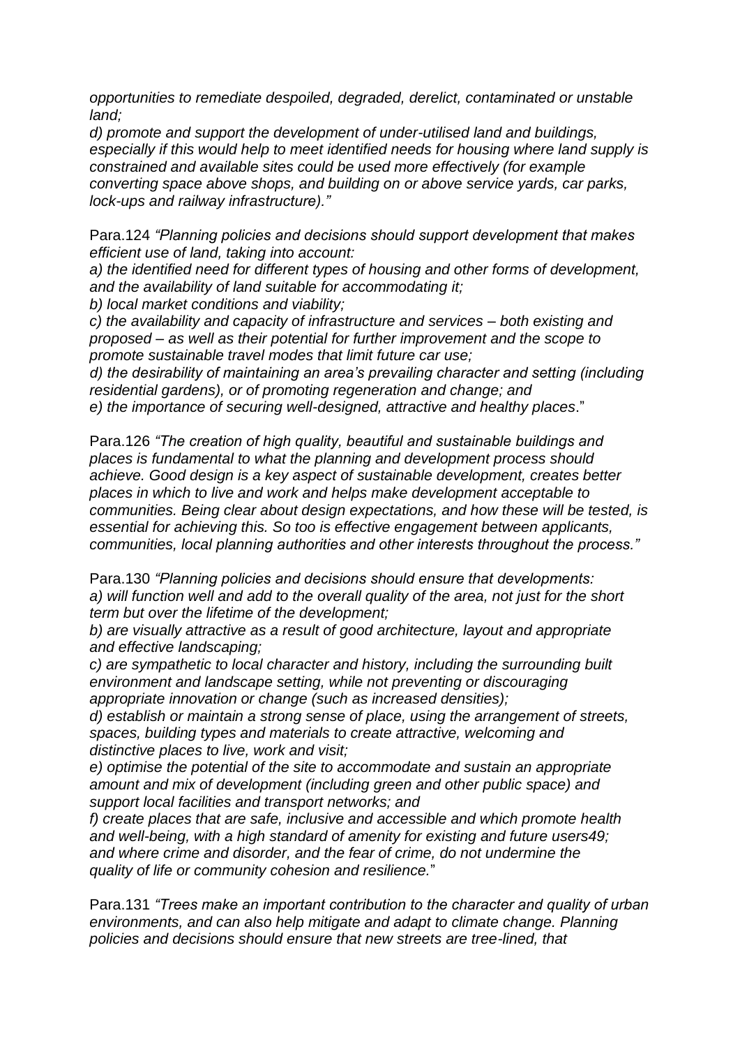*opportunities to remediate despoiled, degraded, derelict, contaminated or unstable land;*

*d) promote and support the development of under-utilised land and buildings, especially if this would help to meet identified needs for housing where land supply is constrained and available sites could be used more effectively (for example converting space above shops, and building on or above service yards, car parks, lock-ups and railway infrastructure)."*

Para.124 *"Planning policies and decisions should support development that makes efficient use of land, taking into account:*
*a) the identified need for different types of housing and other forms of development, and the availability of land suitable for accommodating it;*
*b) local market conditions and viability;*
*c) the availability and capacity of infrastructure and services – both existing and proposed – as well as their potential for further improvement and the scope to promote sustainable travel modes that limit future car use;*
*d) the desirability of maintaining an area's prevailing character and setting (including residential gardens), or of promoting regeneration and change; and*
*e) the importance of securing well-designed, attractive and healthy places*."

Para.126 *"The creation of high quality, beautiful and sustainable buildings and places is fundamental to what the planning and development process should achieve. Good design is a key aspect of sustainable development, creates better places in which to live and work and helps make development acceptable to communities. Being clear about design expectations, and how these will be tested, is essential for achieving this. So too is effective engagement between applicants, communities, local planning authorities and other interests throughout the process."*

Para.130 *"Planning policies and decisions should ensure that developments:*
*a) will function well and add to the overall quality of the area, not just for the short term but over the lifetime of the development;*
*b) are visually attractive as a result of good architecture, layout and appropriate and effective landscaping;*
*c) are sympathetic to local character and history, including the surrounding built environment and landscape setting, while not preventing or discouraging appropriate innovation or change (such as increased densities);*
*d) establish or maintain a strong sense of place, using the arrangement of streets, spaces, building types and materials to create attractive, welcoming and distinctive places to live, work and visit;*
*e) optimise the potential of the site to accommodate and sustain an appropriate amount and mix of development (including green and other public space) and support local facilities and transport networks; and*
*f) create places that are safe, inclusive and accessible and which promote health and well-being, with a high standard of amenity for existing and future users49; and where crime and disorder, and the fear of crime, do not undermine the quality of life or community cohesion and resilience.*"

Para.131 *"Trees make an important contribution to the character and quality of urban environments, and can also help mitigate and adapt to climate change. Planning policies and decisions should ensure that new streets are tree-lined, that*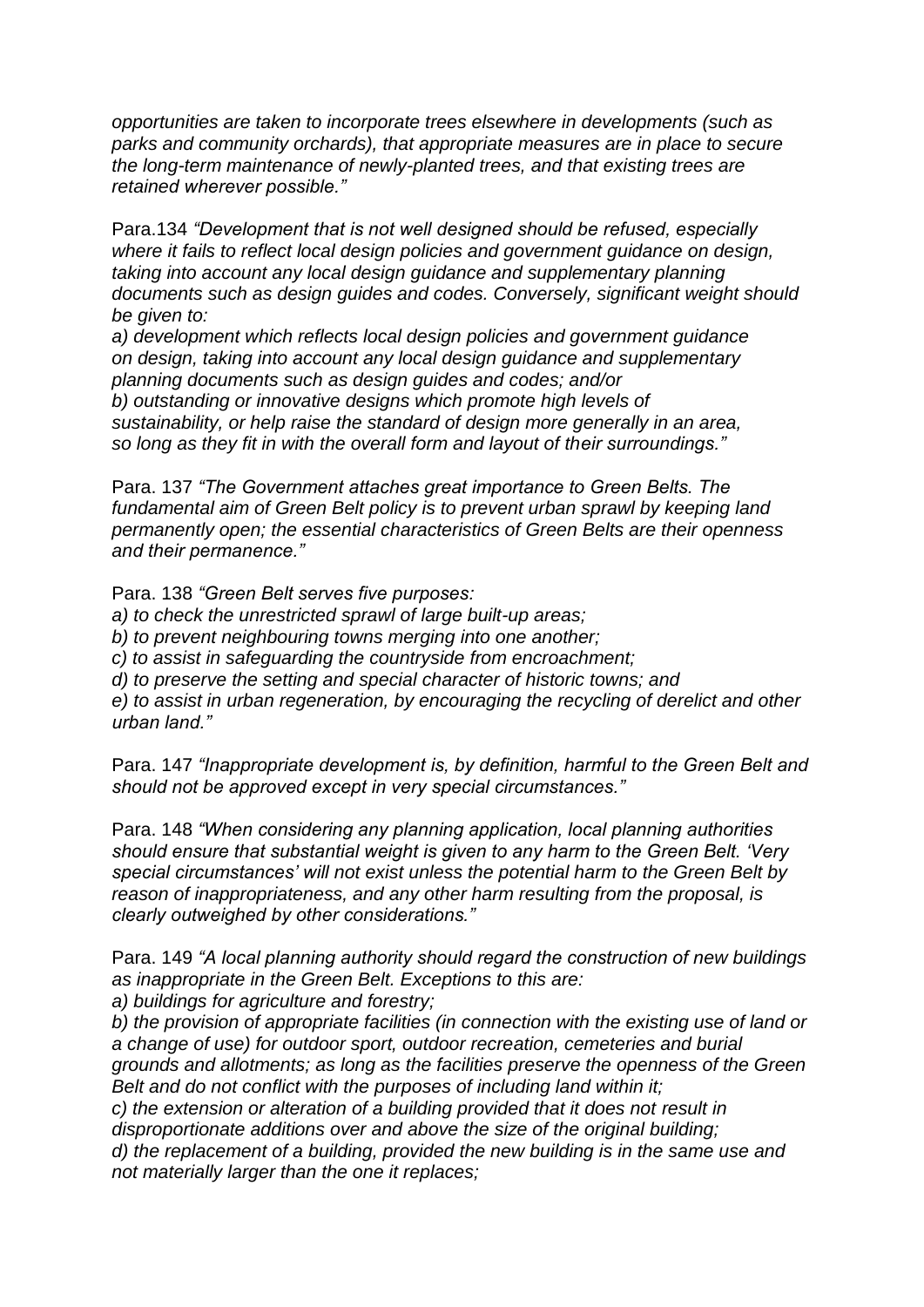*opportunities are taken to incorporate trees elsewhere in developments (such as parks and community orchards), that appropriate measures are in place to secure the long-term maintenance of newly-planted trees, and that existing trees are retained wherever possible."*

Para.134 *"Development that is not well designed should be refused, especially where it fails to reflect local design policies and government guidance on design, taking into account any local design guidance and supplementary planning documents such as design guides and codes. Conversely, significant weight should be given to:*
*a) development which reflects local design policies and government guidance on design, taking into account any local design guidance and supplementary planning documents such as design guides and codes; and/or*
*b) outstanding or innovative designs which promote high levels of sustainability, or help raise the standard of design more generally in an area, so long as they fit in with the overall form and layout of their surroundings."*

Para. 137 *"The Government attaches great importance to Green Belts. The fundamental aim of Green Belt policy is to prevent urban sprawl by keeping land permanently open; the essential characteristics of Green Belts are their openness and their permanence."*

Para. 138 *"Green Belt serves five purposes:*
*a) to check the unrestricted sprawl of large built-up areas;*
*b) to prevent neighbouring towns merging into one another;*
*c) to assist in safeguarding the countryside from encroachment;*
*d) to preserve the setting and special character of historic towns; and*
*e) to assist in urban regeneration, by encouraging the recycling of derelict and other urban land."*

Para. 147 *"Inappropriate development is, by definition, harmful to the Green Belt and should not be approved except in very special circumstances."*

Para. 148 *"When considering any planning application, local planning authorities should ensure that substantial weight is given to any harm to the Green Belt. 'Very special circumstances' will not exist unless the potential harm to the Green Belt by reason of inappropriateness, and any other harm resulting from the proposal, is clearly outweighed by other considerations."*

Para. 149 *"A local planning authority should regard the construction of new buildings as inappropriate in the Green Belt. Exceptions to this are:*
*a) buildings for agriculture and forestry;*
*b) the provision of appropriate facilities (in connection with the existing use of land or a change of use) for outdoor sport, outdoor recreation, cemeteries and burial grounds and allotments; as long as the facilities preserve the openness of the Green Belt and do not conflict with the purposes of including land within it;*
*c) the extension or alteration of a building provided that it does not result in disproportionate additions over and above the size of the original building;*
*d) the replacement of a building, provided the new building is in the same use and not materially larger than the one it replaces;*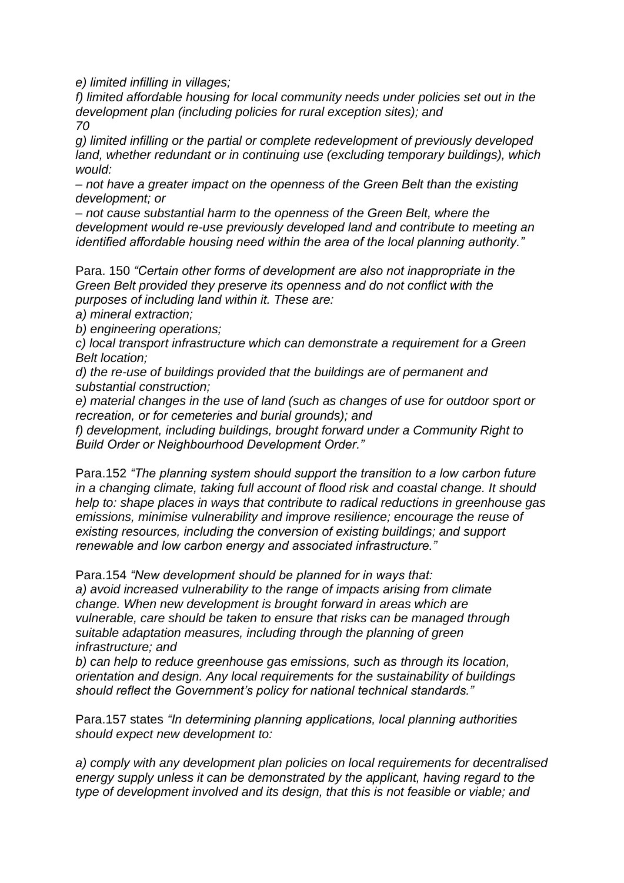*e) limited infilling in villages;*

*f) limited affordable housing for local community needs under policies set out in the development plan (including policies for rural exception sites); and*
*70*

*g) limited infilling or the partial or complete redevelopment of previously developed land, whether redundant or in continuing use (excluding temporary buildings), which would:*

*– not have a greater impact on the openness of the Green Belt than the existing development; or*

*– not cause substantial harm to the openness of the Green Belt, where the development would re-use previously developed land and contribute to meeting an identified affordable housing need within the area of the local planning authority."*

Para. 150 *"Certain other forms of development are also not inappropriate in the Green Belt provided they preserve its openness and do not conflict with the purposes of including land within it. These are:*

*a) mineral extraction;*

*b) engineering operations;*

*c) local transport infrastructure which can demonstrate a requirement for a Green Belt location;*

*d) the re-use of buildings provided that the buildings are of permanent and substantial construction;*

*e) material changes in the use of land (such as changes of use for outdoor sport or recreation, or for cemeteries and burial grounds); and*

*f) development, including buildings, brought forward under a Community Right to Build Order or Neighbourhood Development Order."*

Para.152 *"The planning system should support the transition to a low carbon future in a changing climate, taking full account of flood risk and coastal change. It should help to: shape places in ways that contribute to radical reductions in greenhouse gas emissions, minimise vulnerability and improve resilience; encourage the reuse of existing resources, including the conversion of existing buildings; and support renewable and low carbon energy and associated infrastructure."*

Para.154 *"New development should be planned for in ways that:*
*a) avoid increased vulnerability to the range of impacts arising from climate change. When new development is brought forward in areas which are vulnerable, care should be taken to ensure that risks can be managed through suitable adaptation measures, including through the planning of green infrastructure; and*
*b) can help to reduce greenhouse gas emissions, such as through its location, orientation and design. Any local requirements for the sustainability of buildings should reflect the Government's policy for national technical standards."*

Para.157 states *"In determining planning applications, local planning authorities should expect new development to:*

*a) comply with any development plan policies on local requirements for decentralised energy supply unless it can be demonstrated by the applicant, having regard to the type of development involved and its design, that this is not feasible or viable; and*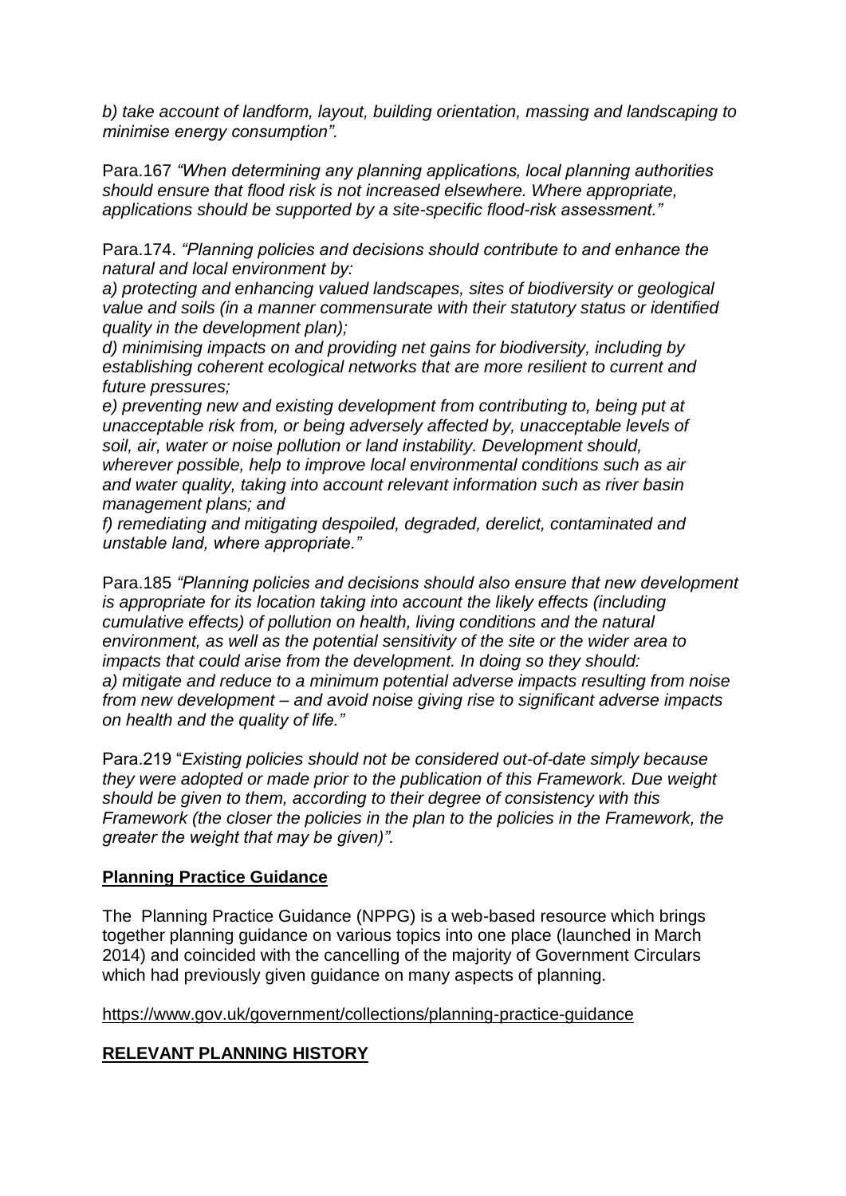*b) take account of landform, layout, building orientation, massing and landscaping to minimise energy consumption".*

Para.167 *"When determining any planning applications, local planning authorities should ensure that flood risk is not increased elsewhere. Where appropriate, applications should be supported by a site-specific flood-risk assessment."*

Para.174. *"Planning policies and decisions should contribute to and enhance the natural and local environment by:*
*a) protecting and enhancing valued landscapes, sites of biodiversity or geological value and soils (in a manner commensurate with their statutory status or identified quality in the development plan);*
*d) minimising impacts on and providing net gains for biodiversity, including by establishing coherent ecological networks that are more resilient to current and future pressures;*
*e) preventing new and existing development from contributing to, being put at unacceptable risk from, or being adversely affected by, unacceptable levels of soil, air, water or noise pollution or land instability. Development should, wherever possible, help to improve local environmental conditions such as air and water quality, taking into account relevant information such as river basin management plans; and*
*f) remediating and mitigating despoiled, degraded, derelict, contaminated and unstable land, where appropriate."*

Para.185 *"Planning policies and decisions should also ensure that new development is appropriate for its location taking into account the likely effects (including cumulative effects) of pollution on health, living conditions and the natural environment, as well as the potential sensitivity of the site or the wider area to impacts that could arise from the development. In doing so they should:*
*a) mitigate and reduce to a minimum potential adverse impacts resulting from noise from new development – and avoid noise giving rise to significant adverse impacts on health and the quality of life."*

Para.219 "*Existing policies should not be considered out-of-date simply because they were adopted or made prior to the publication of this Framework. Due weight should be given to them, according to their degree of consistency with this Framework (the closer the policies in the plan to the policies in the Framework, the greater the weight that may be given)".*

## Planning Practice Guidance

The Planning Practice Guidance (NPPG) is a web-based resource which brings together planning guidance on various topics into one place (launched in March 2014) and coincided with the cancelling of the majority of Government Circulars which had previously given guidance on many aspects of planning.

https://www.gov.uk/government/collections/planning-practice-guidance

## RELEVANT PLANNING HISTORY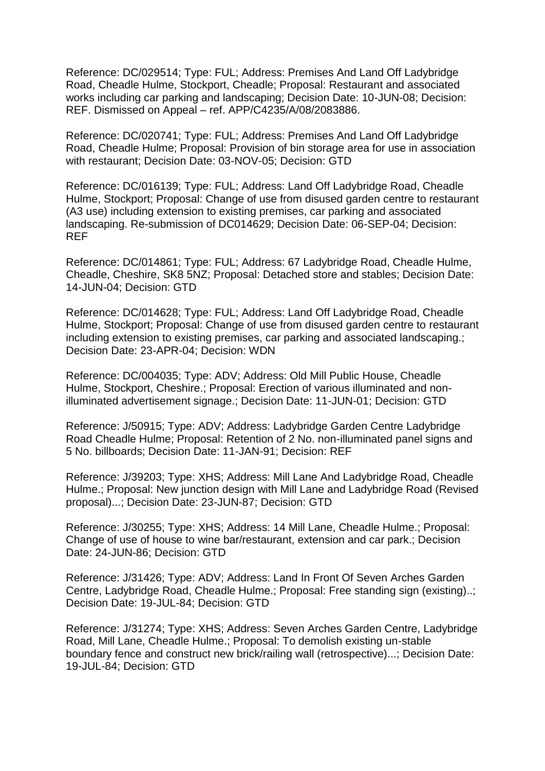Reference: DC/029514; Type: FUL; Address: Premises And Land Off Ladybridge Road, Cheadle Hulme, Stockport, Cheadle; Proposal: Restaurant and associated works including car parking and landscaping; Decision Date: 10-JUN-08; Decision: REF. Dismissed on Appeal – ref. APP/C4235/A/08/2083886.

Reference: DC/020741; Type: FUL; Address: Premises And Land Off Ladybridge Road, Cheadle Hulme; Proposal: Provision of bin storage area for use in association with restaurant; Decision Date: 03-NOV-05; Decision: GTD

Reference: DC/016139; Type: FUL; Address: Land Off Ladybridge Road, Cheadle Hulme, Stockport; Proposal: Change of use from disused garden centre to restaurant (A3 use) including extension to existing premises, car parking and associated landscaping. Re-submission of DC014629; Decision Date: 06-SEP-04; Decision: REF

Reference: DC/014861; Type: FUL; Address: 67 Ladybridge Road, Cheadle Hulme, Cheadle, Cheshire, SK8 5NZ; Proposal: Detached store and stables; Decision Date: 14-JUN-04; Decision: GTD

Reference: DC/014628; Type: FUL; Address: Land Off Ladybridge Road, Cheadle Hulme, Stockport; Proposal: Change of use from disused garden centre to restaurant including extension to existing premises, car parking and associated landscaping.; Decision Date: 23-APR-04; Decision: WDN

Reference: DC/004035; Type: ADV; Address: Old Mill Public House, Cheadle Hulme, Stockport, Cheshire.; Proposal: Erection of various illuminated and non-illuminated advertisement signage.; Decision Date: 11-JUN-01; Decision: GTD

Reference: J/50915; Type: ADV; Address: Ladybridge Garden Centre Ladybridge Road Cheadle Hulme; Proposal: Retention of 2 No. non-illuminated panel signs and 5 No. billboards; Decision Date: 11-JAN-91; Decision: REF

Reference: J/39203; Type: XHS; Address: Mill Lane And Ladybridge Road, Cheadle Hulme.; Proposal: New junction design with Mill Lane and Ladybridge Road (Revised proposal)...; Decision Date: 23-JUN-87; Decision: GTD

Reference: J/30255; Type: XHS; Address: 14 Mill Lane, Cheadle Hulme.; Proposal: Change of use of house to wine bar/restaurant, extension and car park.; Decision Date: 24-JUN-86; Decision: GTD

Reference: J/31426; Type: ADV; Address: Land In Front Of Seven Arches Garden Centre, Ladybridge Road, Cheadle Hulme.; Proposal: Free standing sign (existing)..; Decision Date: 19-JUL-84; Decision: GTD

Reference: J/31274; Type: XHS; Address: Seven Arches Garden Centre, Ladybridge Road, Mill Lane, Cheadle Hulme.; Proposal: To demolish existing un-stable boundary fence and construct new brick/railing wall (retrospective)...; Decision Date: 19-JUL-84; Decision: GTD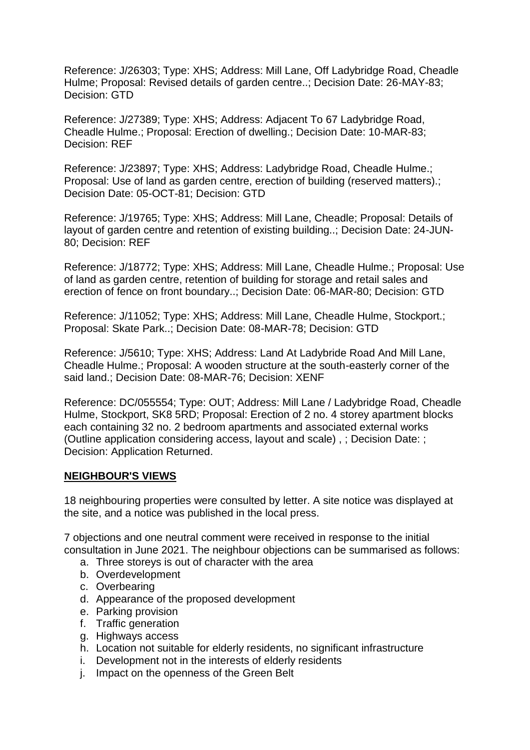Reference: J/26303; Type: XHS; Address: Mill Lane, Off Ladybridge Road, Cheadle Hulme; Proposal: Revised details of garden centre..; Decision Date: 26-MAY-83; Decision: GTD

Reference: J/27389; Type: XHS; Address: Adjacent To 67 Ladybridge Road, Cheadle Hulme.; Proposal: Erection of dwelling.; Decision Date: 10-MAR-83; Decision: REF

Reference: J/23897; Type: XHS; Address: Ladybridge Road, Cheadle Hulme.; Proposal: Use of land as garden centre, erection of building (reserved matters).; Decision Date: 05-OCT-81; Decision: GTD

Reference: J/19765; Type: XHS; Address: Mill Lane, Cheadle; Proposal: Details of layout of garden centre and retention of existing building..; Decision Date: 24-JUN-80; Decision: REF

Reference: J/18772; Type: XHS; Address: Mill Lane, Cheadle Hulme.; Proposal: Use of land as garden centre, retention of building for storage and retail sales and erection of fence on front boundary..; Decision Date: 06-MAR-80; Decision: GTD

Reference: J/11052; Type: XHS; Address: Mill Lane, Cheadle Hulme, Stockport.; Proposal: Skate Park..; Decision Date: 08-MAR-78; Decision: GTD

Reference: J/5610; Type: XHS; Address: Land At Ladybride Road And Mill Lane, Cheadle Hulme.; Proposal: A wooden structure at the south-easterly corner of the said land.; Decision Date: 08-MAR-76; Decision: XENF

Reference: DC/055554; Type: OUT; Address: Mill Lane / Ladybridge Road, Cheadle Hulme, Stockport, SK8 5RD; Proposal: Erection of 2 no. 4 storey apartment blocks each containing 32 no. 2 bedroom apartments and associated external works (Outline application considering access, layout and scale) , ; Decision Date: ; Decision: Application Returned.

## NEIGHBOUR'S VIEWS

18 neighbouring properties were consulted by letter. A site notice was displayed at the site, and a notice was published in the local press.

7 objections and one neutral comment were received in response to the initial consultation in June 2021. The neighbour objections can be summarised as follows:

a. Three storeys is out of character with the area
b. Overdevelopment
c. Overbearing
d. Appearance of the proposed development
e. Parking provision
f. Traffic generation
g. Highways access
h. Location not suitable for elderly residents, no significant infrastructure
i. Development not in the interests of elderly residents
j. Impact on the openness of the Green Belt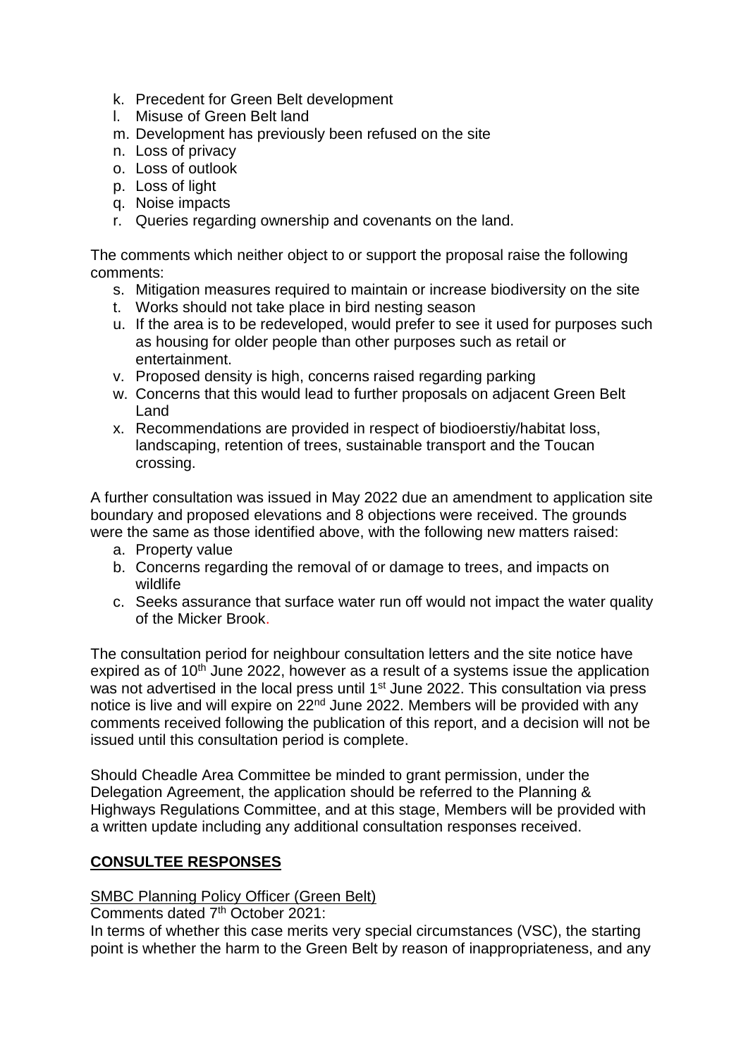k. Precedent for Green Belt development
l. Misuse of Green Belt land
m. Development has previously been refused on the site
n. Loss of privacy
o. Loss of outlook
p. Loss of light
q. Noise impacts
r. Queries regarding ownership and covenants on the land.

The comments which neither object to or support the proposal raise the following comments:

s. Mitigation measures required to maintain or increase biodiversity on the site
t. Works should not take place in bird nesting season
u. If the area is to be redeveloped, would prefer to see it used for purposes such as housing for older people than other purposes such as retail or entertainment.
v. Proposed density is high, concerns raised regarding parking
w. Concerns that this would lead to further proposals on adjacent Green Belt Land
x. Recommendations are provided in respect of biodioerstiy/habitat loss, landscaping, retention of trees, sustainable transport and the Toucan crossing.

A further consultation was issued in May 2022 due an amendment to application site boundary and proposed elevations and 8 objections were received. The grounds were the same as those identified above, with the following new matters raised:

a. Property value
b. Concerns regarding the removal of or damage to trees, and impacts on wildlife
c. Seeks assurance that surface water run off would not impact the water quality of the Micker Brook.

The consultation period for neighbour consultation letters and the site notice have expired as of 10th June 2022, however as a result of a systems issue the application was not advertised in the local press until 1st June 2022. This consultation via press notice is live and will expire on 22nd June 2022. Members will be provided with any comments received following the publication of this report, and a decision will not be issued until this consultation period is complete.

Should Cheadle Area Committee be minded to grant permission, under the Delegation Agreement, the application should be referred to the Planning & Highways Regulations Committee, and at this stage, Members will be provided with a written update including any additional consultation responses received.

## CONSULTEE RESPONSES

SMBC Planning Policy Officer (Green Belt)

Comments dated 7th October 2021:

In terms of whether this case merits very special circumstances (VSC), the starting point is whether the harm to the Green Belt by reason of inappropriateness, and any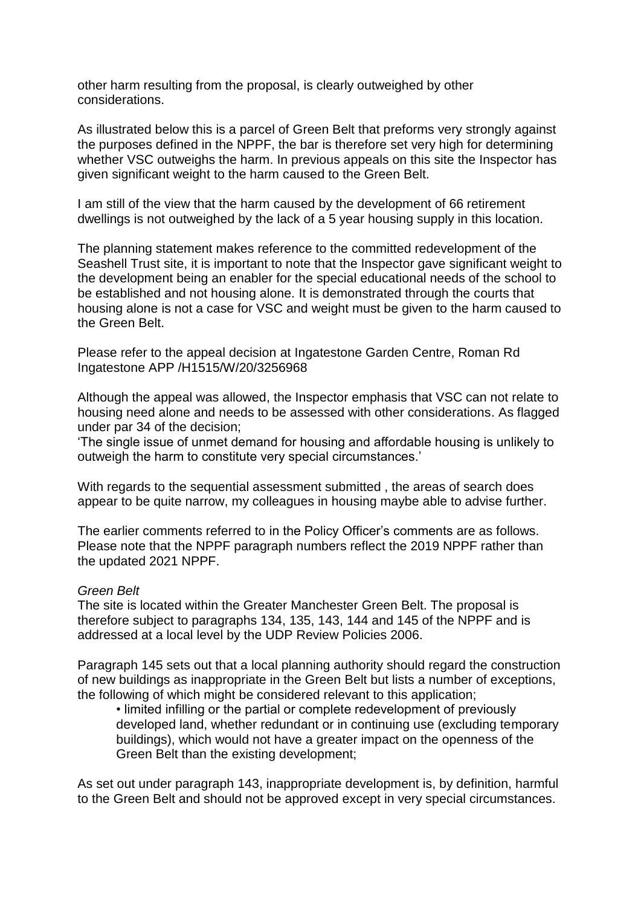other harm resulting from the proposal, is clearly outweighed by other considerations.

As illustrated below this is a parcel of Green Belt that preforms very strongly against the purposes defined in the NPPF, the bar is therefore set very high for determining whether VSC outweighs the harm. In previous appeals on this site the Inspector has given significant weight to the harm caused to the Green Belt.

I am still of the view that the harm caused by the development of 66 retirement dwellings is not outweighed by the lack of a 5 year housing supply in this location.

The planning statement makes reference to the committed redevelopment of the Seashell Trust site, it is important to note that the Inspector gave significant weight to the development being an enabler for the special educational needs of the school to be established and not housing alone. It is demonstrated through the courts that housing alone is not a case for VSC and weight must be given to the harm caused to the Green Belt.

Please refer to the appeal decision at Ingatestone Garden Centre, Roman Rd Ingatestone APP /H1515/W/20/3256968

Although the appeal was allowed, the Inspector emphasis that VSC can not relate to housing need alone and needs to be assessed with other considerations. As flagged under par 34 of the decision;
'The single issue of unmet demand for housing and affordable housing is unlikely to outweigh the harm to constitute very special circumstances.'

With regards to the sequential assessment submitted , the areas of search does appear to be quite narrow, my colleagues in housing maybe able to advise further.

The earlier comments referred to in the Policy Officer's comments are as follows. Please note that the NPPF paragraph numbers reflect the 2019 NPPF rather than the updated 2021 NPPF.

*Green Belt*
The site is located within the Greater Manchester Green Belt. The proposal is therefore subject to paragraphs 134, 135, 143, 144 and 145 of the NPPF and is addressed at a local level by the UDP Review Policies 2006.

Paragraph 145 sets out that a local planning authority should regard the construction of new buildings as inappropriate in the Green Belt but lists a number of exceptions, the following of which might be considered relevant to this application;

- limited infilling or the partial or complete redevelopment of previously developed land, whether redundant or in continuing use (excluding temporary buildings), which would not have a greater impact on the openness of the Green Belt than the existing development;

As set out under paragraph 143, inappropriate development is, by definition, harmful to the Green Belt and should not be approved except in very special circumstances.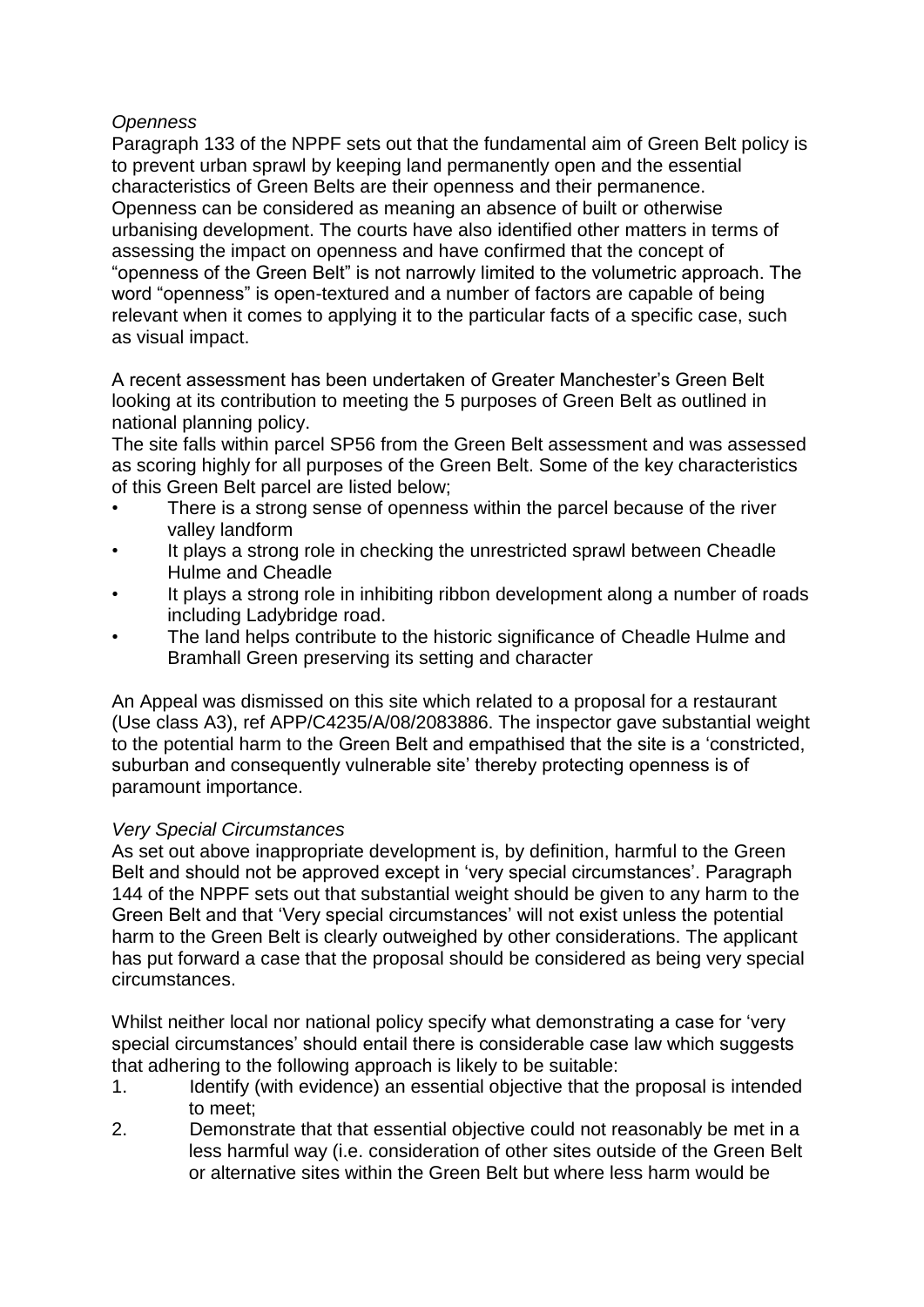*Openness*

Paragraph 133 of the NPPF sets out that the fundamental aim of Green Belt policy is to prevent urban sprawl by keeping land permanently open and the essential characteristics of Green Belts are their openness and their permanence. Openness can be considered as meaning an absence of built or otherwise urbanising development. The courts have also identified other matters in terms of assessing the impact on openness and have confirmed that the concept of "openness of the Green Belt" is not narrowly limited to the volumetric approach. The word "openness" is open-textured and a number of factors are capable of being relevant when it comes to applying it to the particular facts of a specific case, such as visual impact.

A recent assessment has been undertaken of Greater Manchester's Green Belt looking at its contribution to meeting the 5 purposes of Green Belt as outlined in national planning policy.

The site falls within parcel SP56 from the Green Belt assessment and was assessed as scoring highly for all purposes of the Green Belt. Some of the key characteristics of this Green Belt parcel are listed below;

- There is a strong sense of openness within the parcel because of the river valley landform
- It plays a strong role in checking the unrestricted sprawl between Cheadle Hulme and Cheadle
- It plays a strong role in inhibiting ribbon development along a number of roads including Ladybridge road.
- The land helps contribute to the historic significance of Cheadle Hulme and Bramhall Green preserving its setting and character

An Appeal was dismissed on this site which related to a proposal for a restaurant (Use class A3), ref APP/C4235/A/08/2083886. The inspector gave substantial weight to the potential harm to the Green Belt and empathised that the site is a 'constricted, suburban and consequently vulnerable site' thereby protecting openness is of paramount importance.

*Very Special Circumstances*

As set out above inappropriate development is, by definition, harmful to the Green Belt and should not be approved except in 'very special circumstances'. Paragraph 144 of the NPPF sets out that substantial weight should be given to any harm to the Green Belt and that 'Very special circumstances' will not exist unless the potential harm to the Green Belt is clearly outweighed by other considerations. The applicant has put forward a case that the proposal should be considered as being very special circumstances.

Whilst neither local nor national policy specify what demonstrating a case for 'very special circumstances' should entail there is considerable case law which suggests that adhering to the following approach is likely to be suitable:

1. Identify (with evidence) an essential objective that the proposal is intended to meet;
2. Demonstrate that that essential objective could not reasonably be met in a less harmful way (i.e. consideration of other sites outside of the Green Belt or alternative sites within the Green Belt but where less harm would be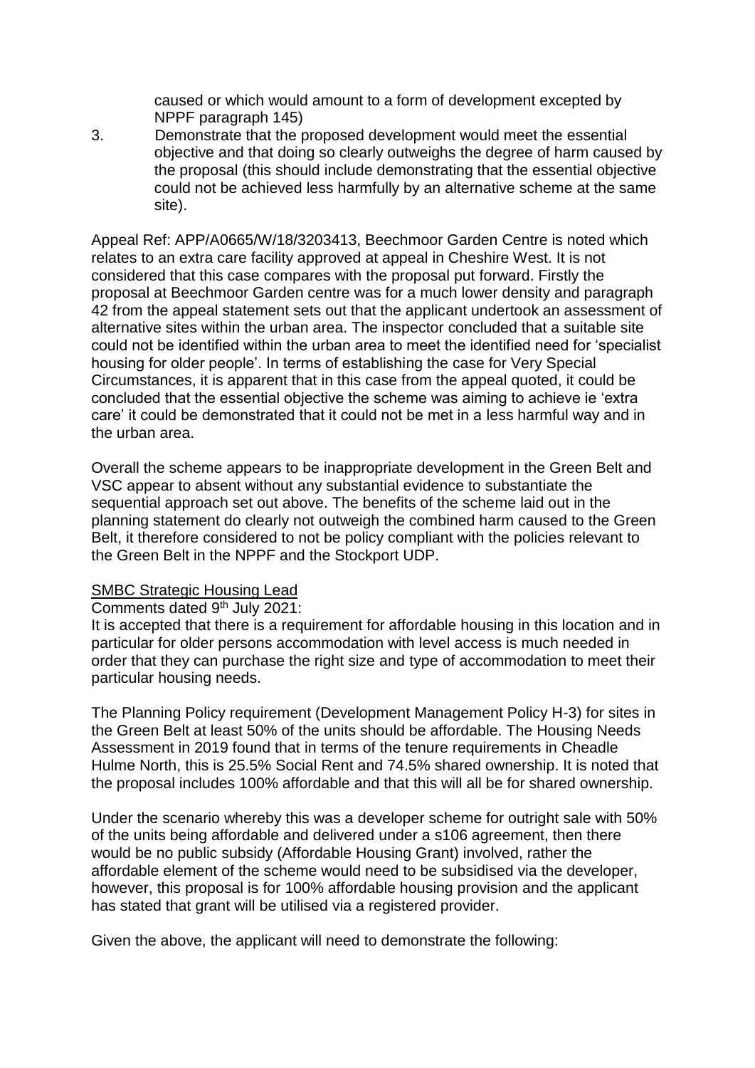caused or which would amount to a form of development excepted by NPPF paragraph 145)

3. Demonstrate that the proposed development would meet the essential objective and that doing so clearly outweighs the degree of harm caused by the proposal (this should include demonstrating that the essential objective could not be achieved less harmfully by an alternative scheme at the same site).

Appeal Ref: APP/A0665/W/18/3203413, Beechmoor Garden Centre is noted which relates to an extra care facility approved at appeal in Cheshire West. It is not considered that this case compares with the proposal put forward. Firstly the proposal at Beechmoor Garden centre was for a much lower density and paragraph 42 from the appeal statement sets out that the applicant undertook an assessment of alternative sites within the urban area. The inspector concluded that a suitable site could not be identified within the urban area to meet the identified need for 'specialist housing for older people'. In terms of establishing the case for Very Special Circumstances, it is apparent that in this case from the appeal quoted, it could be concluded that the essential objective the scheme was aiming to achieve ie 'extra care' it could be demonstrated that it could not be met in a less harmful way and in the urban area.

Overall the scheme appears to be inappropriate development in the Green Belt and VSC appear to absent without any substantial evidence to substantiate the sequential approach set out above. The benefits of the scheme laid out in the planning statement do clearly not outweigh the combined harm caused to the Green Belt, it therefore considered to not be policy compliant with the policies relevant to the Green Belt in the NPPF and the Stockport UDP.

<u>SMBC Strategic Housing Lead</u>

Comments dated 9th July 2021:

It is accepted that there is a requirement for affordable housing in this location and in particular for older persons accommodation with level access is much needed in order that they can purchase the right size and type of accommodation to meet their particular housing needs.

The Planning Policy requirement (Development Management Policy H-3) for sites in the Green Belt at least 50% of the units should be affordable. The Housing Needs Assessment in 2019 found that in terms of the tenure requirements in Cheadle Hulme North, this is 25.5% Social Rent and 74.5% shared ownership. It is noted that the proposal includes 100% affordable and that this will all be for shared ownership.

Under the scenario whereby this was a developer scheme for outright sale with 50% of the units being affordable and delivered under a s106 agreement, then there would be no public subsidy (Affordable Housing Grant) involved, rather the affordable element of the scheme would need to be subsidised via the developer, however, this proposal is for 100% affordable housing provision and the applicant has stated that grant will be utilised via a registered provider.

Given the above, the applicant will need to demonstrate the following: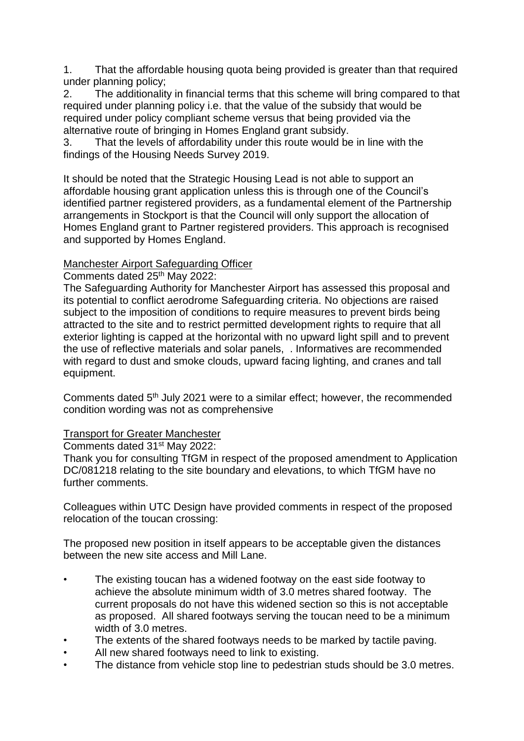1. That the affordable housing quota being provided is greater than that required under planning policy;
2. The additionality in financial terms that this scheme will bring compared to that required under planning policy i.e. that the value of the subsidy that would be required under policy compliant scheme versus that being provided via the alternative route of bringing in Homes England grant subsidy.
3. That the levels of affordability under this route would be in line with the findings of the Housing Needs Survey 2019.

It should be noted that the Strategic Housing Lead is not able to support an affordable housing grant application unless this is through one of the Council's identified partner registered providers, as a fundamental element of the Partnership arrangements in Stockport is that the Council will only support the allocation of Homes England grant to Partner registered providers. This approach is recognised and supported by Homes England.

Manchester Airport Safeguarding Officer

Comments dated 25th May 2022:

The Safeguarding Authority for Manchester Airport has assessed this proposal and its potential to conflict aerodrome Safeguarding criteria. No objections are raised subject to the imposition of conditions to require measures to prevent birds being attracted to the site and to restrict permitted development rights to require that all exterior lighting is capped at the horizontal with no upward light spill and to prevent the use of reflective materials and solar panels, . Informatives are recommended with regard to dust and smoke clouds, upward facing lighting, and cranes and tall equipment.

Comments dated 5th July 2021 were to a similar effect; however, the recommended condition wording was not as comprehensive

Transport for Greater Manchester

Comments dated 31st May 2022:

Thank you for consulting TfGM in respect of the proposed amendment to Application DC/081218 relating to the site boundary and elevations, to which TfGM have no further comments.

Colleagues within UTC Design have provided comments in respect of the proposed relocation of the toucan crossing:

The proposed new position in itself appears to be acceptable given the distances between the new site access and Mill Lane.

- The existing toucan has a widened footway on the east side footway to achieve the absolute minimum width of 3.0 metres shared footway. The current proposals do not have this widened section so this is not acceptable as proposed. All shared footways serving the toucan need to be a minimum width of 3.0 metres.
- The extents of the shared footways needs to be marked by tactile paving.
- All new shared footways need to link to existing.
- The distance from vehicle stop line to pedestrian studs should be 3.0 metres.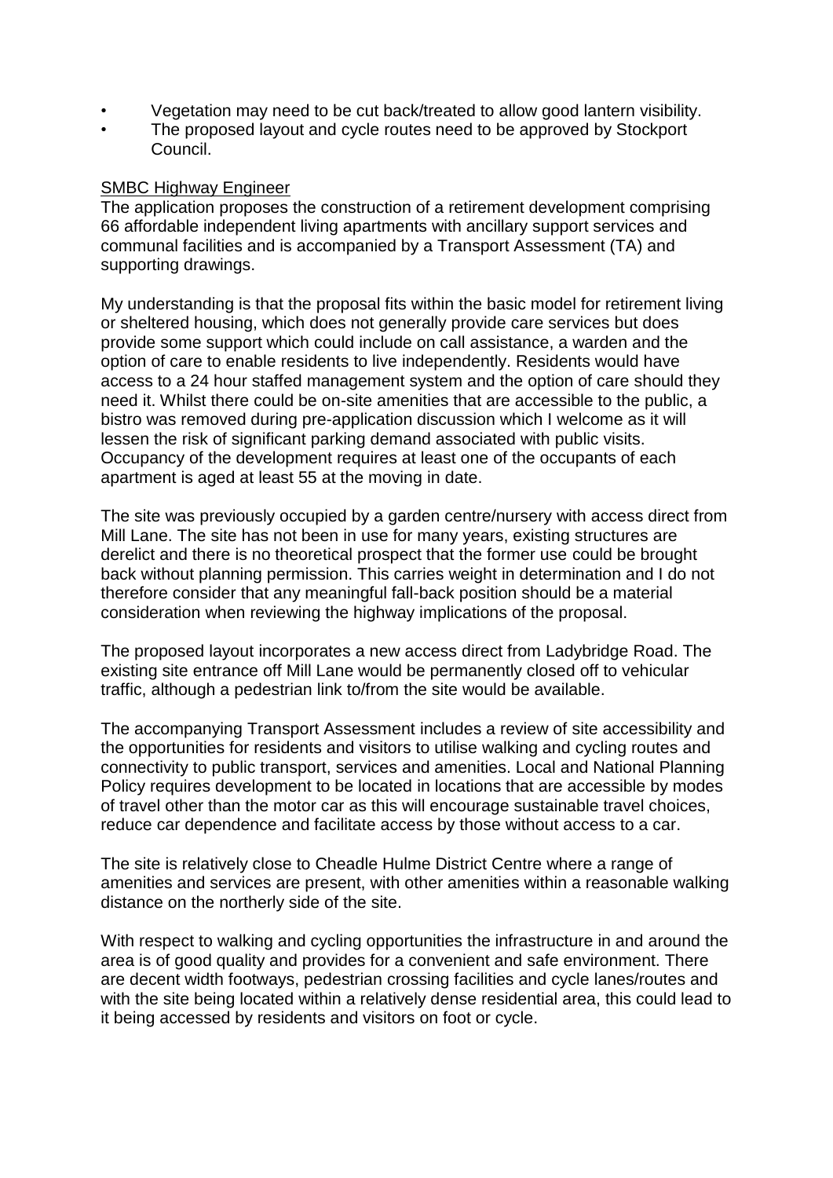- Vegetation may need to be cut back/treated to allow good lantern visibility.
- The proposed layout and cycle routes need to be approved by Stockport Council.

<u>SMBC Highway Engineer</u>

The application proposes the construction of a retirement development comprising 66 affordable independent living apartments with ancillary support services and communal facilities and is accompanied by a Transport Assessment (TA) and supporting drawings.

My understanding is that the proposal fits within the basic model for retirement living or sheltered housing, which does not generally provide care services but does provide some support which could include on call assistance, a warden and the option of care to enable residents to live independently. Residents would have access to a 24 hour staffed management system and the option of care should they need it. Whilst there could be on-site amenities that are accessible to the public, a bistro was removed during pre-application discussion which I welcome as it will lessen the risk of significant parking demand associated with public visits. Occupancy of the development requires at least one of the occupants of each apartment is aged at least 55 at the moving in date.

The site was previously occupied by a garden centre/nursery with access direct from Mill Lane. The site has not been in use for many years, existing structures are derelict and there is no theoretical prospect that the former use could be brought back without planning permission. This carries weight in determination and I do not therefore consider that any meaningful fall-back position should be a material consideration when reviewing the highway implications of the proposal.

The proposed layout incorporates a new access direct from Ladybridge Road. The existing site entrance off Mill Lane would be permanently closed off to vehicular traffic, although a pedestrian link to/from the site would be available.

The accompanying Transport Assessment includes a review of site accessibility and the opportunities for residents and visitors to utilise walking and cycling routes and connectivity to public transport, services and amenities. Local and National Planning Policy requires development to be located in locations that are accessible by modes of travel other than the motor car as this will encourage sustainable travel choices, reduce car dependence and facilitate access by those without access to a car.

The site is relatively close to Cheadle Hulme District Centre where a range of amenities and services are present, with other amenities within a reasonable walking distance on the northerly side of the site.

With respect to walking and cycling opportunities the infrastructure in and around the area is of good quality and provides for a convenient and safe environment. There are decent width footways, pedestrian crossing facilities and cycle lanes/routes and with the site being located within a relatively dense residential area, this could lead to it being accessed by residents and visitors on foot or cycle.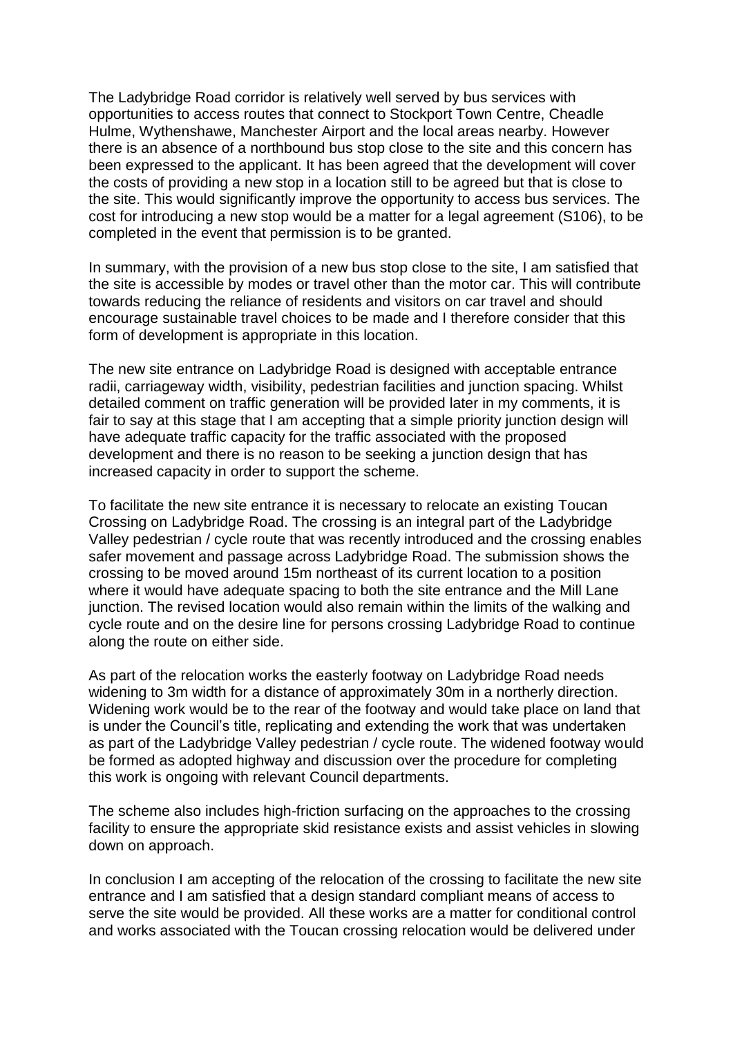The Ladybridge Road corridor is relatively well served by bus services with opportunities to access routes that connect to Stockport Town Centre, Cheadle Hulme, Wythenshawe, Manchester Airport and the local areas nearby. However there is an absence of a northbound bus stop close to the site and this concern has been expressed to the applicant. It has been agreed that the development will cover the costs of providing a new stop in a location still to be agreed but that is close to the site. This would significantly improve the opportunity to access bus services. The cost for introducing a new stop would be a matter for a legal agreement (S106), to be completed in the event that permission is to be granted.

In summary, with the provision of a new bus stop close to the site, I am satisfied that the site is accessible by modes or travel other than the motor car. This will contribute towards reducing the reliance of residents and visitors on car travel and should encourage sustainable travel choices to be made and I therefore consider that this form of development is appropriate in this location.

The new site entrance on Ladybridge Road is designed with acceptable entrance radii, carriageway width, visibility, pedestrian facilities and junction spacing. Whilst detailed comment on traffic generation will be provided later in my comments, it is fair to say at this stage that I am accepting that a simple priority junction design will have adequate traffic capacity for the traffic associated with the proposed development and there is no reason to be seeking a junction design that has increased capacity in order to support the scheme.

To facilitate the new site entrance it is necessary to relocate an existing Toucan Crossing on Ladybridge Road. The crossing is an integral part of the Ladybridge Valley pedestrian / cycle route that was recently introduced and the crossing enables safer movement and passage across Ladybridge Road. The submission shows the crossing to be moved around 15m northeast of its current location to a position where it would have adequate spacing to both the site entrance and the Mill Lane junction. The revised location would also remain within the limits of the walking and cycle route and on the desire line for persons crossing Ladybridge Road to continue along the route on either side.

As part of the relocation works the easterly footway on Ladybridge Road needs widening to 3m width for a distance of approximately 30m in a northerly direction. Widening work would be to the rear of the footway and would take place on land that is under the Council's title, replicating and extending the work that was undertaken as part of the Ladybridge Valley pedestrian / cycle route. The widened footway would be formed as adopted highway and discussion over the procedure for completing this work is ongoing with relevant Council departments.

The scheme also includes high-friction surfacing on the approaches to the crossing facility to ensure the appropriate skid resistance exists and assist vehicles in slowing down on approach.

In conclusion I am accepting of the relocation of the crossing to facilitate the new site entrance and I am satisfied that a design standard compliant means of access to serve the site would be provided. All these works are a matter for conditional control and works associated with the Toucan crossing relocation would be delivered under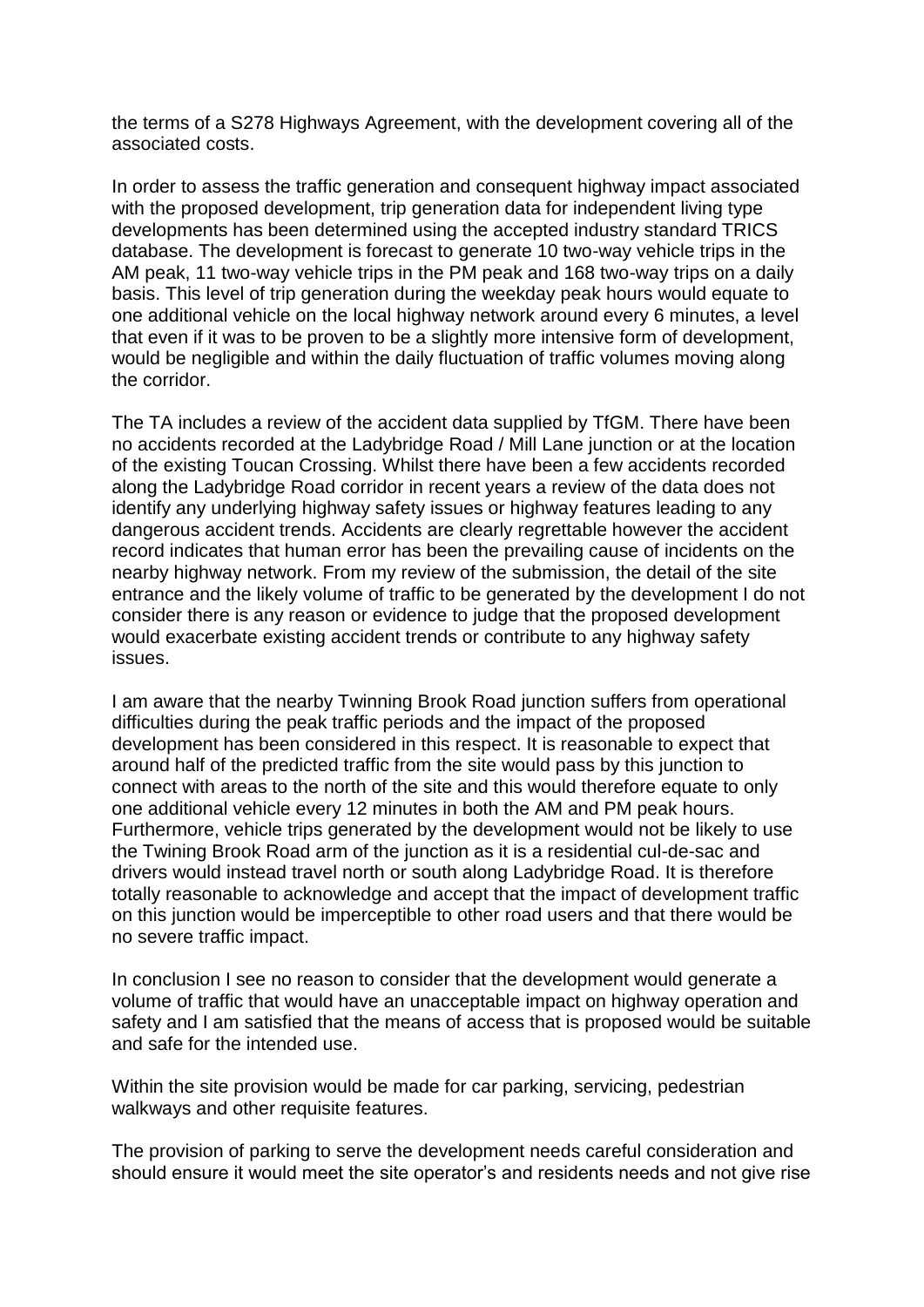the terms of a S278 Highways Agreement, with the development covering all of the associated costs.

In order to assess the traffic generation and consequent highway impact associated with the proposed development, trip generation data for independent living type developments has been determined using the accepted industry standard TRICS database. The development is forecast to generate 10 two-way vehicle trips in the AM peak, 11 two-way vehicle trips in the PM peak and 168 two-way trips on a daily basis. This level of trip generation during the weekday peak hours would equate to one additional vehicle on the local highway network around every 6 minutes, a level that even if it was to be proven to be a slightly more intensive form of development, would be negligible and within the daily fluctuation of traffic volumes moving along the corridor.

The TA includes a review of the accident data supplied by TfGM. There have been no accidents recorded at the Ladybridge Road / Mill Lane junction or at the location of the existing Toucan Crossing. Whilst there have been a few accidents recorded along the Ladybridge Road corridor in recent years a review of the data does not identify any underlying highway safety issues or highway features leading to any dangerous accident trends. Accidents are clearly regrettable however the accident record indicates that human error has been the prevailing cause of incidents on the nearby highway network. From my review of the submission, the detail of the site entrance and the likely volume of traffic to be generated by the development I do not consider there is any reason or evidence to judge that the proposed development would exacerbate existing accident trends or contribute to any highway safety issues.

I am aware that the nearby Twinning Brook Road junction suffers from operational difficulties during the peak traffic periods and the impact of the proposed development has been considered in this respect. It is reasonable to expect that around half of the predicted traffic from the site would pass by this junction to connect with areas to the north of the site and this would therefore equate to only one additional vehicle every 12 minutes in both the AM and PM peak hours. Furthermore, vehicle trips generated by the development would not be likely to use the Twining Brook Road arm of the junction as it is a residential cul-de-sac and drivers would instead travel north or south along Ladybridge Road. It is therefore totally reasonable to acknowledge and accept that the impact of development traffic on this junction would be imperceptible to other road users and that there would be no severe traffic impact.

In conclusion I see no reason to consider that the development would generate a volume of traffic that would have an unacceptable impact on highway operation and safety and I am satisfied that the means of access that is proposed would be suitable and safe for the intended use.

Within the site provision would be made for car parking, servicing, pedestrian walkways and other requisite features.

The provision of parking to serve the development needs careful consideration and should ensure it would meet the site operator's and residents needs and not give rise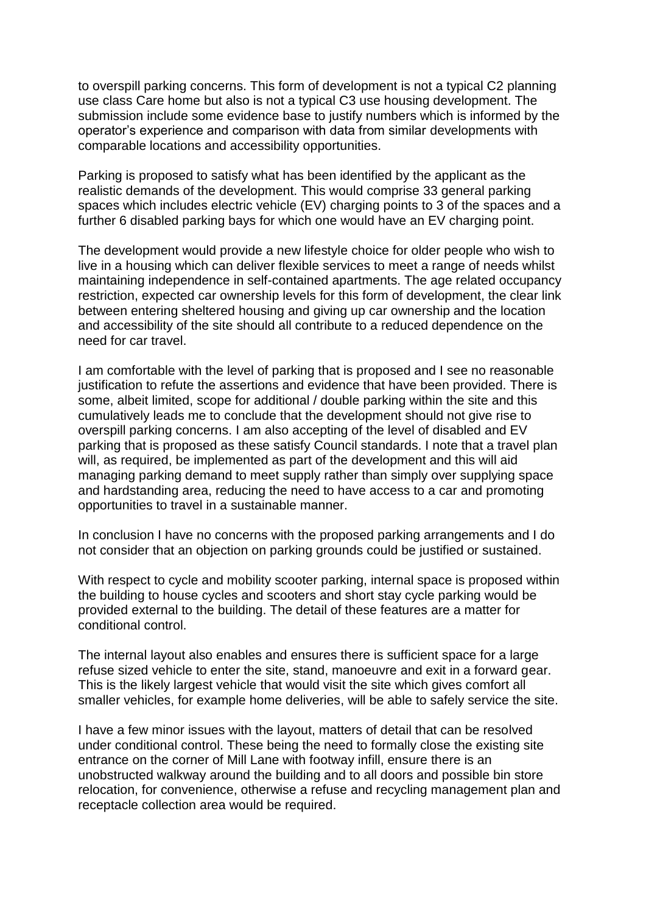to overspill parking concerns. This form of development is not a typical C2 planning use class Care home but also is not a typical C3 use housing development. The submission include some evidence base to justify numbers which is informed by the operator's experience and comparison with data from similar developments with comparable locations and accessibility opportunities.

Parking is proposed to satisfy what has been identified by the applicant as the realistic demands of the development. This would comprise 33 general parking spaces which includes electric vehicle (EV) charging points to 3 of the spaces and a further 6 disabled parking bays for which one would have an EV charging point.

The development would provide a new lifestyle choice for older people who wish to live in a housing which can deliver flexible services to meet a range of needs whilst maintaining independence in self-contained apartments. The age related occupancy restriction, expected car ownership levels for this form of development, the clear link between entering sheltered housing and giving up car ownership and the location and accessibility of the site should all contribute to a reduced dependence on the need for car travel.

I am comfortable with the level of parking that is proposed and I see no reasonable justification to refute the assertions and evidence that have been provided. There is some, albeit limited, scope for additional / double parking within the site and this cumulatively leads me to conclude that the development should not give rise to overspill parking concerns. I am also accepting of the level of disabled and EV parking that is proposed as these satisfy Council standards. I note that a travel plan will, as required, be implemented as part of the development and this will aid managing parking demand to meet supply rather than simply over supplying space and hardstanding area, reducing the need to have access to a car and promoting opportunities to travel in a sustainable manner.

In conclusion I have no concerns with the proposed parking arrangements and I do not consider that an objection on parking grounds could be justified or sustained.

With respect to cycle and mobility scooter parking, internal space is proposed within the building to house cycles and scooters and short stay cycle parking would be provided external to the building. The detail of these features are a matter for conditional control.

The internal layout also enables and ensures there is sufficient space for a large refuse sized vehicle to enter the site, stand, manoeuvre and exit in a forward gear. This is the likely largest vehicle that would visit the site which gives comfort all smaller vehicles, for example home deliveries, will be able to safely service the site.

I have a few minor issues with the layout, matters of detail that can be resolved under conditional control. These being the need to formally close the existing site entrance on the corner of Mill Lane with footway infill, ensure there is an unobstructed walkway around the building and to all doors and possible bin store relocation, for convenience, otherwise a refuse and recycling management plan and receptacle collection area would be required.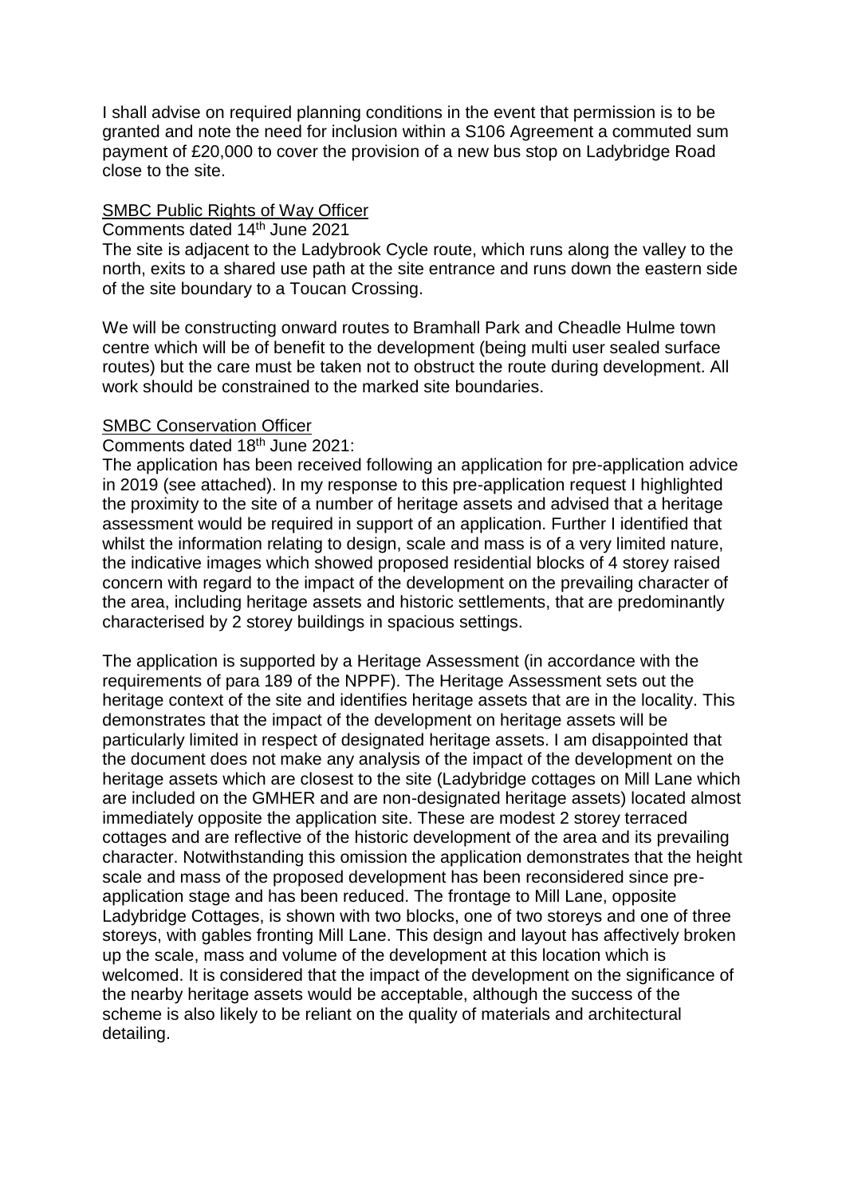I shall advise on required planning conditions in the event that permission is to be granted and note the need for inclusion within a S106 Agreement a commuted sum payment of £20,000 to cover the provision of a new bus stop on Ladybridge Road close to the site.

<u>SMBC Public Rights of Way Officer</u>

Comments dated 14th June 2021

The site is adjacent to the Ladybrook Cycle route, which runs along the valley to the north, exits to a shared use path at the site entrance and runs down the eastern side of the site boundary to a Toucan Crossing.

We will be constructing onward routes to Bramhall Park and Cheadle Hulme town centre which will be of benefit to the development (being multi user sealed surface routes) but the care must be taken not to obstruct the route during development. All work should be constrained to the marked site boundaries.

<u>SMBC Conservation Officer</u>

Comments dated 18th June 2021:

The application has been received following an application for pre-application advice in 2019 (see attached). In my response to this pre-application request I highlighted the proximity to the site of a number of heritage assets and advised that a heritage assessment would be required in support of an application. Further I identified that whilst the information relating to design, scale and mass is of a very limited nature, the indicative images which showed proposed residential blocks of 4 storey raised concern with regard to the impact of the development on the prevailing character of the area, including heritage assets and historic settlements, that are predominantly characterised by 2 storey buildings in spacious settings.

The application is supported by a Heritage Assessment (in accordance with the requirements of para 189 of the NPPF). The Heritage Assessment sets out the heritage context of the site and identifies heritage assets that are in the locality. This demonstrates that the impact of the development on heritage assets will be particularly limited in respect of designated heritage assets. I am disappointed that the document does not make any analysis of the impact of the development on the heritage assets which are closest to the site (Ladybridge cottages on Mill Lane which are included on the GMHER and are non-designated heritage assets) located almost immediately opposite the application site. These are modest 2 storey terraced cottages and are reflective of the historic development of the area and its prevailing character. Notwithstanding this omission the application demonstrates that the height scale and mass of the proposed development has been reconsidered since pre-application stage and has been reduced. The frontage to Mill Lane, opposite Ladybridge Cottages, is shown with two blocks, one of two storeys and one of three storeys, with gables fronting Mill Lane. This design and layout has affectively broken up the scale, mass and volume of the development at this location which is welcomed. It is considered that the impact of the development on the significance of the nearby heritage assets would be acceptable, although the success of the scheme is also likely to be reliant on the quality of materials and architectural detailing.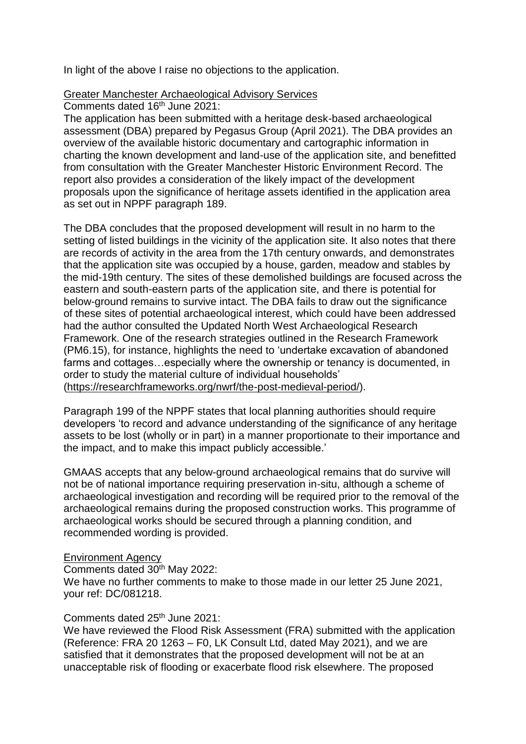In light of the above I raise no objections to the application.

Greater Manchester Archaeological Advisory Services

Comments dated 16th June 2021:

The application has been submitted with a heritage desk-based archaeological assessment (DBA) prepared by Pegasus Group (April 2021). The DBA provides an overview of the available historic documentary and cartographic information in charting the known development and land-use of the application site, and benefitted from consultation with the Greater Manchester Historic Environment Record. The report also provides a consideration of the likely impact of the development proposals upon the significance of heritage assets identified in the application area as set out in NPPF paragraph 189.

The DBA concludes that the proposed development will result in no harm to the setting of listed buildings in the vicinity of the application site. It also notes that there are records of activity in the area from the 17th century onwards, and demonstrates that the application site was occupied by a house, garden, meadow and stables by the mid-19th century. The sites of these demolished buildings are focused across the eastern and south-eastern parts of the application site, and there is potential for below-ground remains to survive intact. The DBA fails to draw out the significance of these sites of potential archaeological interest, which could have been addressed had the author consulted the Updated North West Archaeological Research Framework. One of the research strategies outlined in the Research Framework (PM6.15), for instance, highlights the need to 'undertake excavation of abandoned farms and cottages…especially where the ownership or tenancy is documented, in order to study the material culture of individual households' (https://researchframeworks.org/nwrf/the-post-medieval-period/).

Paragraph 199 of the NPPF states that local planning authorities should require developers 'to record and advance understanding of the significance of any heritage assets to be lost (wholly or in part) in a manner proportionate to their importance and the impact, and to make this impact publicly accessible.'

GMAAS accepts that any below-ground archaeological remains that do survive will not be of national importance requiring preservation in-situ, although a scheme of archaeological investigation and recording will be required prior to the removal of the archaeological remains during the proposed construction works. This programme of archaeological works should be secured through a planning condition, and recommended wording is provided.

Environment Agency

Comments dated 30th May 2022:

We have no further comments to make to those made in our letter 25 June 2021, your ref: DC/081218.

Comments dated 25th June 2021:

We have reviewed the Flood Risk Assessment (FRA) submitted with the application (Reference: FRA 20 1263 – F0, LK Consult Ltd, dated May 2021), and we are satisfied that it demonstrates that the proposed development will not be at an unacceptable risk of flooding or exacerbate flood risk elsewhere. The proposed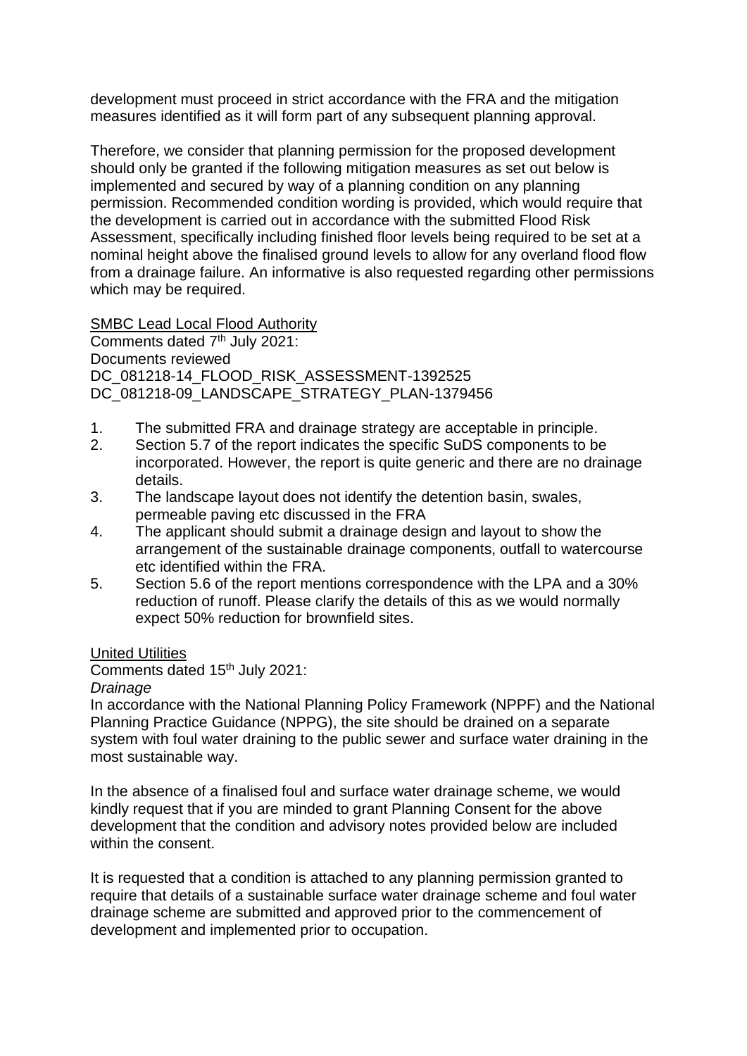development must proceed in strict accordance with the FRA and the mitigation measures identified as it will form part of any subsequent planning approval.

Therefore, we consider that planning permission for the proposed development should only be granted if the following mitigation measures as set out below is implemented and secured by way of a planning condition on any planning permission. Recommended condition wording is provided, which would require that the development is carried out in accordance with the submitted Flood Risk Assessment, specifically including finished floor levels being required to be set at a nominal height above the finalised ground levels to allow for any overland flood flow from a drainage failure. An informative is also requested regarding other permissions which may be required.

<u>SMBC Lead Local Flood Authority</u>
Comments dated 7th July 2021:
Documents reviewed
DC_081218-14_FLOOD_RISK_ASSESSMENT-1392525
DC_081218-09_LANDSCAPE_STRATEGY_PLAN-1379456

1. The submitted FRA and drainage strategy are acceptable in principle.
2. Section 5.7 of the report indicates the specific SuDS components to be incorporated. However, the report is quite generic and there are no drainage details.
3. The landscape layout does not identify the detention basin, swales, permeable paving etc discussed in the FRA
4. The applicant should submit a drainage design and layout to show the arrangement of the sustainable drainage components, outfall to watercourse etc identified within the FRA.
5. Section 5.6 of the report mentions correspondence with the LPA and a 30% reduction of runoff. Please clarify the details of this as we would normally expect 50% reduction for brownfield sites.

<u>United Utilities</u>
Comments dated 15th July 2021:
*Drainage*
In accordance with the National Planning Policy Framework (NPPF) and the National Planning Practice Guidance (NPPG), the site should be drained on a separate system with foul water draining to the public sewer and surface water draining in the most sustainable way.

In the absence of a finalised foul and surface water drainage scheme, we would kindly request that if you are minded to grant Planning Consent for the above development that the condition and advisory notes provided below are included within the consent.

It is requested that a condition is attached to any planning permission granted to require that details of a sustainable surface water drainage scheme and foul water drainage scheme are submitted and approved prior to the commencement of development and implemented prior to occupation.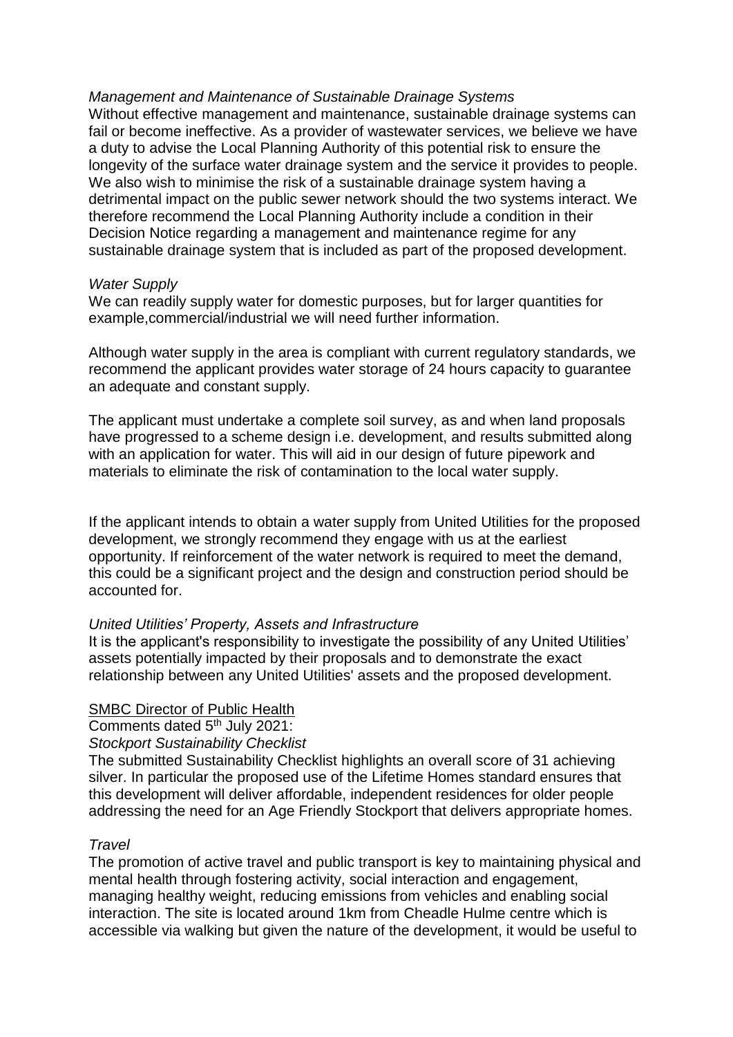*Management and Maintenance of Sustainable Drainage Systems*
Without effective management and maintenance, sustainable drainage systems can fail or become ineffective. As a provider of wastewater services, we believe we have a duty to advise the Local Planning Authority of this potential risk to ensure the longevity of the surface water drainage system and the service it provides to people. We also wish to minimise the risk of a sustainable drainage system having a detrimental impact on the public sewer network should the two systems interact. We therefore recommend the Local Planning Authority include a condition in their Decision Notice regarding a management and maintenance regime for any sustainable drainage system that is included as part of the proposed development.

*Water Supply*
We can readily supply water for domestic purposes, but for larger quantities for example,commercial/industrial we will need further information.

Although water supply in the area is compliant with current regulatory standards, we recommend the applicant provides water storage of 24 hours capacity to guarantee an adequate and constant supply.

The applicant must undertake a complete soil survey, as and when land proposals have progressed to a scheme design i.e. development, and results submitted along with an application for water. This will aid in our design of future pipework and materials to eliminate the risk of contamination to the local water supply.

If the applicant intends to obtain a water supply from United Utilities for the proposed development, we strongly recommend they engage with us at the earliest opportunity. If reinforcement of the water network is required to meet the demand, this could be a significant project and the design and construction period should be accounted for.

*United Utilities' Property, Assets and Infrastructure*
It is the applicant's responsibility to investigate the possibility of any United Utilities' assets potentially impacted by their proposals and to demonstrate the exact relationship between any United Utilities' assets and the proposed development.

<u>SMBC Director of Public Health</u>
Comments dated 5th July 2021:
*Stockport Sustainability Checklist*
The submitted Sustainability Checklist highlights an overall score of 31 achieving silver. In particular the proposed use of the Lifetime Homes standard ensures that this development will deliver affordable, independent residences for older people addressing the need for an Age Friendly Stockport that delivers appropriate homes.

*Travel*
The promotion of active travel and public transport is key to maintaining physical and mental health through fostering activity, social interaction and engagement, managing healthy weight, reducing emissions from vehicles and enabling social interaction. The site is located around 1km from Cheadle Hulme centre which is accessible via walking but given the nature of the development, it would be useful to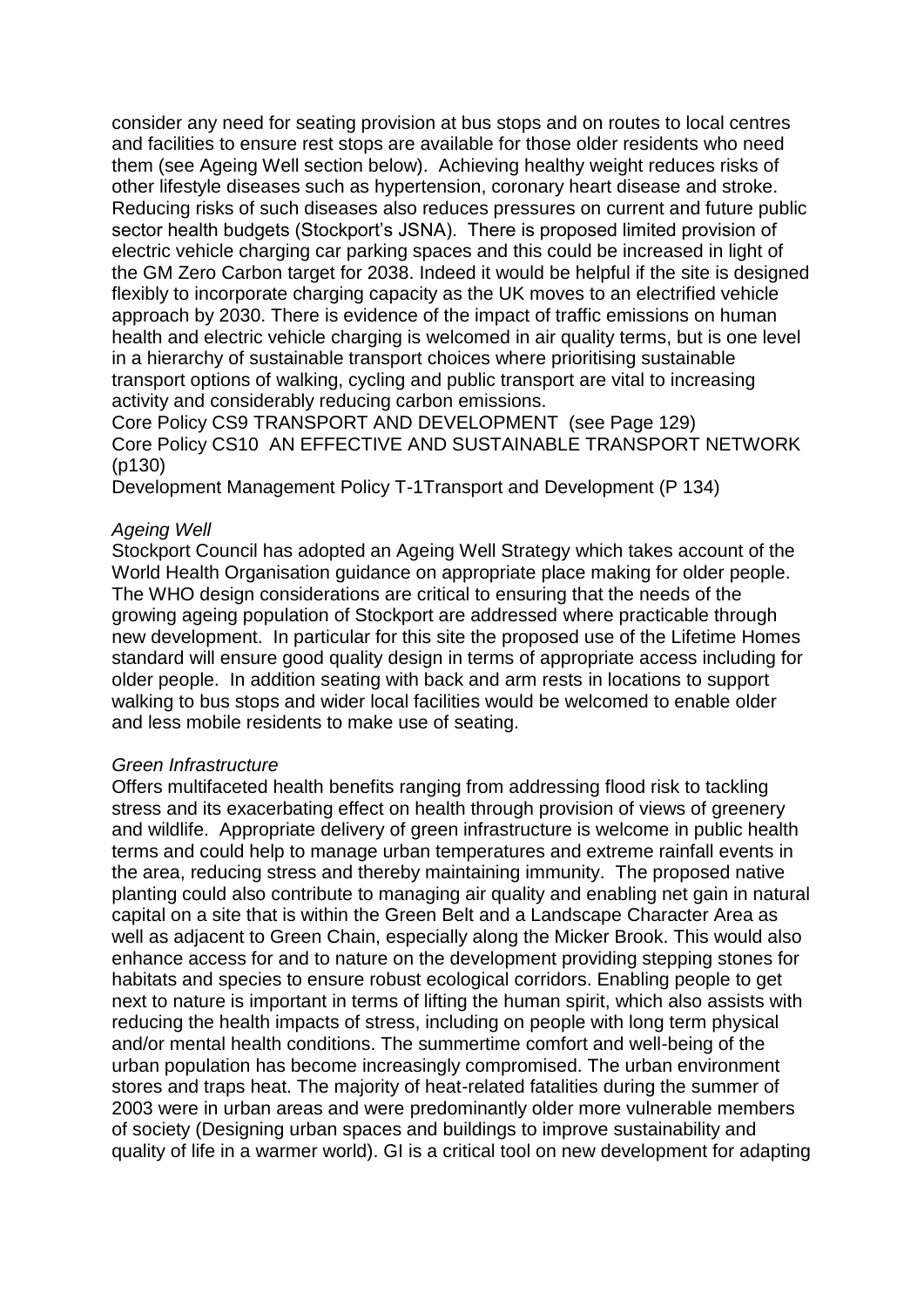consider any need for seating provision at bus stops and on routes to local centres and facilities to ensure rest stops are available for those older residents who need them (see Ageing Well section below). Achieving healthy weight reduces risks of other lifestyle diseases such as hypertension, coronary heart disease and stroke. Reducing risks of such diseases also reduces pressures on current and future public sector health budgets (Stockport's JSNA). There is proposed limited provision of electric vehicle charging car parking spaces and this could be increased in light of the GM Zero Carbon target for 2038. Indeed it would be helpful if the site is designed flexibly to incorporate charging capacity as the UK moves to an electrified vehicle approach by 2030. There is evidence of the impact of traffic emissions on human health and electric vehicle charging is welcomed in air quality terms, but is one level in a hierarchy of sustainable transport choices where prioritising sustainable transport options of walking, cycling and public transport are vital to increasing activity and considerably reducing carbon emissions.

Core Policy CS9 TRANSPORT AND DEVELOPMENT (see Page 129)
Core Policy CS10 AN EFFECTIVE AND SUSTAINABLE TRANSPORT NETWORK (p130)
Development Management Policy T-1Transport and Development (P 134)

*Ageing Well*

Stockport Council has adopted an Ageing Well Strategy which takes account of the World Health Organisation guidance on appropriate place making for older people. The WHO design considerations are critical to ensuring that the needs of the growing ageing population of Stockport are addressed where practicable through new development. In particular for this site the proposed use of the Lifetime Homes standard will ensure good quality design in terms of appropriate access including for older people. In addition seating with back and arm rests in locations to support walking to bus stops and wider local facilities would be welcomed to enable older and less mobile residents to make use of seating.

*Green Infrastructure*

Offers multifaceted health benefits ranging from addressing flood risk to tackling stress and its exacerbating effect on health through provision of views of greenery and wildlife. Appropriate delivery of green infrastructure is welcome in public health terms and could help to manage urban temperatures and extreme rainfall events in the area, reducing stress and thereby maintaining immunity. The proposed native planting could also contribute to managing air quality and enabling net gain in natural capital on a site that is within the Green Belt and a Landscape Character Area as well as adjacent to Green Chain, especially along the Micker Brook. This would also enhance access for and to nature on the development providing stepping stones for habitats and species to ensure robust ecological corridors. Enabling people to get next to nature is important in terms of lifting the human spirit, which also assists with reducing the health impacts of stress, including on people with long term physical and/or mental health conditions. The summertime comfort and well-being of the urban population has become increasingly compromised. The urban environment stores and traps heat. The majority of heat-related fatalities during the summer of 2003 were in urban areas and were predominantly older more vulnerable members of society (Designing urban spaces and buildings to improve sustainability and quality of life in a warmer world). GI is a critical tool on new development for adapting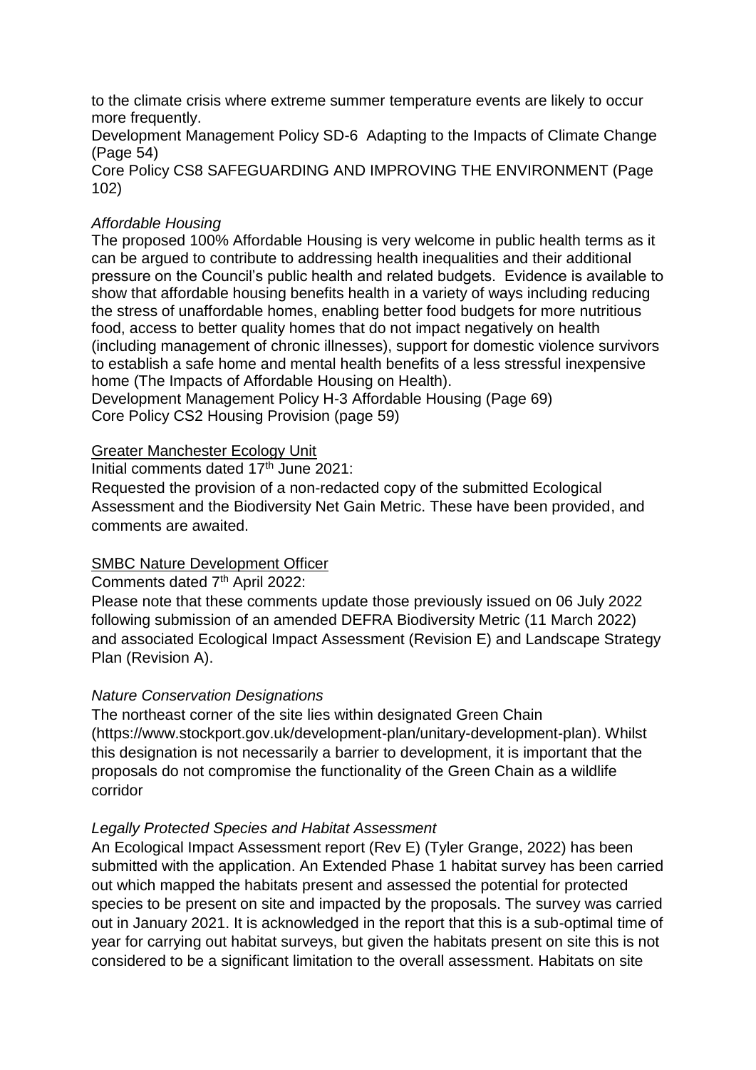to the climate crisis where extreme summer temperature events are likely to occur more frequently.
Development Management Policy SD-6 Adapting to the Impacts of Climate Change (Page 54)
Core Policy CS8 SAFEGUARDING AND IMPROVING THE ENVIRONMENT (Page 102)

*Affordable Housing*
The proposed 100% Affordable Housing is very welcome in public health terms as it can be argued to contribute to addressing health inequalities and their additional pressure on the Council's public health and related budgets. Evidence is available to show that affordable housing benefits health in a variety of ways including reducing the stress of unaffordable homes, enabling better food budgets for more nutritious food, access to better quality homes that do not impact negatively on health (including management of chronic illnesses), support for domestic violence survivors to establish a safe home and mental health benefits of a less stressful inexpensive home (The Impacts of Affordable Housing on Health).
Development Management Policy H-3 Affordable Housing (Page 69)
Core Policy CS2 Housing Provision (page 59)

<u>Greater Manchester Ecology Unit</u>
Initial comments dated 17th June 2021:
Requested the provision of a non-redacted copy of the submitted Ecological Assessment and the Biodiversity Net Gain Metric. These have been provided, and comments are awaited.

<u>SMBC Nature Development Officer</u>
Comments dated 7th April 2022:
Please note that these comments update those previously issued on 06 July 2022 following submission of an amended DEFRA Biodiversity Metric (11 March 2022) and associated Ecological Impact Assessment (Revision E) and Landscape Strategy Plan (Revision A).

*Nature Conservation Designations*
The northeast corner of the site lies within designated Green Chain (https://www.stockport.gov.uk/development-plan/unitary-development-plan). Whilst this designation is not necessarily a barrier to development, it is important that the proposals do not compromise the functionality of the Green Chain as a wildlife corridor

*Legally Protected Species and Habitat Assessment*
An Ecological Impact Assessment report (Rev E) (Tyler Grange, 2022) has been submitted with the application. An Extended Phase 1 habitat survey has been carried out which mapped the habitats present and assessed the potential for protected species to be present on site and impacted by the proposals. The survey was carried out in January 2021. It is acknowledged in the report that this is a sub-optimal time of year for carrying out habitat surveys, but given the habitats present on site this is not considered to be a significant limitation to the overall assessment. Habitats on site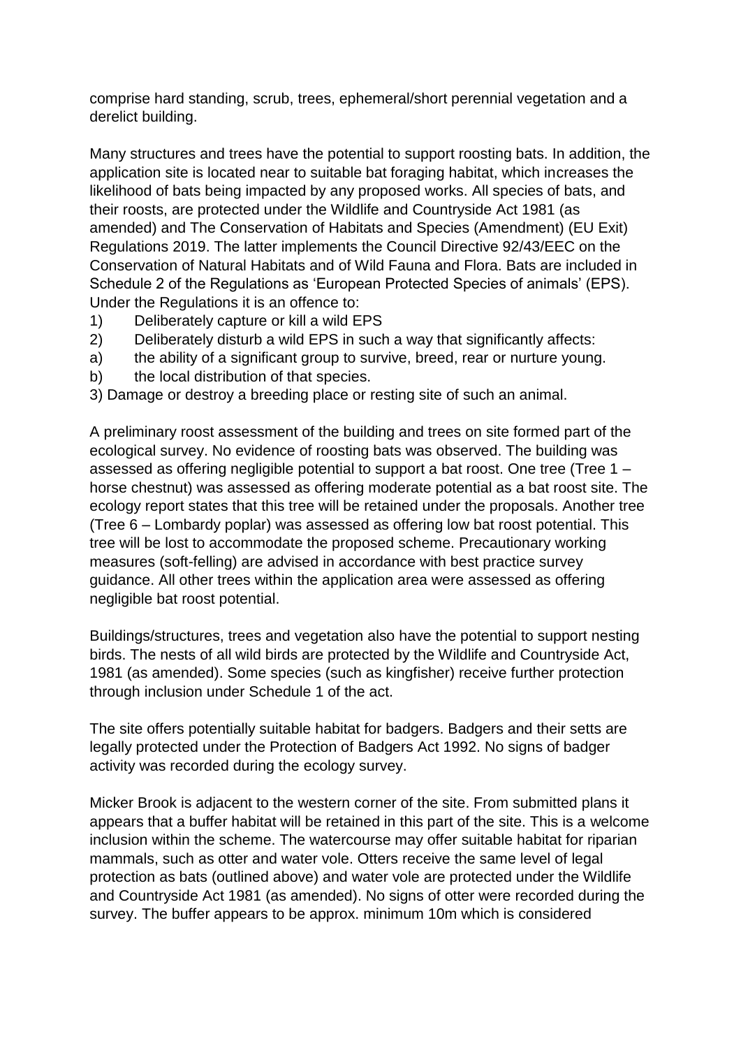comprise hard standing, scrub, trees, ephemeral/short perennial vegetation and a derelict building.

Many structures and trees have the potential to support roosting bats. In addition, the application site is located near to suitable bat foraging habitat, which increases the likelihood of bats being impacted by any proposed works. All species of bats, and their roosts, are protected under the Wildlife and Countryside Act 1981 (as amended) and The Conservation of Habitats and Species (Amendment) (EU Exit) Regulations 2019. The latter implements the Council Directive 92/43/EEC on the Conservation of Natural Habitats and of Wild Fauna and Flora. Bats are included in Schedule 2 of the Regulations as 'European Protected Species of animals' (EPS). Under the Regulations it is an offence to:

1) Deliberately capture or kill a wild EPS
2) Deliberately disturb a wild EPS in such a way that significantly affects:
   a) the ability of a significant group to survive, breed, rear or nurture young.
   b) the local distribution of that species.
3) Damage or destroy a breeding place or resting site of such an animal.

A preliminary roost assessment of the building and trees on site formed part of the ecological survey. No evidence of roosting bats was observed. The building was assessed as offering negligible potential to support a bat roost. One tree (Tree 1 – horse chestnut) was assessed as offering moderate potential as a bat roost site. The ecology report states that this tree will be retained under the proposals. Another tree (Tree 6 – Lombardy poplar) was assessed as offering low bat roost potential. This tree will be lost to accommodate the proposed scheme. Precautionary working measures (soft-felling) are advised in accordance with best practice survey guidance. All other trees within the application area were assessed as offering negligible bat roost potential.

Buildings/structures, trees and vegetation also have the potential to support nesting birds. The nests of all wild birds are protected by the Wildlife and Countryside Act, 1981 (as amended). Some species (such as kingfisher) receive further protection through inclusion under Schedule 1 of the act.

The site offers potentially suitable habitat for badgers. Badgers and their setts are legally protected under the Protection of Badgers Act 1992. No signs of badger activity was recorded during the ecology survey.

Micker Brook is adjacent to the western corner of the site. From submitted plans it appears that a buffer habitat will be retained in this part of the site. This is a welcome inclusion within the scheme. The watercourse may offer suitable habitat for riparian mammals, such as otter and water vole. Otters receive the same level of legal protection as bats (outlined above) and water vole are protected under the Wildlife and Countryside Act 1981 (as amended). No signs of otter were recorded during the survey. The buffer appears to be approx. minimum 10m which is considered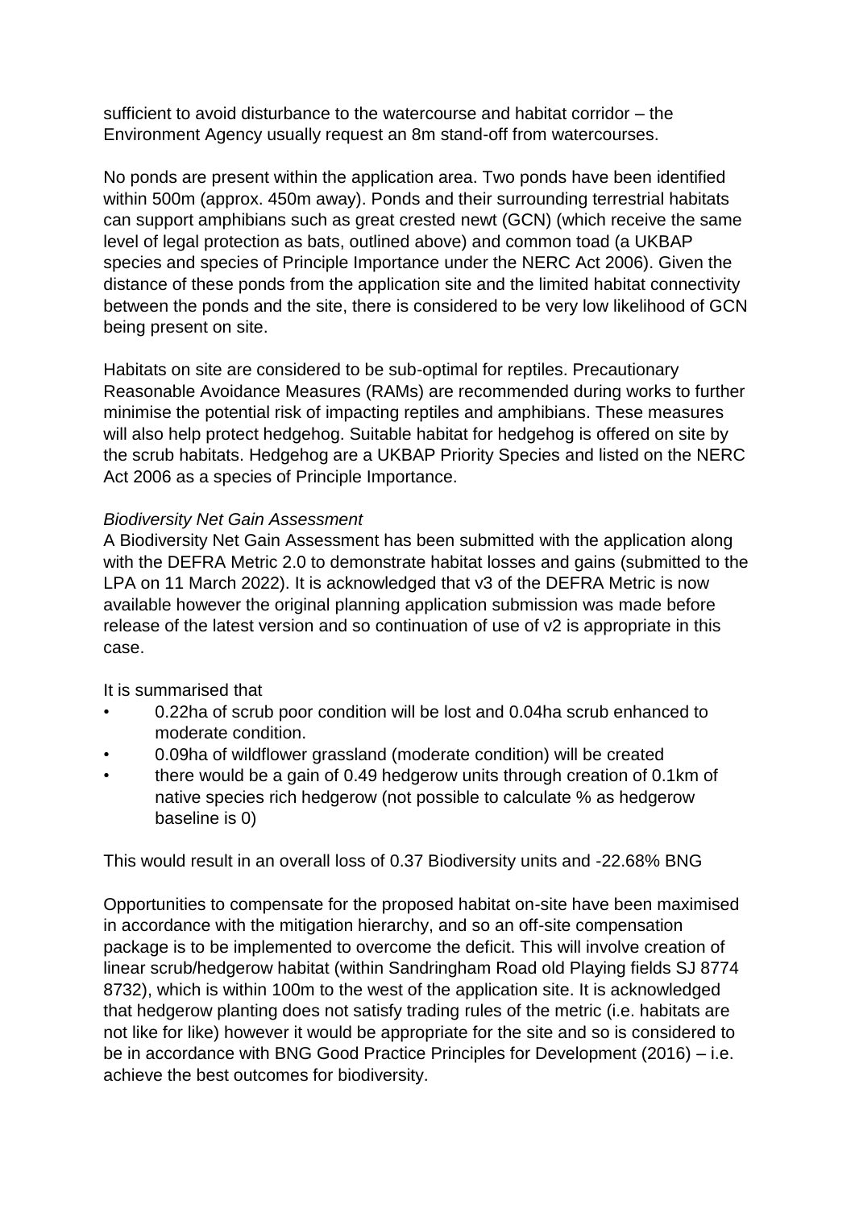sufficient to avoid disturbance to the watercourse and habitat corridor – the Environment Agency usually request an 8m stand-off from watercourses.

No ponds are present within the application area. Two ponds have been identified within 500m (approx. 450m away). Ponds and their surrounding terrestrial habitats can support amphibians such as great crested newt (GCN) (which receive the same level of legal protection as bats, outlined above) and common toad (a UKBAP species and species of Principle Importance under the NERC Act 2006). Given the distance of these ponds from the application site and the limited habitat connectivity between the ponds and the site, there is considered to be very low likelihood of GCN being present on site.

Habitats on site are considered to be sub-optimal for reptiles. Precautionary Reasonable Avoidance Measures (RAMs) are recommended during works to further minimise the potential risk of impacting reptiles and amphibians. These measures will also help protect hedgehog. Suitable habitat for hedgehog is offered on site by the scrub habitats. Hedgehog are a UKBAP Priority Species and listed on the NERC Act 2006 as a species of Principle Importance.

*Biodiversity Net Gain Assessment*
A Biodiversity Net Gain Assessment has been submitted with the application along with the DEFRA Metric 2.0 to demonstrate habitat losses and gains (submitted to the LPA on 11 March 2022). It is acknowledged that v3 of the DEFRA Metric is now available however the original planning application submission was made before release of the latest version and so continuation of use of v2 is appropriate in this case.

It is summarised that

- 0.22ha of scrub poor condition will be lost and 0.04ha scrub enhanced to moderate condition.
- 0.09ha of wildflower grassland (moderate condition) will be created
- there would be a gain of 0.49 hedgerow units through creation of 0.1km of native species rich hedgerow (not possible to calculate % as hedgerow baseline is 0)

This would result in an overall loss of 0.37 Biodiversity units and -22.68% BNG

Opportunities to compensate for the proposed habitat on-site have been maximised in accordance with the mitigation hierarchy, and so an off-site compensation package is to be implemented to overcome the deficit. This will involve creation of linear scrub/hedgerow habitat (within Sandringham Road old Playing fields SJ 8774 8732), which is within 100m to the west of the application site. It is acknowledged that hedgerow planting does not satisfy trading rules of the metric (i.e. habitats are not like for like) however it would be appropriate for the site and so is considered to be in accordance with BNG Good Practice Principles for Development (2016) – i.e. achieve the best outcomes for biodiversity.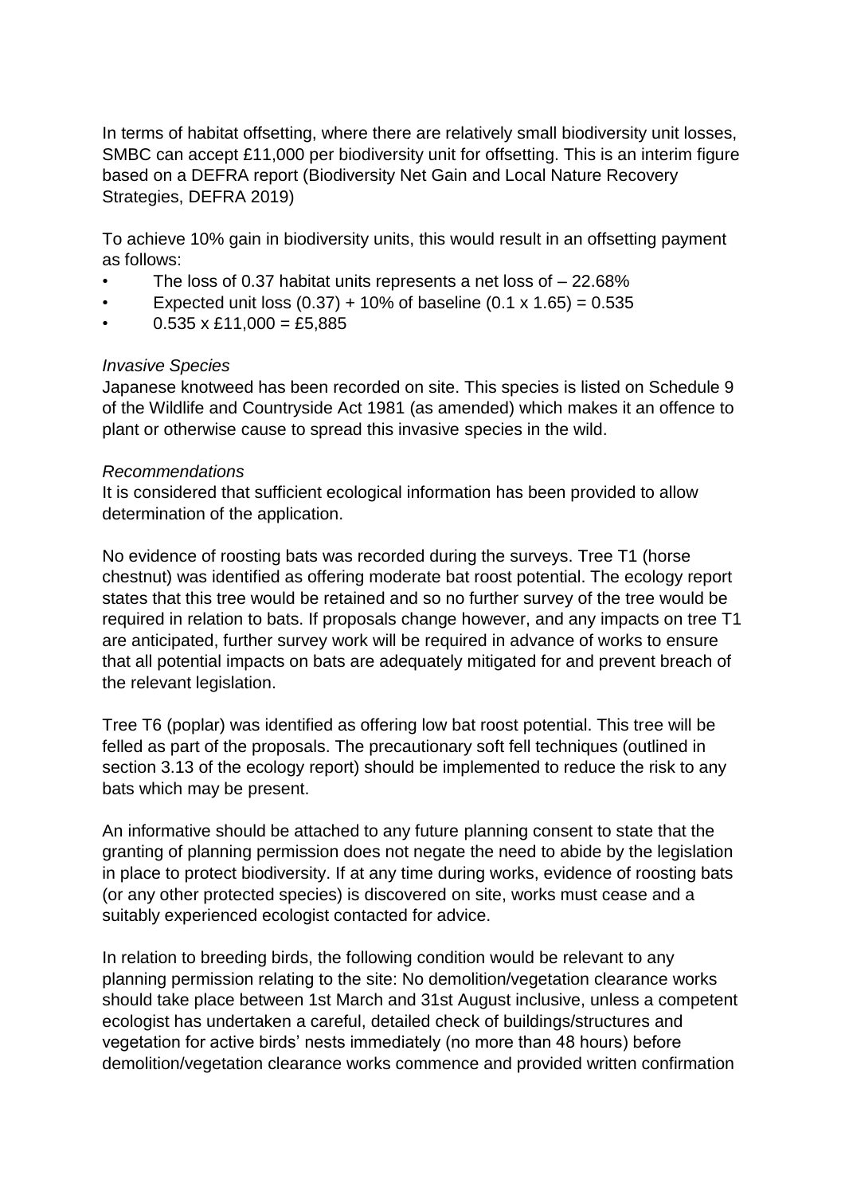In terms of habitat offsetting, where there are relatively small biodiversity unit losses, SMBC can accept £11,000 per biodiversity unit for offsetting. This is an interim figure based on a DEFRA report (Biodiversity Net Gain and Local Nature Recovery Strategies, DEFRA 2019)

To achieve 10% gain in biodiversity units, this would result in an offsetting payment as follows:

- The loss of 0.37 habitat units represents a net loss of – 22.68%
- Expected unit loss (0.37) + 10% of baseline (0.1 x 1.65) = 0.535
- 0.535 x £11,000 = £5,885

*Invasive Species*

Japanese knotweed has been recorded on site. This species is listed on Schedule 9 of the Wildlife and Countryside Act 1981 (as amended) which makes it an offence to plant or otherwise cause to spread this invasive species in the wild.

*Recommendations*

It is considered that sufficient ecological information has been provided to allow determination of the application.

No evidence of roosting bats was recorded during the surveys. Tree T1 (horse chestnut) was identified as offering moderate bat roost potential. The ecology report states that this tree would be retained and so no further survey of the tree would be required in relation to bats. If proposals change however, and any impacts on tree T1 are anticipated, further survey work will be required in advance of works to ensure that all potential impacts on bats are adequately mitigated for and prevent breach of the relevant legislation.

Tree T6 (poplar) was identified as offering low bat roost potential. This tree will be felled as part of the proposals. The precautionary soft fell techniques (outlined in section 3.13 of the ecology report) should be implemented to reduce the risk to any bats which may be present.

An informative should be attached to any future planning consent to state that the granting of planning permission does not negate the need to abide by the legislation in place to protect biodiversity. If at any time during works, evidence of roosting bats (or any other protected species) is discovered on site, works must cease and a suitably experienced ecologist contacted for advice.

In relation to breeding birds, the following condition would be relevant to any planning permission relating to the site: No demolition/vegetation clearance works should take place between 1st March and 31st August inclusive, unless a competent ecologist has undertaken a careful, detailed check of buildings/structures and vegetation for active birds' nests immediately (no more than 48 hours) before demolition/vegetation clearance works commence and provided written confirmation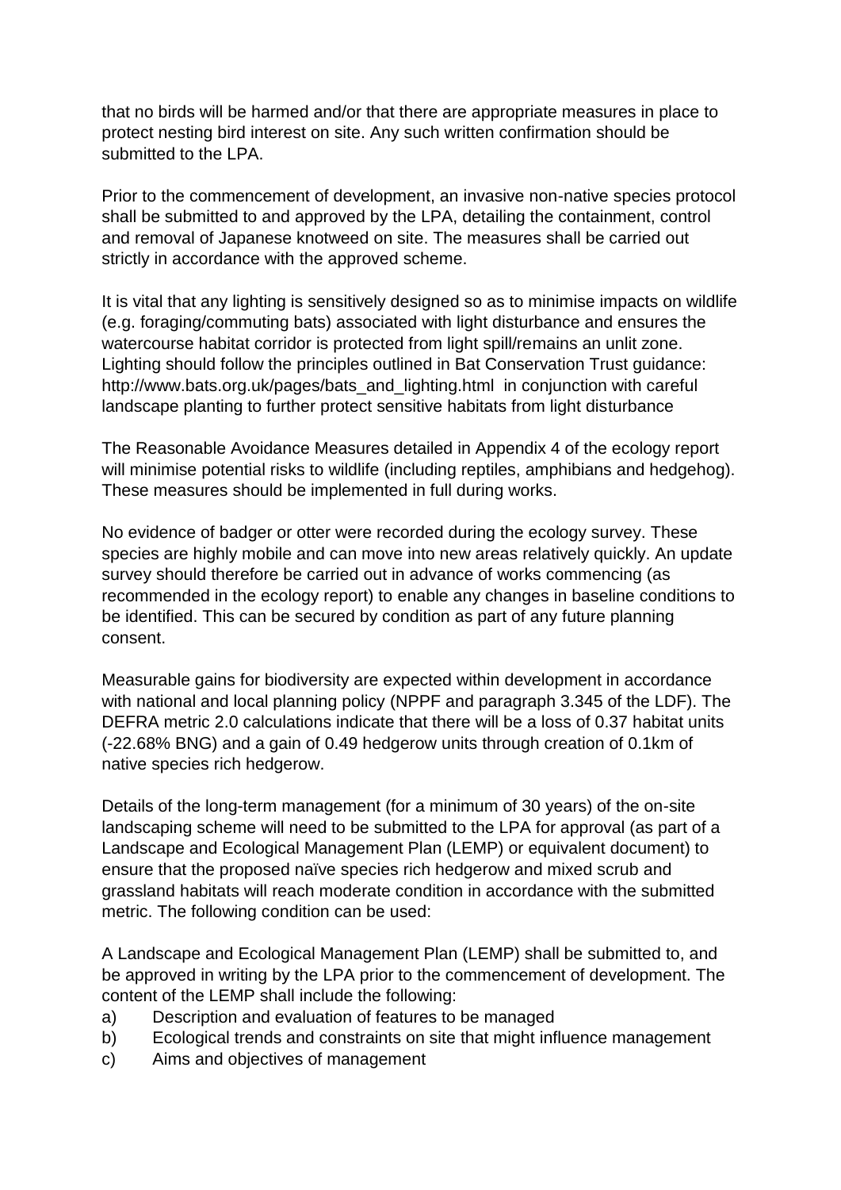that no birds will be harmed and/or that there are appropriate measures in place to protect nesting bird interest on site. Any such written confirmation should be submitted to the LPA.

Prior to the commencement of development, an invasive non-native species protocol shall be submitted to and approved by the LPA, detailing the containment, control and removal of Japanese knotweed on site. The measures shall be carried out strictly in accordance with the approved scheme.

It is vital that any lighting is sensitively designed so as to minimise impacts on wildlife (e.g. foraging/commuting bats) associated with light disturbance and ensures the watercourse habitat corridor is protected from light spill/remains an unlit zone. Lighting should follow the principles outlined in Bat Conservation Trust guidance: http://www.bats.org.uk/pages/bats_and_lighting.html in conjunction with careful landscape planting to further protect sensitive habitats from light disturbance

The Reasonable Avoidance Measures detailed in Appendix 4 of the ecology report will minimise potential risks to wildlife (including reptiles, amphibians and hedgehog). These measures should be implemented in full during works.

No evidence of badger or otter were recorded during the ecology survey. These species are highly mobile and can move into new areas relatively quickly. An update survey should therefore be carried out in advance of works commencing (as recommended in the ecology report) to enable any changes in baseline conditions to be identified. This can be secured by condition as part of any future planning consent.

Measurable gains for biodiversity are expected within development in accordance with national and local planning policy (NPPF and paragraph 3.345 of the LDF). The DEFRA metric 2.0 calculations indicate that there will be a loss of 0.37 habitat units (-22.68% BNG) and a gain of 0.49 hedgerow units through creation of 0.1km of native species rich hedgerow.

Details of the long-term management (for a minimum of 30 years) of the on-site landscaping scheme will need to be submitted to the LPA for approval (as part of a Landscape and Ecological Management Plan (LEMP) or equivalent document) to ensure that the proposed naïve species rich hedgerow and mixed scrub and grassland habitats will reach moderate condition in accordance with the submitted metric. The following condition can be used:

A Landscape and Ecological Management Plan (LEMP) shall be submitted to, and be approved in writing by the LPA prior to the commencement of development. The content of the LEMP shall include the following:

a) Description and evaluation of features to be managed
b) Ecological trends and constraints on site that might influence management
c) Aims and objectives of management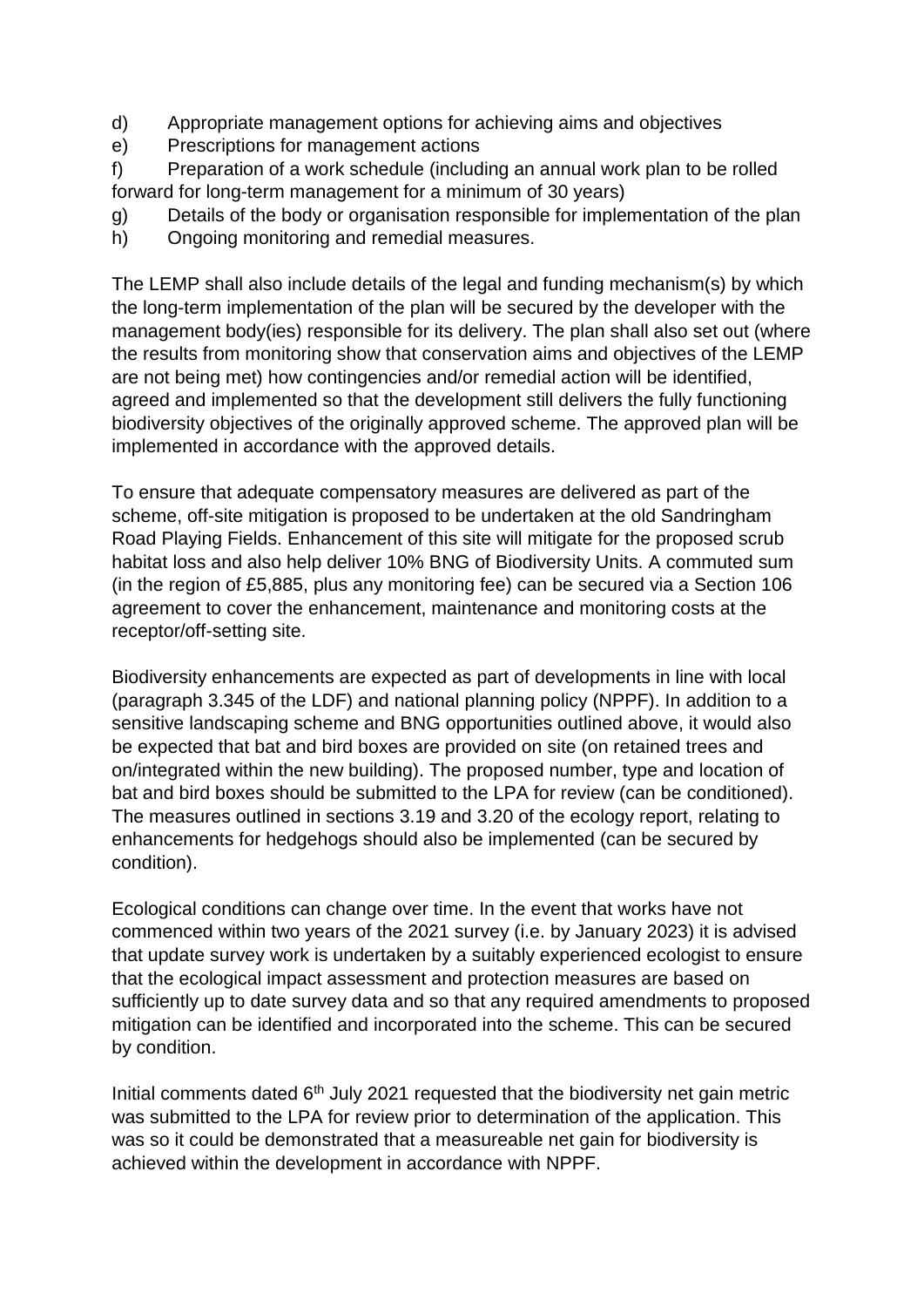d) Appropriate management options for achieving aims and objectives
e) Prescriptions for management actions
f) Preparation of a work schedule (including an annual work plan to be rolled forward for long-term management for a minimum of 30 years)
g) Details of the body or organisation responsible for implementation of the plan
h) Ongoing monitoring and remedial measures.

The LEMP shall also include details of the legal and funding mechanism(s) by which the long-term implementation of the plan will be secured by the developer with the management body(ies) responsible for its delivery. The plan shall also set out (where the results from monitoring show that conservation aims and objectives of the LEMP are not being met) how contingencies and/or remedial action will be identified, agreed and implemented so that the development still delivers the fully functioning biodiversity objectives of the originally approved scheme. The approved plan will be implemented in accordance with the approved details.

To ensure that adequate compensatory measures are delivered as part of the scheme, off-site mitigation is proposed to be undertaken at the old Sandringham Road Playing Fields. Enhancement of this site will mitigate for the proposed scrub habitat loss and also help deliver 10% BNG of Biodiversity Units. A commuted sum (in the region of £5,885, plus any monitoring fee) can be secured via a Section 106 agreement to cover the enhancement, maintenance and monitoring costs at the receptor/off-setting site.

Biodiversity enhancements are expected as part of developments in line with local (paragraph 3.345 of the LDF) and national planning policy (NPPF). In addition to a sensitive landscaping scheme and BNG opportunities outlined above, it would also be expected that bat and bird boxes are provided on site (on retained trees and on/integrated within the new building). The proposed number, type and location of bat and bird boxes should be submitted to the LPA for review (can be conditioned). The measures outlined in sections 3.19 and 3.20 of the ecology report, relating to enhancements for hedgehogs should also be implemented (can be secured by condition).

Ecological conditions can change over time. In the event that works have not commenced within two years of the 2021 survey (i.e. by January 2023) it is advised that update survey work is undertaken by a suitably experienced ecologist to ensure that the ecological impact assessment and protection measures are based on sufficiently up to date survey data and so that any required amendments to proposed mitigation can be identified and incorporated into the scheme. This can be secured by condition.

Initial comments dated 6th July 2021 requested that the biodiversity net gain metric was submitted to the LPA for review prior to determination of the application. This was so it could be demonstrated that a measureable net gain for biodiversity is achieved within the development in accordance with NPPF.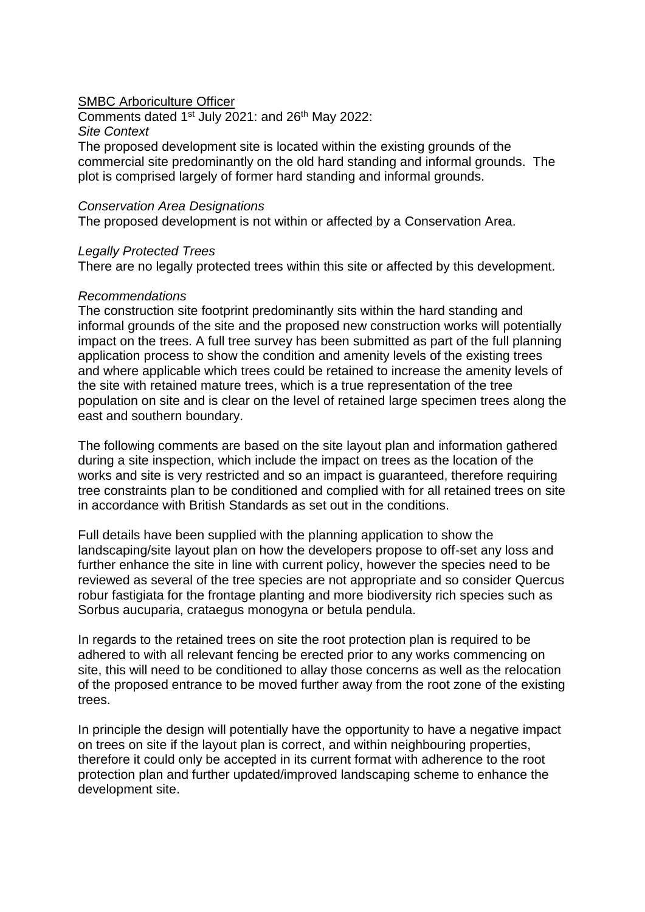SMBC Arboriculture Officer

Comments dated 1st July 2021: and 26th May 2022:

*Site Context*

The proposed development site is located within the existing grounds of the commercial site predominantly on the old hard standing and informal grounds. The plot is comprised largely of former hard standing and informal grounds.

*Conservation Area Designations*

The proposed development is not within or affected by a Conservation Area.

*Legally Protected Trees*

There are no legally protected trees within this site or affected by this development.

*Recommendations*

The construction site footprint predominantly sits within the hard standing and informal grounds of the site and the proposed new construction works will potentially impact on the trees. A full tree survey has been submitted as part of the full planning application process to show the condition and amenity levels of the existing trees and where applicable which trees could be retained to increase the amenity levels of the site with retained mature trees, which is a true representation of the tree population on site and is clear on the level of retained large specimen trees along the east and southern boundary.

The following comments are based on the site layout plan and information gathered during a site inspection, which include the impact on trees as the location of the works and site is very restricted and so an impact is guaranteed, therefore requiring tree constraints plan to be conditioned and complied with for all retained trees on site in accordance with British Standards as set out in the conditions.

Full details have been supplied with the planning application to show the landscaping/site layout plan on how the developers propose to off-set any loss and further enhance the site in line with current policy, however the species need to be reviewed as several of the tree species are not appropriate and so consider Quercus robur fastigiata for the frontage planting and more biodiversity rich species such as Sorbus aucuparia, crataegus monogyna or betula pendula.

In regards to the retained trees on site the root protection plan is required to be adhered to with all relevant fencing be erected prior to any works commencing on site, this will need to be conditioned to allay those concerns as well as the relocation of the proposed entrance to be moved further away from the root zone of the existing trees.

In principle the design will potentially have the opportunity to have a negative impact on trees on site if the layout plan is correct, and within neighbouring properties, therefore it could only be accepted in its current format with adherence to the root protection plan and further updated/improved landscaping scheme to enhance the development site.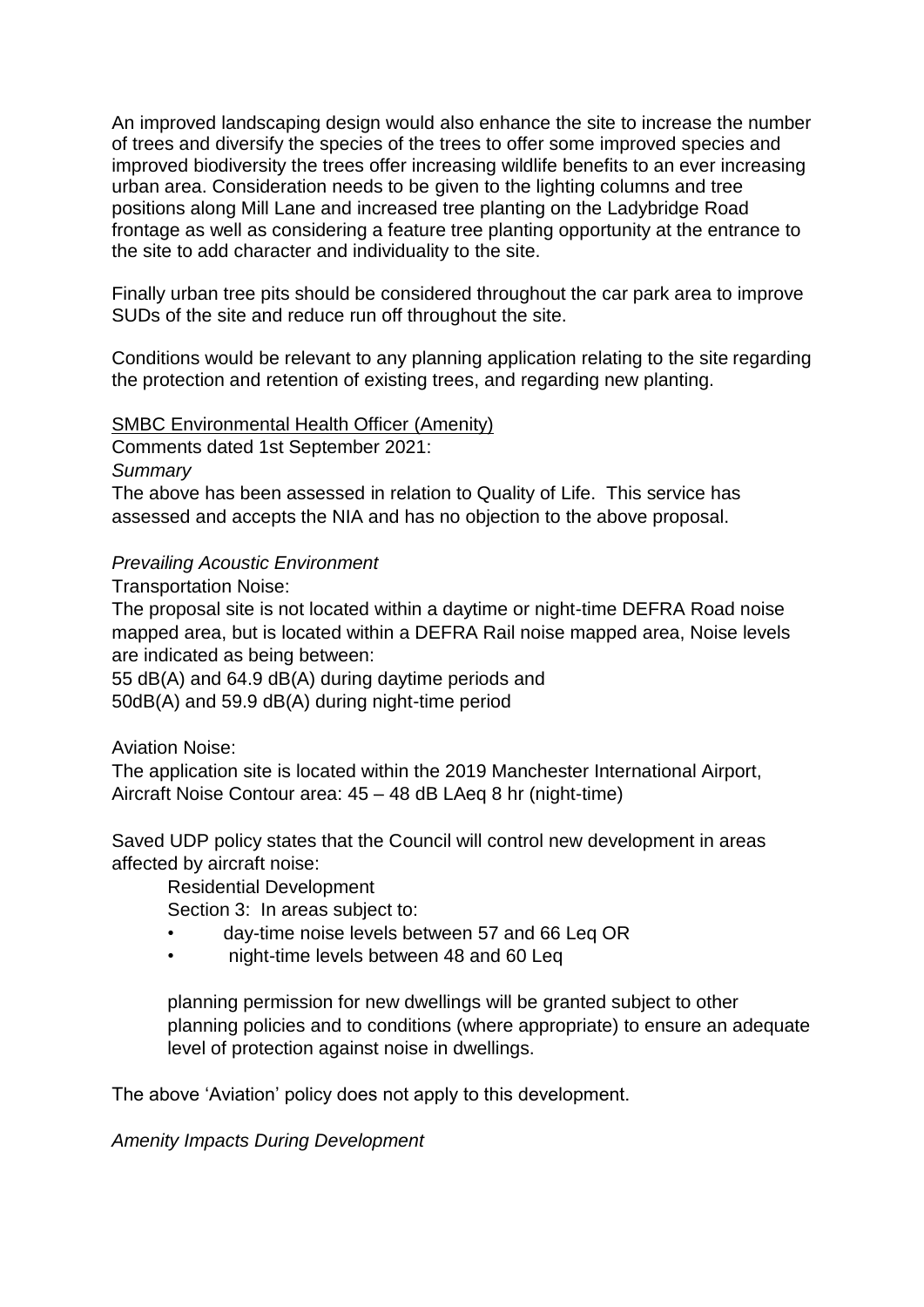An improved landscaping design would also enhance the site to increase the number of trees and diversify the species of the trees to offer some improved species and improved biodiversity the trees offer increasing wildlife benefits to an ever increasing urban area. Consideration needs to be given to the lighting columns and tree positions along Mill Lane and increased tree planting on the Ladybridge Road frontage as well as considering a feature tree planting opportunity at the entrance to the site to add character and individuality to the site.

Finally urban tree pits should be considered throughout the car park area to improve SUDs of the site and reduce run off throughout the site.

Conditions would be relevant to any planning application relating to the site regarding the protection and retention of existing trees, and regarding new planting.

SMBC Environmental Health Officer (Amenity)

Comments dated 1st September 2021:

*Summary*

The above has been assessed in relation to Quality of Life. This service has assessed and accepts the NIA and has no objection to the above proposal.

*Prevailing Acoustic Environment*

Transportation Noise:

The proposal site is not located within a daytime or night-time DEFRA Road noise mapped area, but is located within a DEFRA Rail noise mapped area, Noise levels are indicated as being between:

55 dB(A) and 64.9 dB(A) during daytime periods and

50dB(A) and 59.9 dB(A) during night-time period

Aviation Noise:

The application site is located within the 2019 Manchester International Airport, Aircraft Noise Contour area: 45 – 48 dB LAeq 8 hr (night-time)

Saved UDP policy states that the Council will control new development in areas affected by aircraft noise:

> Residential Development
>
> Section 3: In areas subject to:
>
> - day-time noise levels between 57 and 66 Leq OR
> - night-time levels between 48 and 60 Leq
>
> planning permission for new dwellings will be granted subject to other planning policies and to conditions (where appropriate) to ensure an adequate level of protection against noise in dwellings.

The above 'Aviation' policy does not apply to this development.

*Amenity Impacts During Development*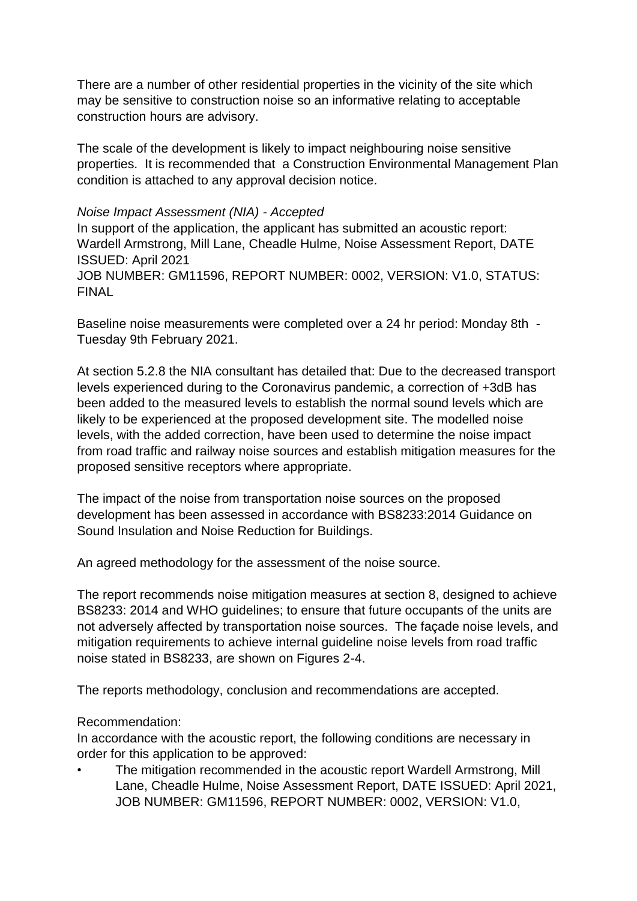There are a number of other residential properties in the vicinity of the site which may be sensitive to construction noise so an informative relating to acceptable construction hours are advisory.

The scale of the development is likely to impact neighbouring noise sensitive properties. It is recommended that a Construction Environmental Management Plan condition is attached to any approval decision notice.

*Noise Impact Assessment (NIA) - Accepted*

In support of the application, the applicant has submitted an acoustic report: Wardell Armstrong, Mill Lane, Cheadle Hulme, Noise Assessment Report, DATE ISSUED: April 2021
JOB NUMBER: GM11596, REPORT NUMBER: 0002, VERSION: V1.0, STATUS: FINAL

Baseline noise measurements were completed over a 24 hr period: Monday 8th - Tuesday 9th February 2021.

At section 5.2.8 the NIA consultant has detailed that: Due to the decreased transport levels experienced during to the Coronavirus pandemic, a correction of +3dB has been added to the measured levels to establish the normal sound levels which are likely to be experienced at the proposed development site. The modelled noise levels, with the added correction, have been used to determine the noise impact from road traffic and railway noise sources and establish mitigation measures for the proposed sensitive receptors where appropriate.

The impact of the noise from transportation noise sources on the proposed development has been assessed in accordance with BS8233:2014 Guidance on Sound Insulation and Noise Reduction for Buildings.

An agreed methodology for the assessment of the noise source.

The report recommends noise mitigation measures at section 8, designed to achieve BS8233: 2014 and WHO guidelines; to ensure that future occupants of the units are not adversely affected by transportation noise sources. The façade noise levels, and mitigation requirements to achieve internal guideline noise levels from road traffic noise stated in BS8233, are shown on Figures 2-4.

The reports methodology, conclusion and recommendations are accepted.

Recommendation:
In accordance with the acoustic report, the following conditions are necessary in order for this application to be approved:

- The mitigation recommended in the acoustic report Wardell Armstrong, Mill Lane, Cheadle Hulme, Noise Assessment Report, DATE ISSUED: April 2021, JOB NUMBER: GM11596, REPORT NUMBER: 0002, VERSION: V1.0,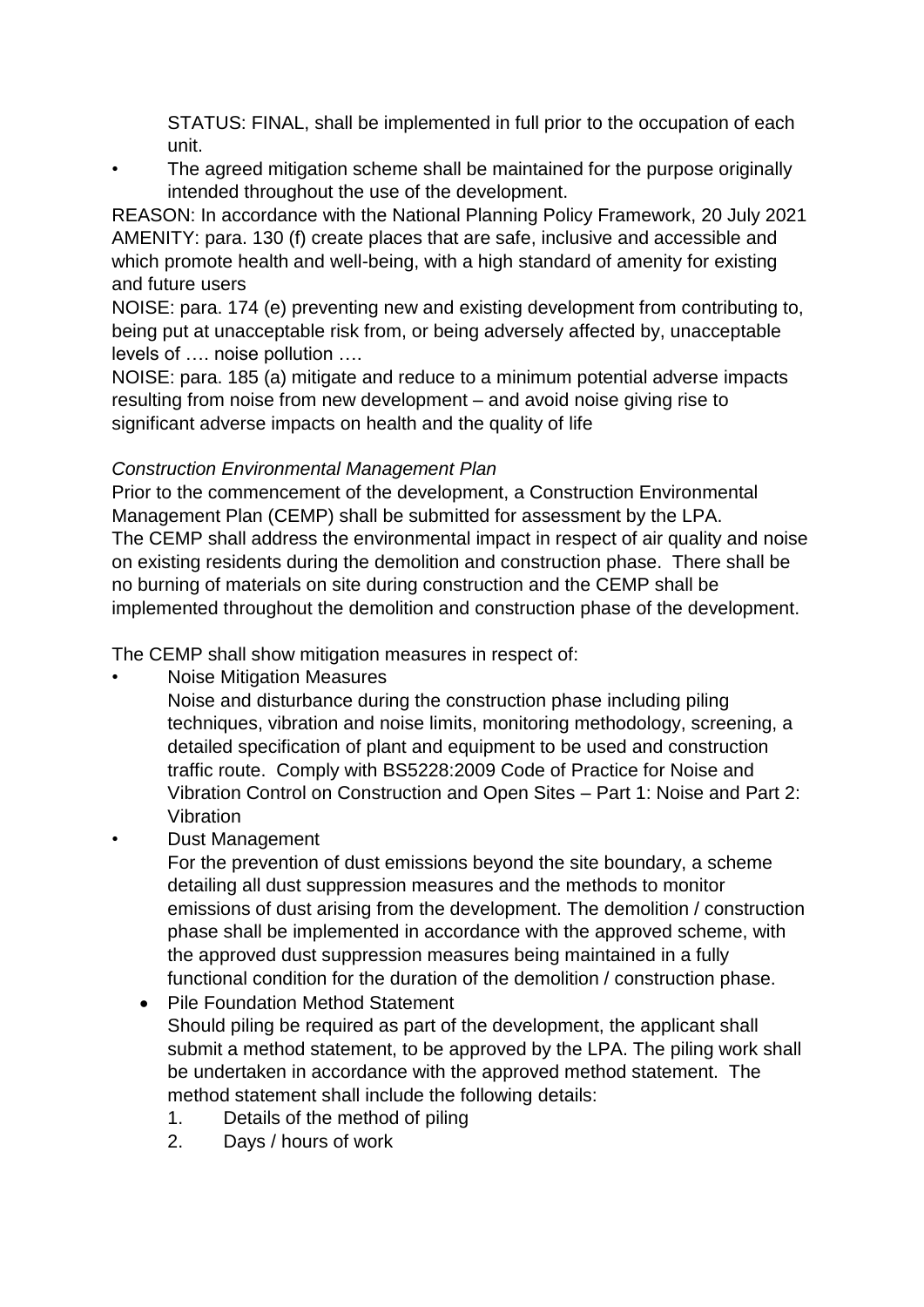STATUS: FINAL, shall be implemented in full prior to the occupation of each unit.

- The agreed mitigation scheme shall be maintained for the purpose originally intended throughout the use of the development.

REASON: In accordance with the National Planning Policy Framework, 20 July 2021
AMENITY: para. 130 (f) create places that are safe, inclusive and accessible and which promote health and well-being, with a high standard of amenity for existing and future users
NOISE: para. 174 (e) preventing new and existing development from contributing to, being put at unacceptable risk from, or being adversely affected by, unacceptable levels of …. noise pollution ….
NOISE: para. 185 (a) mitigate and reduce to a minimum potential adverse impacts resulting from noise from new development – and avoid noise giving rise to significant adverse impacts on health and the quality of life

*Construction Environmental Management Plan*
Prior to the commencement of the development, a Construction Environmental Management Plan (CEMP) shall be submitted for assessment by the LPA.
The CEMP shall address the environmental impact in respect of air quality and noise on existing residents during the demolition and construction phase. There shall be no burning of materials on site during construction and the CEMP shall be implemented throughout the demolition and construction phase of the development.

The CEMP shall show mitigation measures in respect of:

- Noise Mitigation Measures
  Noise and disturbance during the construction phase including piling techniques, vibration and noise limits, monitoring methodology, screening, a detailed specification of plant and equipment to be used and construction traffic route. Comply with BS5228:2009 Code of Practice for Noise and Vibration Control on Construction and Open Sites – Part 1: Noise and Part 2: Vibration
- Dust Management
  For the prevention of dust emissions beyond the site boundary, a scheme detailing all dust suppression measures and the methods to monitor emissions of dust arising from the development. The demolition / construction phase shall be implemented in accordance with the approved scheme, with the approved dust suppression measures being maintained in a fully functional condition for the duration of the demolition / construction phase.
  - Pile Foundation Method Statement
    Should piling be required as part of the development, the applicant shall submit a method statement, to be approved by the LPA. The piling work shall be undertaken in accordance with the approved method statement. The method statement shall include the following details:
    1. Details of the method of piling
    2. Days / hours of work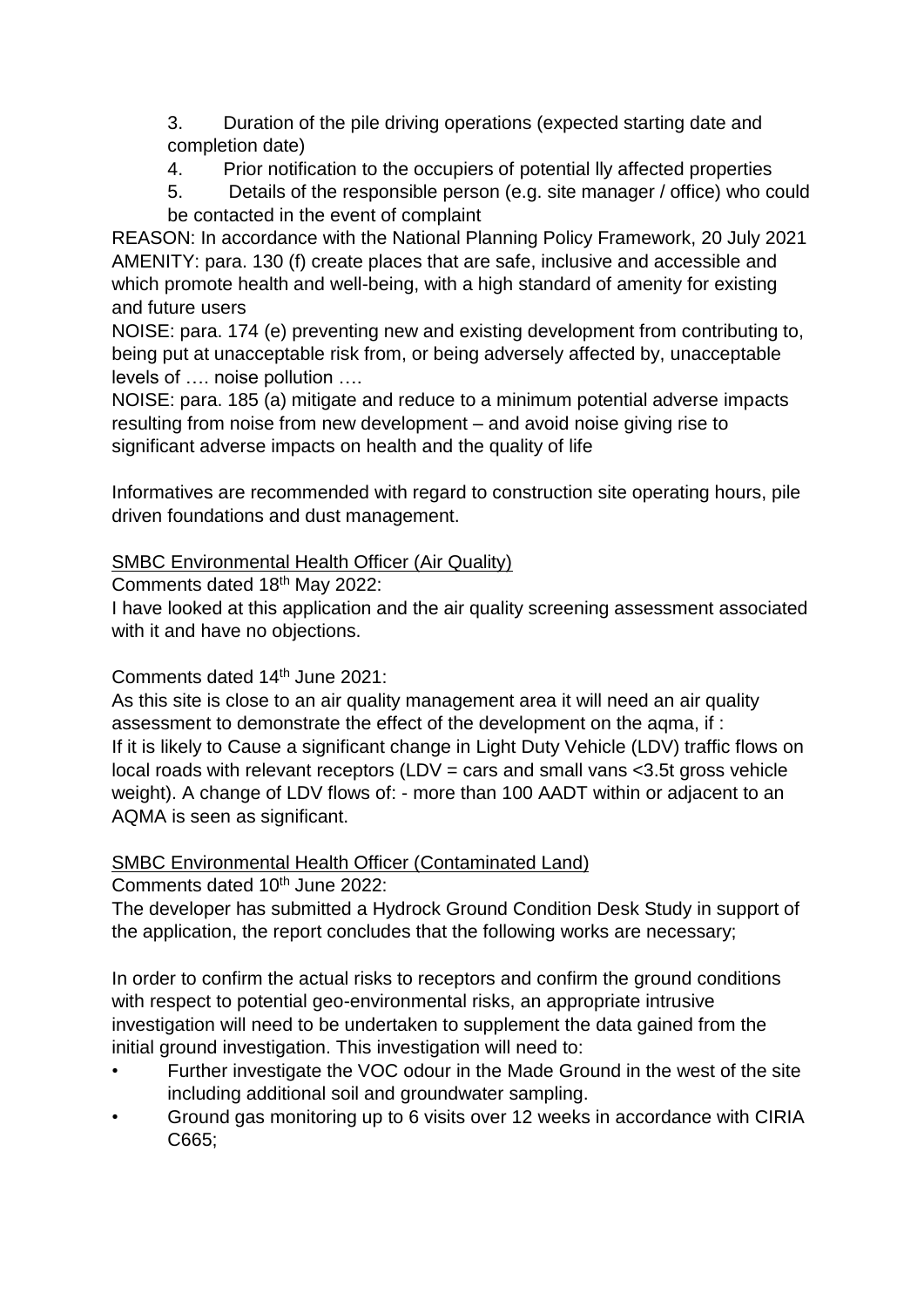3. Duration of the pile driving operations (expected starting date and completion date)
4. Prior notification to the occupiers of potential lly affected properties
5. Details of the responsible person (e.g. site manager / office) who could be contacted in the event of complaint

REASON: In accordance with the National Planning Policy Framework, 20 July 2021
AMENITY: para. 130 (f) create places that are safe, inclusive and accessible and which promote health and well-being, with a high standard of amenity for existing and future users
NOISE: para. 174 (e) preventing new and existing development from contributing to, being put at unacceptable risk from, or being adversely affected by, unacceptable levels of …. noise pollution ….
NOISE: para. 185 (a) mitigate and reduce to a minimum potential adverse impacts resulting from noise from new development – and avoid noise giving rise to significant adverse impacts on health and the quality of life

Informatives are recommended with regard to construction site operating hours, pile driven foundations and dust management.

SMBC Environmental Health Officer (Air Quality)

Comments dated 18th May 2022:
I have looked at this application and the air quality screening assessment associated with it and have no objections.

Comments dated 14th June 2021:
As this site is close to an air quality management area it will need an air quality assessment to demonstrate the effect of the development on the aqma, if :
If it is likely to Cause a significant change in Light Duty Vehicle (LDV) traffic flows on local roads with relevant receptors (LDV = cars and small vans <3.5t gross vehicle weight). A change of LDV flows of: - more than 100 AADT within or adjacent to an AQMA is seen as significant.

SMBC Environmental Health Officer (Contaminated Land)

Comments dated 10th June 2022:
The developer has submitted a Hydrock Ground Condition Desk Study in support of the application, the report concludes that the following works are necessary;

In order to confirm the actual risks to receptors and confirm the ground conditions with respect to potential geo-environmental risks, an appropriate intrusive investigation will need to be undertaken to supplement the data gained from the initial ground investigation. This investigation will need to:

- Further investigate the VOC odour in the Made Ground in the west of the site including additional soil and groundwater sampling.
- Ground gas monitoring up to 6 visits over 12 weeks in accordance with CIRIA C665;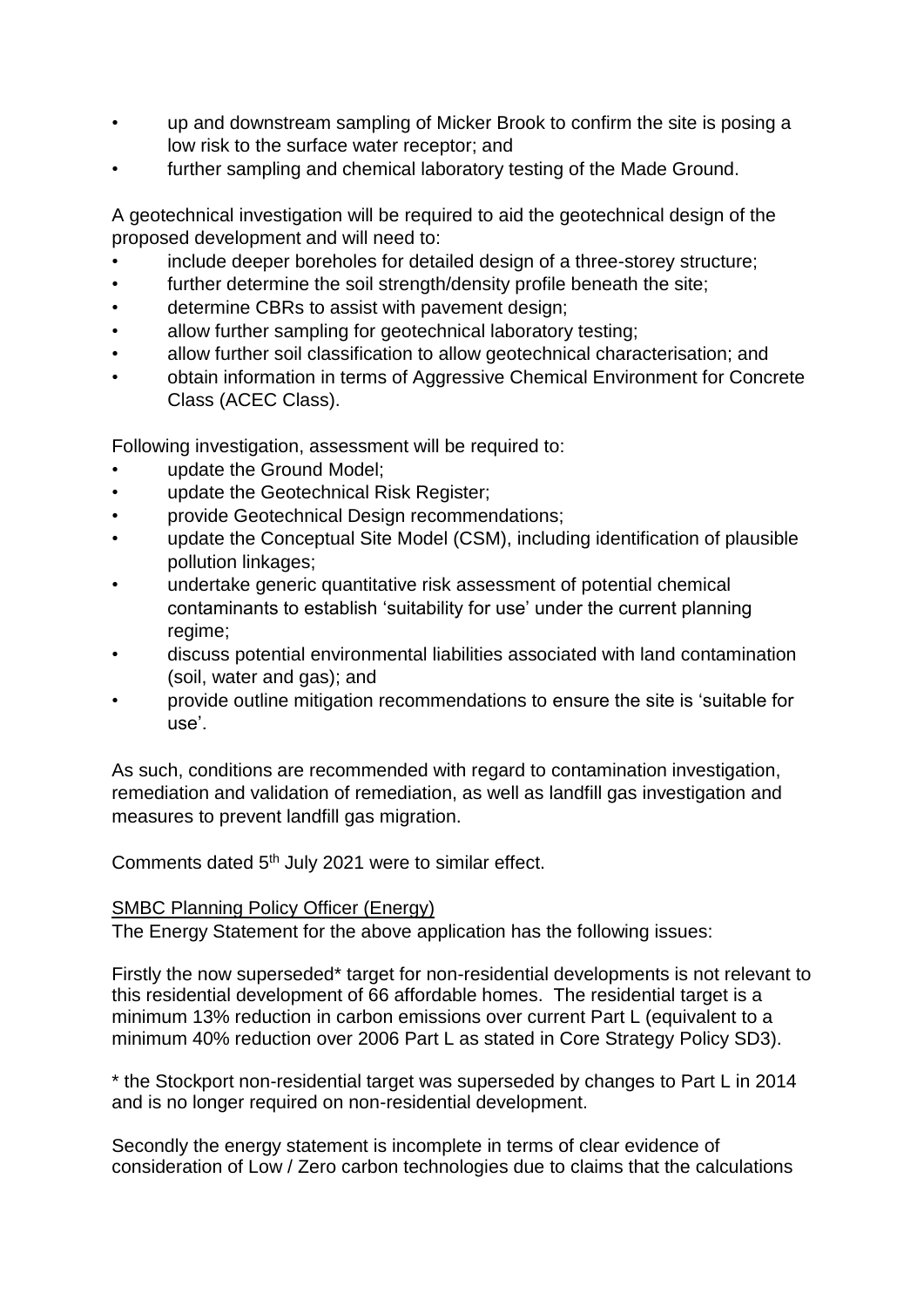- up and downstream sampling of Micker Brook to confirm the site is posing a low risk to the surface water receptor; and
- further sampling and chemical laboratory testing of the Made Ground.

A geotechnical investigation will be required to aid the geotechnical design of the proposed development and will need to:

- include deeper boreholes for detailed design of a three-storey structure;
- further determine the soil strength/density profile beneath the site;
- determine CBRs to assist with pavement design;
- allow further sampling for geotechnical laboratory testing;
- allow further soil classification to allow geotechnical characterisation; and
- obtain information in terms of Aggressive Chemical Environment for Concrete Class (ACEC Class).

Following investigation, assessment will be required to:

- update the Ground Model;
- update the Geotechnical Risk Register;
- provide Geotechnical Design recommendations;
- update the Conceptual Site Model (CSM), including identification of plausible pollution linkages;
- undertake generic quantitative risk assessment of potential chemical contaminants to establish 'suitability for use' under the current planning regime;
- discuss potential environmental liabilities associated with land contamination (soil, water and gas); and
- provide outline mitigation recommendations to ensure the site is 'suitable for use'.

As such, conditions are recommended with regard to contamination investigation, remediation and validation of remediation, as well as landfill gas investigation and measures to prevent landfill gas migration.

Comments dated 5th July 2021 were to similar effect.

<u>SMBC Planning Policy Officer (Energy)</u>

The Energy Statement for the above application has the following issues:

Firstly the now superseded* target for non-residential developments is not relevant to this residential development of 66 affordable homes. The residential target is a minimum 13% reduction in carbon emissions over current Part L (equivalent to a minimum 40% reduction over 2006 Part L as stated in Core Strategy Policy SD3).

* the Stockport non-residential target was superseded by changes to Part L in 2014 and is no longer required on non-residential development.

Secondly the energy statement is incomplete in terms of clear evidence of consideration of Low / Zero carbon technologies due to claims that the calculations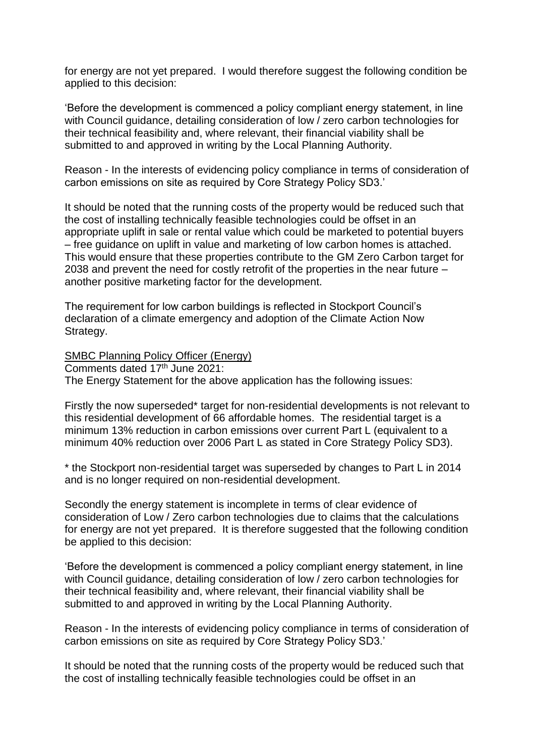for energy are not yet prepared. I would therefore suggest the following condition be applied to this decision:

'Before the development is commenced a policy compliant energy statement, in line with Council guidance, detailing consideration of low / zero carbon technologies for their technical feasibility and, where relevant, their financial viability shall be submitted to and approved in writing by the Local Planning Authority.

Reason - In the interests of evidencing policy compliance in terms of consideration of carbon emissions on site as required by Core Strategy Policy SD3.'

It should be noted that the running costs of the property would be reduced such that the cost of installing technically feasible technologies could be offset in an appropriate uplift in sale or rental value which could be marketed to potential buyers – free guidance on uplift in value and marketing of low carbon homes is attached. This would ensure that these properties contribute to the GM Zero Carbon target for 2038 and prevent the need for costly retrofit of the properties in the near future – another positive marketing factor for the development.

The requirement for low carbon buildings is reflected in Stockport Council's declaration of a climate emergency and adoption of the Climate Action Now Strategy.

<u>SMBC Planning Policy Officer (Energy)</u>
Comments dated 17th June 2021:
The Energy Statement for the above application has the following issues:

Firstly the now superseded* target for non-residential developments is not relevant to this residential development of 66 affordable homes. The residential target is a minimum 13% reduction in carbon emissions over current Part L (equivalent to a minimum 40% reduction over 2006 Part L as stated in Core Strategy Policy SD3).

* the Stockport non-residential target was superseded by changes to Part L in 2014 and is no longer required on non-residential development.

Secondly the energy statement is incomplete in terms of clear evidence of consideration of Low / Zero carbon technologies due to claims that the calculations for energy are not yet prepared. It is therefore suggested that the following condition be applied to this decision:

'Before the development is commenced a policy compliant energy statement, in line with Council guidance, detailing consideration of low / zero carbon technologies for their technical feasibility and, where relevant, their financial viability shall be submitted to and approved in writing by the Local Planning Authority.

Reason - In the interests of evidencing policy compliance in terms of consideration of carbon emissions on site as required by Core Strategy Policy SD3.'

It should be noted that the running costs of the property would be reduced such that the cost of installing technically feasible technologies could be offset in an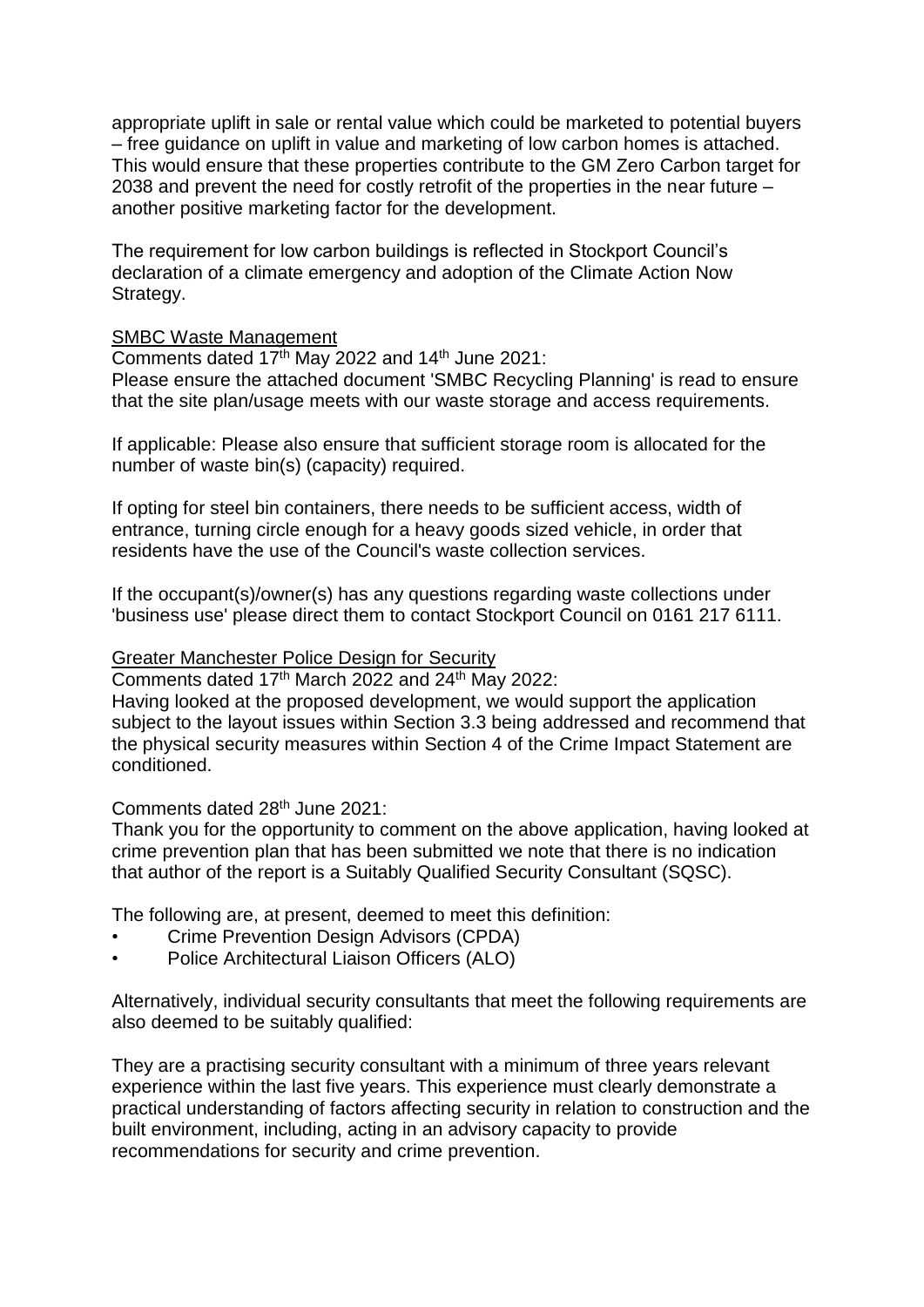appropriate uplift in sale or rental value which could be marketed to potential buyers – free guidance on uplift in value and marketing of low carbon homes is attached. This would ensure that these properties contribute to the GM Zero Carbon target for 2038 and prevent the need for costly retrofit of the properties in the near future – another positive marketing factor for the development.

The requirement for low carbon buildings is reflected in Stockport Council's declaration of a climate emergency and adoption of the Climate Action Now Strategy.

SMBC Waste Management

Comments dated 17th May 2022 and 14th June 2021:
Please ensure the attached document 'SMBC Recycling Planning' is read to ensure that the site plan/usage meets with our waste storage and access requirements.

If applicable: Please also ensure that sufficient storage room is allocated for the number of waste bin(s) (capacity) required.

If opting for steel bin containers, there needs to be sufficient access, width of entrance, turning circle enough for a heavy goods sized vehicle, in order that residents have the use of the Council's waste collection services.

If the occupant(s)/owner(s) has any questions regarding waste collections under 'business use' please direct them to contact Stockport Council on 0161 217 6111.

Greater Manchester Police Design for Security

Comments dated 17th March 2022 and 24th May 2022:
Having looked at the proposed development, we would support the application subject to the layout issues within Section 3.3 being addressed and recommend that the physical security measures within Section 4 of the Crime Impact Statement are conditioned.

Comments dated 28th June 2021:
Thank you for the opportunity to comment on the above application, having looked at crime prevention plan that has been submitted we note that there is no indication that author of the report is a Suitably Qualified Security Consultant (SQSC).

The following are, at present, deemed to meet this definition:

- Crime Prevention Design Advisors (CPDA)
- Police Architectural Liaison Officers (ALO)

Alternatively, individual security consultants that meet the following requirements are also deemed to be suitably qualified:

They are a practising security consultant with a minimum of three years relevant experience within the last five years. This experience must clearly demonstrate a practical understanding of factors affecting security in relation to construction and the built environment, including, acting in an advisory capacity to provide recommendations for security and crime prevention.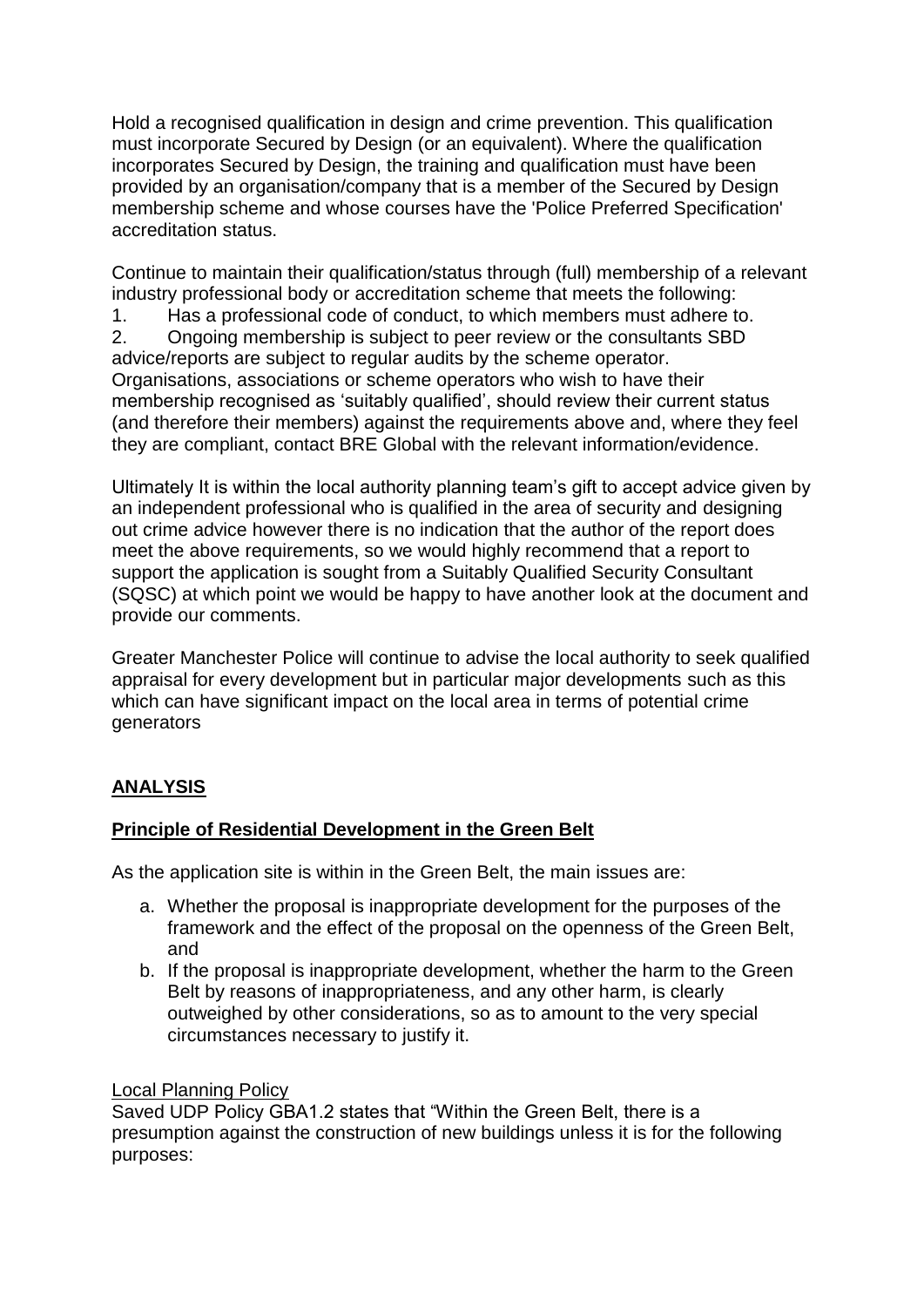Hold a recognised qualification in design and crime prevention. This qualification must incorporate Secured by Design (or an equivalent). Where the qualification incorporates Secured by Design, the training and qualification must have been provided by an organisation/company that is a member of the Secured by Design membership scheme and whose courses have the 'Police Preferred Specification' accreditation status.

Continue to maintain their qualification/status through (full) membership of a relevant industry professional body or accreditation scheme that meets the following:

1. Has a professional code of conduct, to which members must adhere to.
2. Ongoing membership is subject to peer review or the consultants SBD advice/reports are subject to regular audits by the scheme operator.

Organisations, associations or scheme operators who wish to have their membership recognised as 'suitably qualified', should review their current status (and therefore their members) against the requirements above and, where they feel they are compliant, contact BRE Global with the relevant information/evidence.

Ultimately It is within the local authority planning team's gift to accept advice given by an independent professional who is qualified in the area of security and designing out crime advice however there is no indication that the author of the report does meet the above requirements, so we would highly recommend that a report to support the application is sought from a Suitably Qualified Security Consultant (SQSC) at which point we would be happy to have another look at the document and provide our comments.

Greater Manchester Police will continue to advise the local authority to seek qualified appraisal for every development but in particular major developments such as this which can have significant impact on the local area in terms of potential crime generators

## ANALYSIS

### Principle of Residential Development in the Green Belt

As the application site is within in the Green Belt, the main issues are:

a. Whether the proposal is inappropriate development for the purposes of the framework and the effect of the proposal on the openness of the Green Belt, and
b. If the proposal is inappropriate development, whether the harm to the Green Belt by reasons of inappropriateness, and any other harm, is clearly outweighed by other considerations, so as to amount to the very special circumstances necessary to justify it.

Local Planning Policy

Saved UDP Policy GBA1.2 states that "Within the Green Belt, there is a presumption against the construction of new buildings unless it is for the following purposes: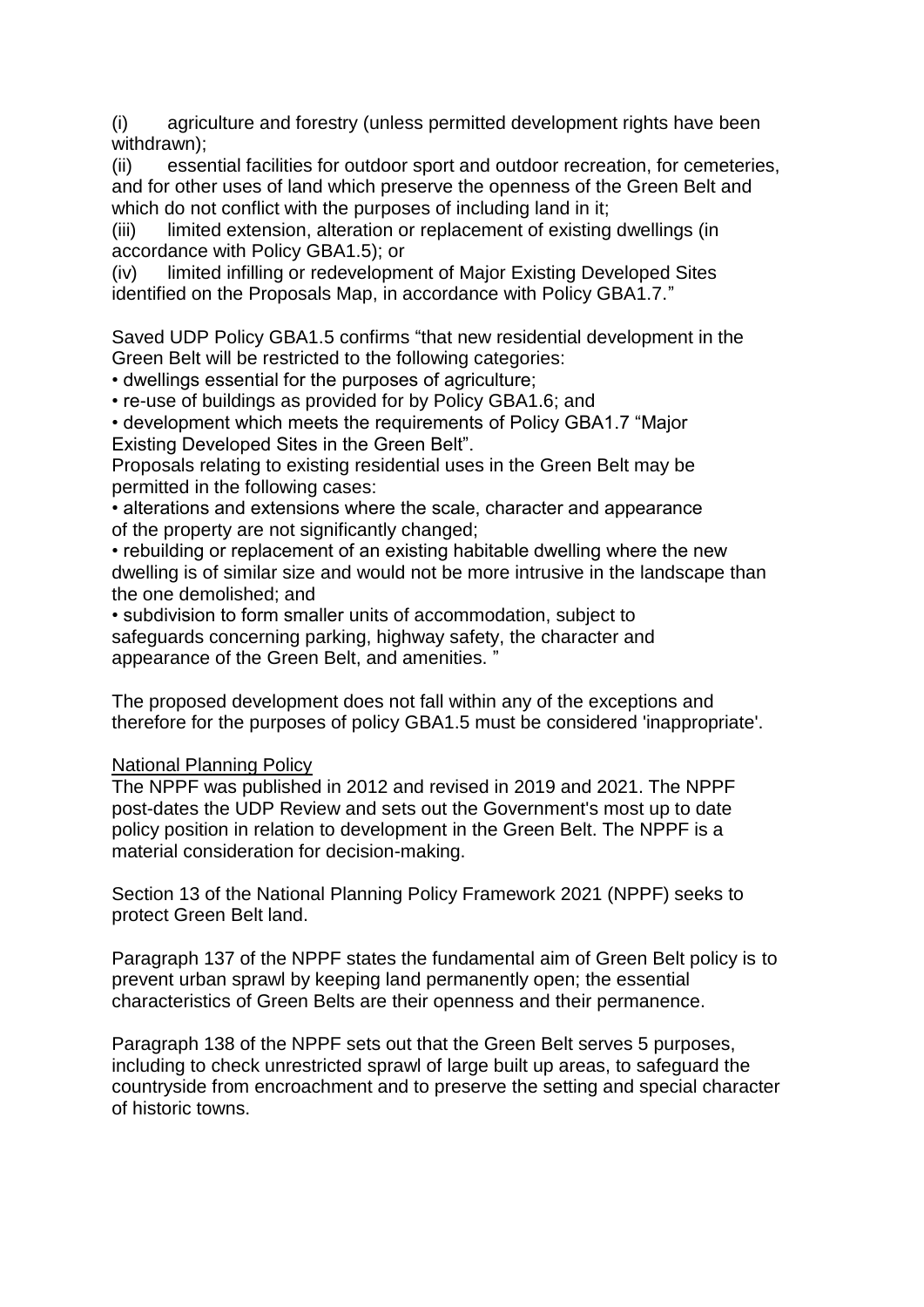(i) agriculture and forestry (unless permitted development rights have been withdrawn);

(ii) essential facilities for outdoor sport and outdoor recreation, for cemeteries, and for other uses of land which preserve the openness of the Green Belt and which do not conflict with the purposes of including land in it;

(iii) limited extension, alteration or replacement of existing dwellings (in accordance with Policy GBA1.5); or

(iv) limited infilling or redevelopment of Major Existing Developed Sites identified on the Proposals Map, in accordance with Policy GBA1.7."

Saved UDP Policy GBA1.5 confirms "that new residential development in the Green Belt will be restricted to the following categories:

- dwellings essential for the purposes of agriculture;
- re-use of buildings as provided for by Policy GBA1.6; and
- development which meets the requirements of Policy GBA1.7 "Major Existing Developed Sites in the Green Belt".

Proposals relating to existing residential uses in the Green Belt may be permitted in the following cases:

- alterations and extensions where the scale, character and appearance of the property are not significantly changed;
- rebuilding or replacement of an existing habitable dwelling where the new dwelling is of similar size and would not be more intrusive in the landscape than the one demolished; and
- subdivision to form smaller units of accommodation, subject to safeguards concerning parking, highway safety, the character and appearance of the Green Belt, and amenities. "

The proposed development does not fall within any of the exceptions and therefore for the purposes of policy GBA1.5 must be considered 'inappropriate'.

National Planning Policy

The NPPF was published in 2012 and revised in 2019 and 2021. The NPPF post-dates the UDP Review and sets out the Government's most up to date policy position in relation to development in the Green Belt. The NPPF is a material consideration for decision-making.

Section 13 of the National Planning Policy Framework 2021 (NPPF) seeks to protect Green Belt land.

Paragraph 137 of the NPPF states the fundamental aim of Green Belt policy is to prevent urban sprawl by keeping land permanently open; the essential characteristics of Green Belts are their openness and their permanence.

Paragraph 138 of the NPPF sets out that the Green Belt serves 5 purposes, including to check unrestricted sprawl of large built up areas, to safeguard the countryside from encroachment and to preserve the setting and special character of historic towns.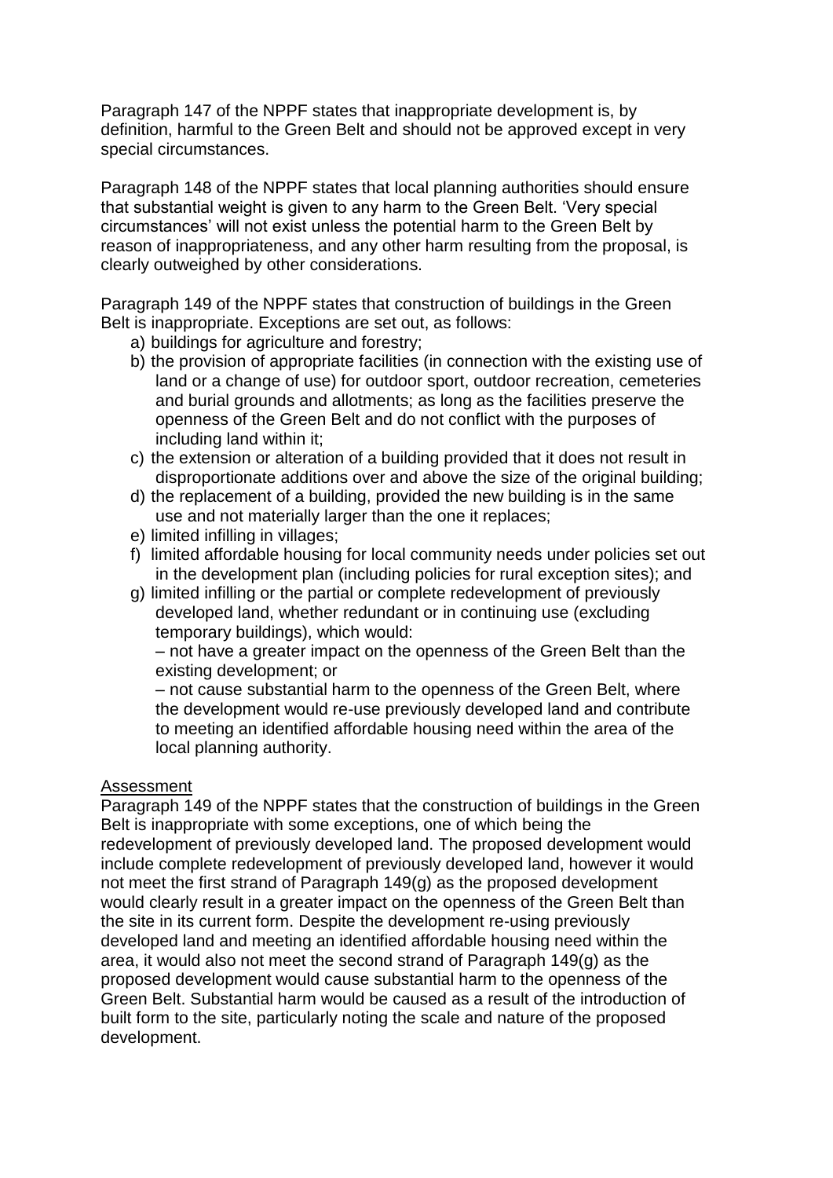Paragraph 147 of the NPPF states that inappropriate development is, by definition, harmful to the Green Belt and should not be approved except in very special circumstances.

Paragraph 148 of the NPPF states that local planning authorities should ensure that substantial weight is given to any harm to the Green Belt. 'Very special circumstances' will not exist unless the potential harm to the Green Belt by reason of inappropriateness, and any other harm resulting from the proposal, is clearly outweighed by other considerations.

Paragraph 149 of the NPPF states that construction of buildings in the Green Belt is inappropriate. Exceptions are set out, as follows:

a) buildings for agriculture and forestry;
b) the provision of appropriate facilities (in connection with the existing use of land or a change of use) for outdoor sport, outdoor recreation, cemeteries and burial grounds and allotments; as long as the facilities preserve the openness of the Green Belt and do not conflict with the purposes of including land within it;
c) the extension or alteration of a building provided that it does not result in disproportionate additions over and above the size of the original building;
d) the replacement of a building, provided the new building is in the same use and not materially larger than the one it replaces;
e) limited infilling in villages;
f) limited affordable housing for local community needs under policies set out in the development plan (including policies for rural exception sites); and
g) limited infilling or the partial or complete redevelopment of previously developed land, whether redundant or in continuing use (excluding temporary buildings), which would:
   – not have a greater impact on the openness of the Green Belt than the existing development; or
   – not cause substantial harm to the openness of the Green Belt, where the development would re-use previously developed land and contribute to meeting an identified affordable housing need within the area of the local planning authority.

<u>Assessment</u>

Paragraph 149 of the NPPF states that the construction of buildings in the Green Belt is inappropriate with some exceptions, one of which being the redevelopment of previously developed land. The proposed development would include complete redevelopment of previously developed land, however it would not meet the first strand of Paragraph 149(g) as the proposed development would clearly result in a greater impact on the openness of the Green Belt than the site in its current form. Despite the development re-using previously developed land and meeting an identified affordable housing need within the area, it would also not meet the second strand of Paragraph 149(g) as the proposed development would cause substantial harm to the openness of the Green Belt. Substantial harm would be caused as a result of the introduction of built form to the site, particularly noting the scale and nature of the proposed development.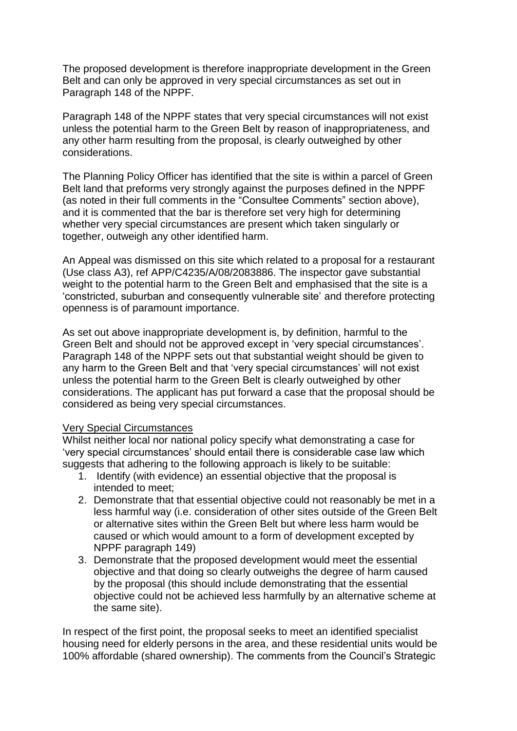The proposed development is therefore inappropriate development in the Green Belt and can only be approved in very special circumstances as set out in Paragraph 148 of the NPPF.

Paragraph 148 of the NPPF states that very special circumstances will not exist unless the potential harm to the Green Belt by reason of inappropriateness, and any other harm resulting from the proposal, is clearly outweighed by other considerations.

The Planning Policy Officer has identified that the site is within a parcel of Green Belt land that preforms very strongly against the purposes defined in the NPPF (as noted in their full comments in the "Consultee Comments" section above), and it is commented that the bar is therefore set very high for determining whether very special circumstances are present which taken singularly or together, outweigh any other identified harm.

An Appeal was dismissed on this site which related to a proposal for a restaurant (Use class A3), ref APP/C4235/A/08/2083886. The inspector gave substantial weight to the potential harm to the Green Belt and emphasised that the site is a 'constricted, suburban and consequently vulnerable site' and therefore protecting openness is of paramount importance.

As set out above inappropriate development is, by definition, harmful to the Green Belt and should not be approved except in 'very special circumstances'. Paragraph 148 of the NPPF sets out that substantial weight should be given to any harm to the Green Belt and that 'very special circumstances' will not exist unless the potential harm to the Green Belt is clearly outweighed by other considerations. The applicant has put forward a case that the proposal should be considered as being very special circumstances.

<u>Very Special Circumstances</u>

Whilst neither local nor national policy specify what demonstrating a case for 'very special circumstances' should entail there is considerable case law which suggests that adhering to the following approach is likely to be suitable:

1. Identify (with evidence) an essential objective that the proposal is intended to meet;
2. Demonstrate that that essential objective could not reasonably be met in a less harmful way (i.e. consideration of other sites outside of the Green Belt or alternative sites within the Green Belt but where less harm would be caused or which would amount to a form of development excepted by NPPF paragraph 149)
3. Demonstrate that the proposed development would meet the essential objective and that doing so clearly outweighs the degree of harm caused by the proposal (this should include demonstrating that the essential objective could not be achieved less harmfully by an alternative scheme at the same site).

In respect of the first point, the proposal seeks to meet an identified specialist housing need for elderly persons in the area, and these residential units would be 100% affordable (shared ownership). The comments from the Council's Strategic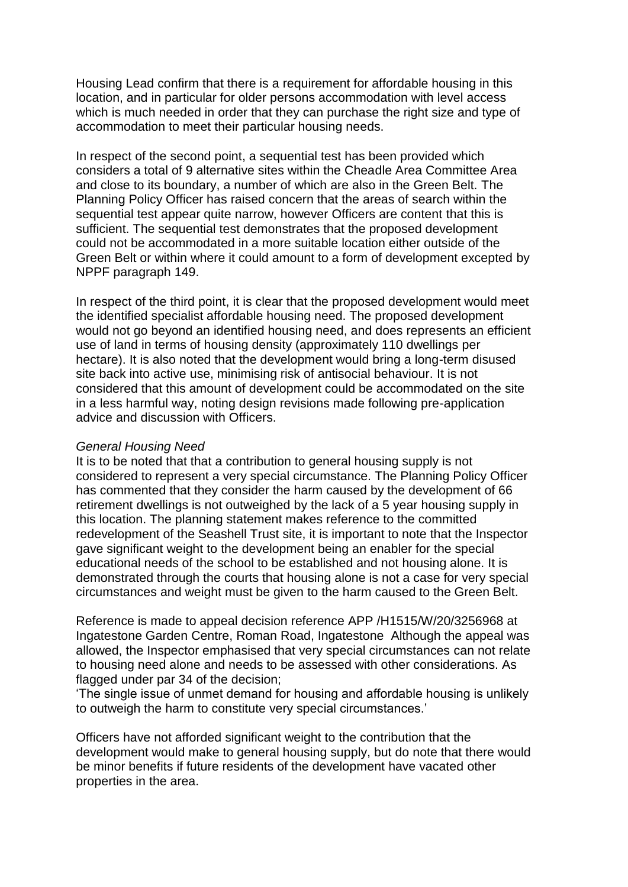Housing Lead confirm that there is a requirement for affordable housing in this location, and in particular for older persons accommodation with level access which is much needed in order that they can purchase the right size and type of accommodation to meet their particular housing needs.

In respect of the second point, a sequential test has been provided which considers a total of 9 alternative sites within the Cheadle Area Committee Area and close to its boundary, a number of which are also in the Green Belt. The Planning Policy Officer has raised concern that the areas of search within the sequential test appear quite narrow, however Officers are content that this is sufficient. The sequential test demonstrates that the proposed development could not be accommodated in a more suitable location either outside of the Green Belt or within where it could amount to a form of development excepted by NPPF paragraph 149.

In respect of the third point, it is clear that the proposed development would meet the identified specialist affordable housing need. The proposed development would not go beyond an identified housing need, and does represents an efficient use of land in terms of housing density (approximately 110 dwellings per hectare). It is also noted that the development would bring a long-term disused site back into active use, minimising risk of antisocial behaviour. It is not considered that this amount of development could be accommodated on the site in a less harmful way, noting design revisions made following pre-application advice and discussion with Officers.

*General Housing Need*

It is to be noted that that a contribution to general housing supply is not considered to represent a very special circumstance. The Planning Policy Officer has commented that they consider the harm caused by the development of 66 retirement dwellings is not outweighed by the lack of a 5 year housing supply in this location. The planning statement makes reference to the committed redevelopment of the Seashell Trust site, it is important to note that the Inspector gave significant weight to the development being an enabler for the special educational needs of the school to be established and not housing alone. It is demonstrated through the courts that housing alone is not a case for very special circumstances and weight must be given to the harm caused to the Green Belt.

Reference is made to appeal decision reference APP /H1515/W/20/3256968 at Ingatestone Garden Centre, Roman Road, Ingatestone Although the appeal was allowed, the Inspector emphasised that very special circumstances can not relate to housing need alone and needs to be assessed with other considerations. As flagged under par 34 of the decision;

'The single issue of unmet demand for housing and affordable housing is unlikely to outweigh the harm to constitute very special circumstances.'

Officers have not afforded significant weight to the contribution that the development would make to general housing supply, but do note that there would be minor benefits if future residents of the development have vacated other properties in the area.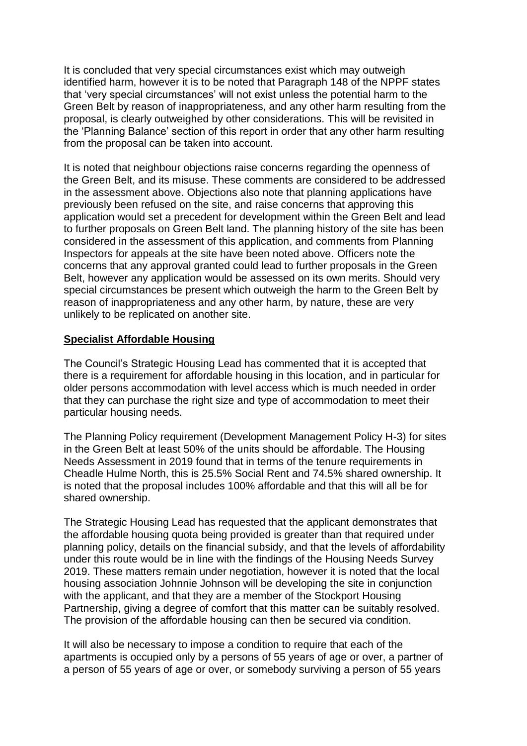It is concluded that very special circumstances exist which may outweigh identified harm, however it is to be noted that Paragraph 148 of the NPPF states that 'very special circumstances' will not exist unless the potential harm to the Green Belt by reason of inappropriateness, and any other harm resulting from the proposal, is clearly outweighed by other considerations. This will be revisited in the 'Planning Balance' section of this report in order that any other harm resulting from the proposal can be taken into account.

It is noted that neighbour objections raise concerns regarding the openness of the Green Belt, and its misuse. These comments are considered to be addressed in the assessment above. Objections also note that planning applications have previously been refused on the site, and raise concerns that approving this application would set a precedent for development within the Green Belt and lead to further proposals on Green Belt land. The planning history of the site has been considered in the assessment of this application, and comments from Planning Inspectors for appeals at the site have been noted above. Officers note the concerns that any approval granted could lead to further proposals in the Green Belt, however any application would be assessed on its own merits. Should very special circumstances be present which outweigh the harm to the Green Belt by reason of inappropriateness and any other harm, by nature, these are very unlikely to be replicated on another site.

**Specialist Affordable Housing**

The Council's Strategic Housing Lead has commented that it is accepted that there is a requirement for affordable housing in this location, and in particular for older persons accommodation with level access which is much needed in order that they can purchase the right size and type of accommodation to meet their particular housing needs.

The Planning Policy requirement (Development Management Policy H-3) for sites in the Green Belt at least 50% of the units should be affordable. The Housing Needs Assessment in 2019 found that in terms of the tenure requirements in Cheadle Hulme North, this is 25.5% Social Rent and 74.5% shared ownership. It is noted that the proposal includes 100% affordable and that this will all be for shared ownership.

The Strategic Housing Lead has requested that the applicant demonstrates that the affordable housing quota being provided is greater than that required under planning policy, details on the financial subsidy, and that the levels of affordability under this route would be in line with the findings of the Housing Needs Survey 2019. These matters remain under negotiation, however it is noted that the local housing association Johnnie Johnson will be developing the site in conjunction with the applicant, and that they are a member of the Stockport Housing Partnership, giving a degree of comfort that this matter can be suitably resolved. The provision of the affordable housing can then be secured via condition.

It will also be necessary to impose a condition to require that each of the apartments is occupied only by a persons of 55 years of age or over, a partner of a person of 55 years of age or over, or somebody surviving a person of 55 years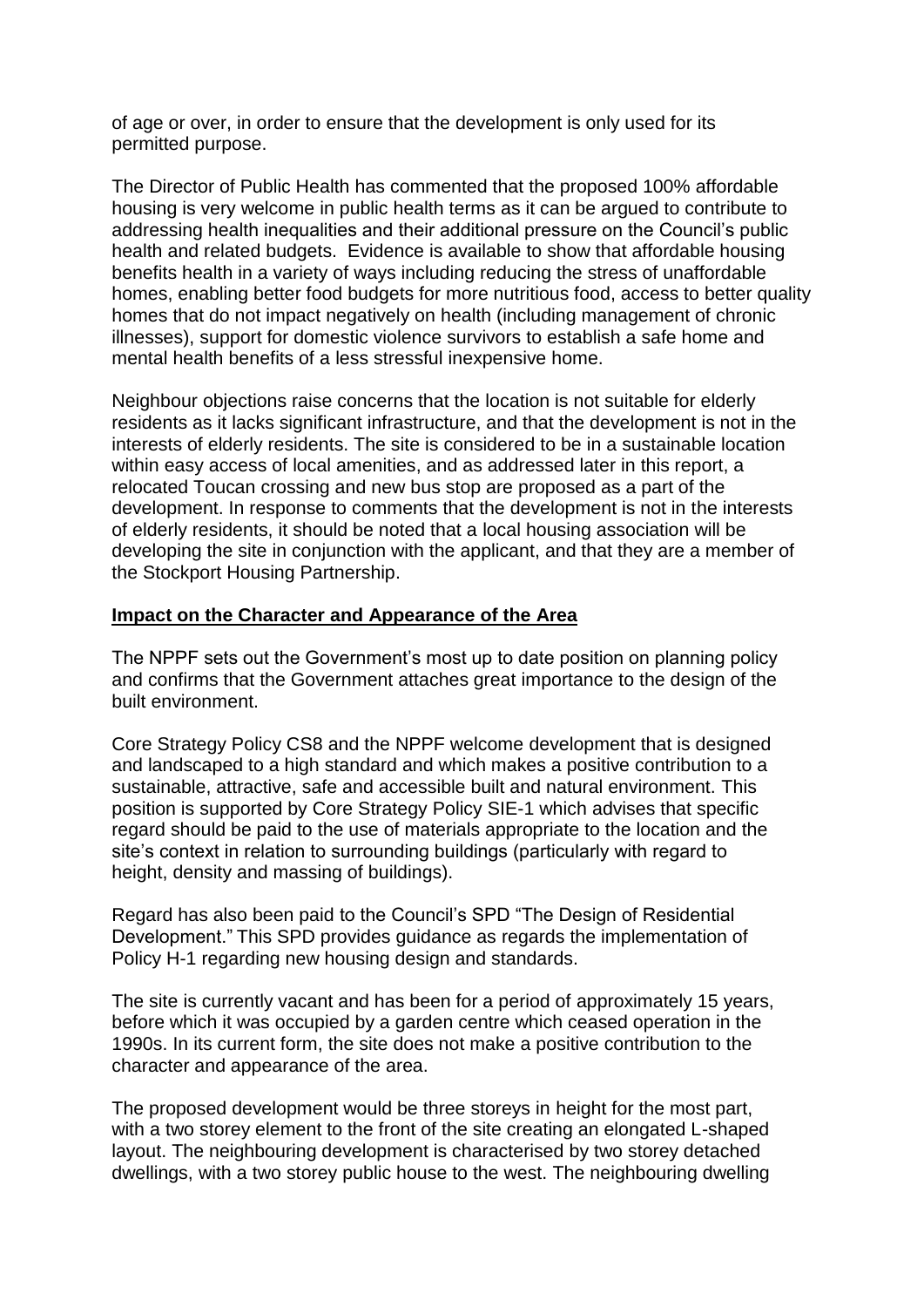of age or over, in order to ensure that the development is only used for its permitted purpose.

The Director of Public Health has commented that the proposed 100% affordable housing is very welcome in public health terms as it can be argued to contribute to addressing health inequalities and their additional pressure on the Council's public health and related budgets. Evidence is available to show that affordable housing benefits health in a variety of ways including reducing the stress of unaffordable homes, enabling better food budgets for more nutritious food, access to better quality homes that do not impact negatively on health (including management of chronic illnesses), support for domestic violence survivors to establish a safe home and mental health benefits of a less stressful inexpensive home.

Neighbour objections raise concerns that the location is not suitable for elderly residents as it lacks significant infrastructure, and that the development is not in the interests of elderly residents. The site is considered to be in a sustainable location within easy access of local amenities, and as addressed later in this report, a relocated Toucan crossing and new bus stop are proposed as a part of the development. In response to comments that the development is not in the interests of elderly residents, it should be noted that a local housing association will be developing the site in conjunction with the applicant, and that they are a member of the Stockport Housing Partnership.

**Impact on the Character and Appearance of the Area**

The NPPF sets out the Government's most up to date position on planning policy and confirms that the Government attaches great importance to the design of the built environment.

Core Strategy Policy CS8 and the NPPF welcome development that is designed and landscaped to a high standard and which makes a positive contribution to a sustainable, attractive, safe and accessible built and natural environment. This position is supported by Core Strategy Policy SIE-1 which advises that specific regard should be paid to the use of materials appropriate to the location and the site's context in relation to surrounding buildings (particularly with regard to height, density and massing of buildings).

Regard has also been paid to the Council's SPD "The Design of Residential Development." This SPD provides guidance as regards the implementation of Policy H-1 regarding new housing design and standards.

The site is currently vacant and has been for a period of approximately 15 years, before which it was occupied by a garden centre which ceased operation in the 1990s. In its current form, the site does not make a positive contribution to the character and appearance of the area.

The proposed development would be three storeys in height for the most part, with a two storey element to the front of the site creating an elongated L-shaped layout. The neighbouring development is characterised by two storey detached dwellings, with a two storey public house to the west. The neighbouring dwelling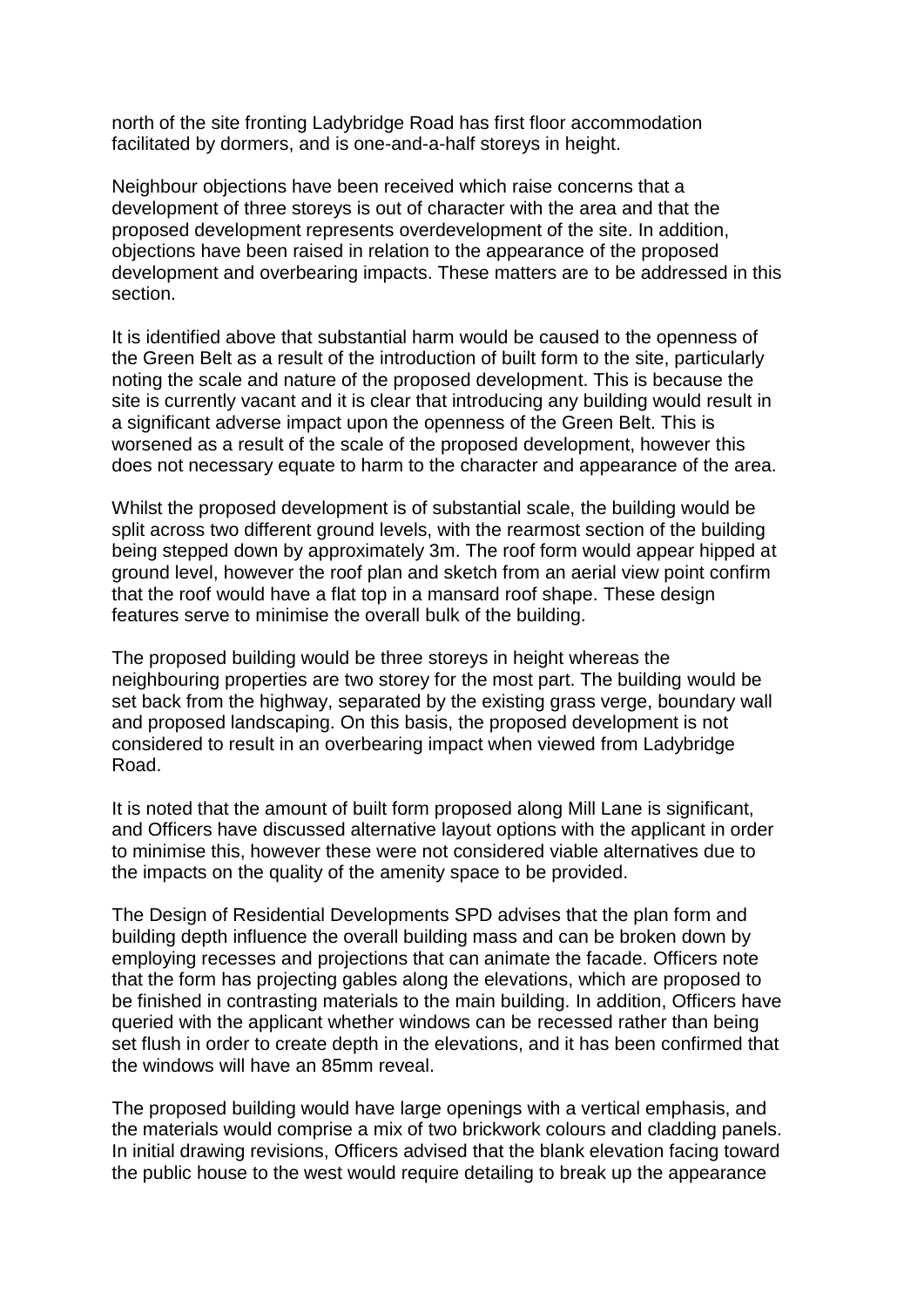north of the site fronting Ladybridge Road has first floor accommodation facilitated by dormers, and is one-and-a-half storeys in height.

Neighbour objections have been received which raise concerns that a development of three storeys is out of character with the area and that the proposed development represents overdevelopment of the site. In addition, objections have been raised in relation to the appearance of the proposed development and overbearing impacts. These matters are to be addressed in this section.

It is identified above that substantial harm would be caused to the openness of the Green Belt as a result of the introduction of built form to the site, particularly noting the scale and nature of the proposed development. This is because the site is currently vacant and it is clear that introducing any building would result in a significant adverse impact upon the openness of the Green Belt. This is worsened as a result of the scale of the proposed development, however this does not necessary equate to harm to the character and appearance of the area.

Whilst the proposed development is of substantial scale, the building would be split across two different ground levels, with the rearmost section of the building being stepped down by approximately 3m. The roof form would appear hipped at ground level, however the roof plan and sketch from an aerial view point confirm that the roof would have a flat top in a mansard roof shape. These design features serve to minimise the overall bulk of the building.

The proposed building would be three storeys in height whereas the neighbouring properties are two storey for the most part. The building would be set back from the highway, separated by the existing grass verge, boundary wall and proposed landscaping. On this basis, the proposed development is not considered to result in an overbearing impact when viewed from Ladybridge Road.

It is noted that the amount of built form proposed along Mill Lane is significant, and Officers have discussed alternative layout options with the applicant in order to minimise this, however these were not considered viable alternatives due to the impacts on the quality of the amenity space to be provided.

The Design of Residential Developments SPD advises that the plan form and building depth influence the overall building mass and can be broken down by employing recesses and projections that can animate the facade. Officers note that the form has projecting gables along the elevations, which are proposed to be finished in contrasting materials to the main building. In addition, Officers have queried with the applicant whether windows can be recessed rather than being set flush in order to create depth in the elevations, and it has been confirmed that the windows will have an 85mm reveal.

The proposed building would have large openings with a vertical emphasis, and the materials would comprise a mix of two brickwork colours and cladding panels. In initial drawing revisions, Officers advised that the blank elevation facing toward the public house to the west would require detailing to break up the appearance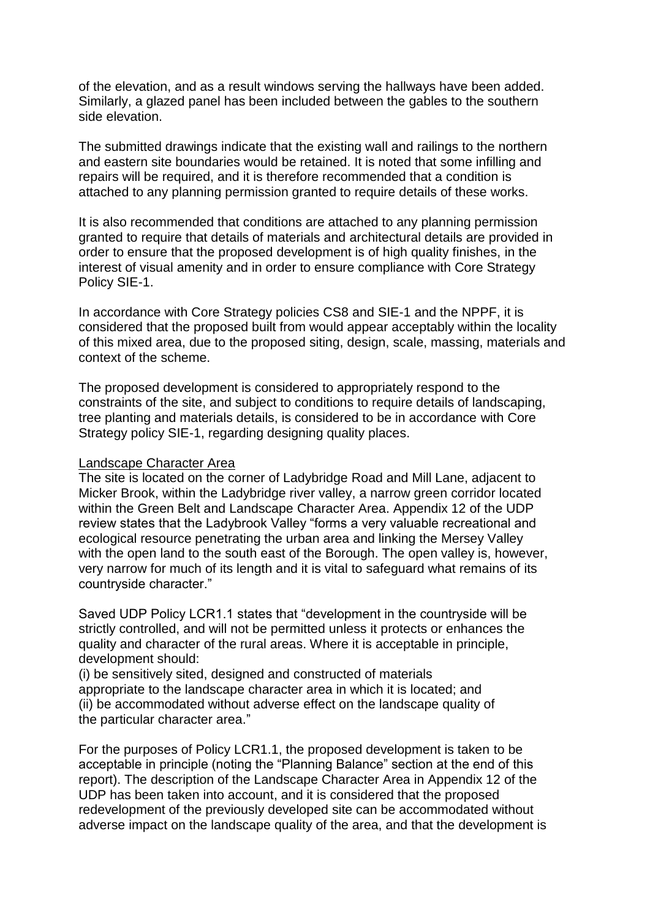of the elevation, and as a result windows serving the hallways have been added. Similarly, a glazed panel has been included between the gables to the southern side elevation.

The submitted drawings indicate that the existing wall and railings to the northern and eastern site boundaries would be retained. It is noted that some infilling and repairs will be required, and it is therefore recommended that a condition is attached to any planning permission granted to require details of these works.

It is also recommended that conditions are attached to any planning permission granted to require that details of materials and architectural details are provided in order to ensure that the proposed development is of high quality finishes, in the interest of visual amenity and in order to ensure compliance with Core Strategy Policy SIE-1.

In accordance with Core Strategy policies CS8 and SIE-1 and the NPPF, it is considered that the proposed built from would appear acceptably within the locality of this mixed area, due to the proposed siting, design, scale, massing, materials and context of the scheme.

The proposed development is considered to appropriately respond to the constraints of the site, and subject to conditions to require details of landscaping, tree planting and materials details, is considered to be in accordance with Core Strategy policy SIE-1, regarding designing quality places.

Landscape Character Area

The site is located on the corner of Ladybridge Road and Mill Lane, adjacent to Micker Brook, within the Ladybridge river valley, a narrow green corridor located within the Green Belt and Landscape Character Area. Appendix 12 of the UDP review states that the Ladybrook Valley "forms a very valuable recreational and ecological resource penetrating the urban area and linking the Mersey Valley with the open land to the south east of the Borough. The open valley is, however, very narrow for much of its length and it is vital to safeguard what remains of its countryside character."

Saved UDP Policy LCR1.1 states that "development in the countryside will be strictly controlled, and will not be permitted unless it protects or enhances the quality and character of the rural areas. Where it is acceptable in principle, development should:
(i) be sensitively sited, designed and constructed of materials appropriate to the landscape character area in which it is located; and
(ii) be accommodated without adverse effect on the landscape quality of the particular character area."

For the purposes of Policy LCR1.1, the proposed development is taken to be acceptable in principle (noting the "Planning Balance" section at the end of this report). The description of the Landscape Character Area in Appendix 12 of the UDP has been taken into account, and it is considered that the proposed redevelopment of the previously developed site can be accommodated without adverse impact on the landscape quality of the area, and that the development is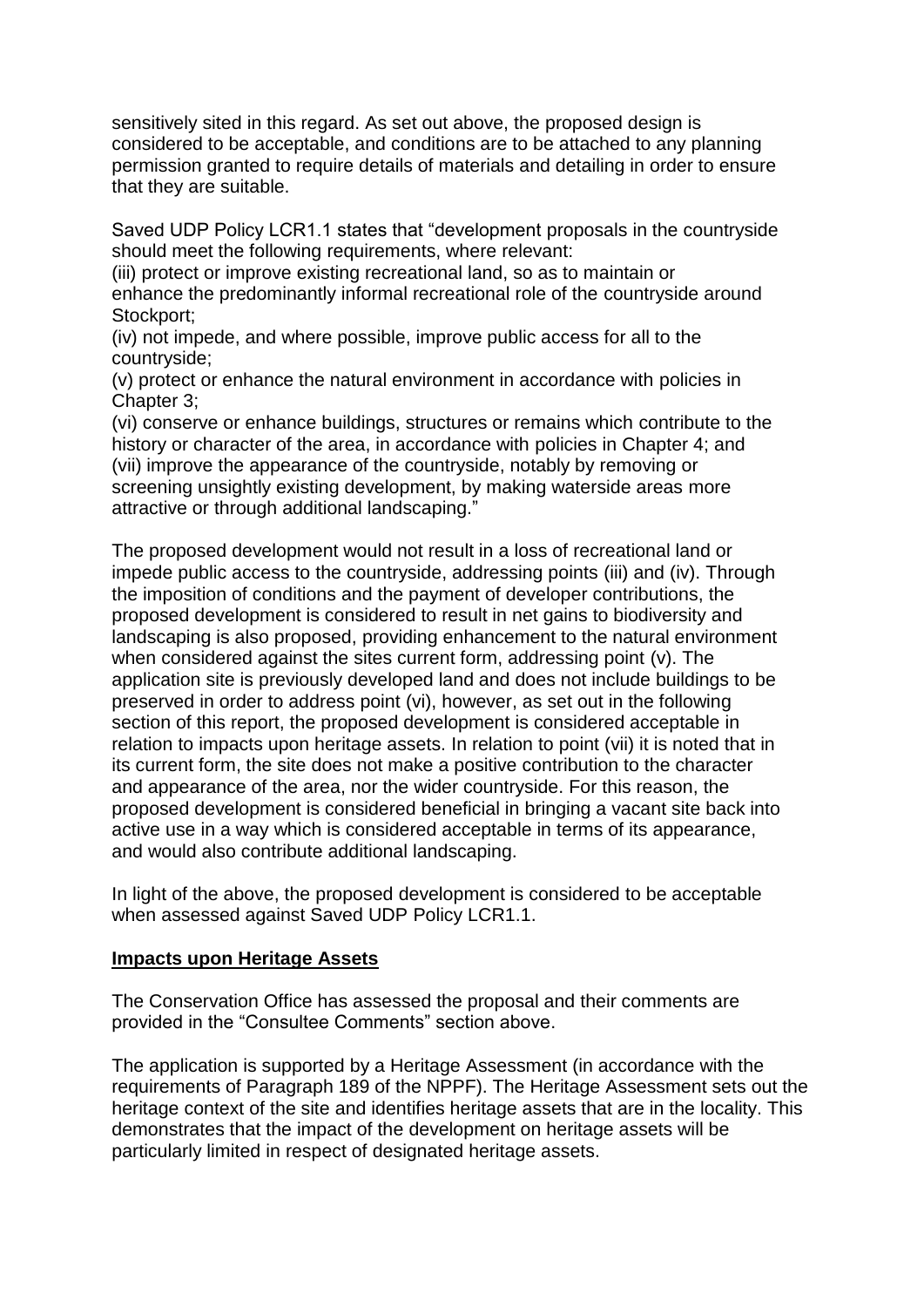sensitively sited in this regard. As set out above, the proposed design is considered to be acceptable, and conditions are to be attached to any planning permission granted to require details of materials and detailing in order to ensure that they are suitable.

Saved UDP Policy LCR1.1 states that "development proposals in the countryside should meet the following requirements, where relevant:

(iii) protect or improve existing recreational land, so as to maintain or enhance the predominantly informal recreational role of the countryside around Stockport;

(iv) not impede, and where possible, improve public access for all to the countryside;

(v) protect or enhance the natural environment in accordance with policies in Chapter 3;

(vi) conserve or enhance buildings, structures or remains which contribute to the history or character of the area, in accordance with policies in Chapter 4; and

(vii) improve the appearance of the countryside, notably by removing or screening unsightly existing development, by making waterside areas more attractive or through additional landscaping."

The proposed development would not result in a loss of recreational land or impede public access to the countryside, addressing points (iii) and (iv). Through the imposition of conditions and the payment of developer contributions, the proposed development is considered to result in net gains to biodiversity and landscaping is also proposed, providing enhancement to the natural environment when considered against the sites current form, addressing point (v). The application site is previously developed land and does not include buildings to be preserved in order to address point (vi), however, as set out in the following section of this report, the proposed development is considered acceptable in relation to impacts upon heritage assets. In relation to point (vii) it is noted that in its current form, the site does not make a positive contribution to the character and appearance of the area, nor the wider countryside. For this reason, the proposed development is considered beneficial in bringing a vacant site back into active use in a way which is considered acceptable in terms of its appearance, and would also contribute additional landscaping.

In light of the above, the proposed development is considered to be acceptable when assessed against Saved UDP Policy LCR1.1.

**Impacts upon Heritage Assets**

The Conservation Office has assessed the proposal and their comments are provided in the "Consultee Comments" section above.

The application is supported by a Heritage Assessment (in accordance with the requirements of Paragraph 189 of the NPPF). The Heritage Assessment sets out the heritage context of the site and identifies heritage assets that are in the locality. This demonstrates that the impact of the development on heritage assets will be particularly limited in respect of designated heritage assets.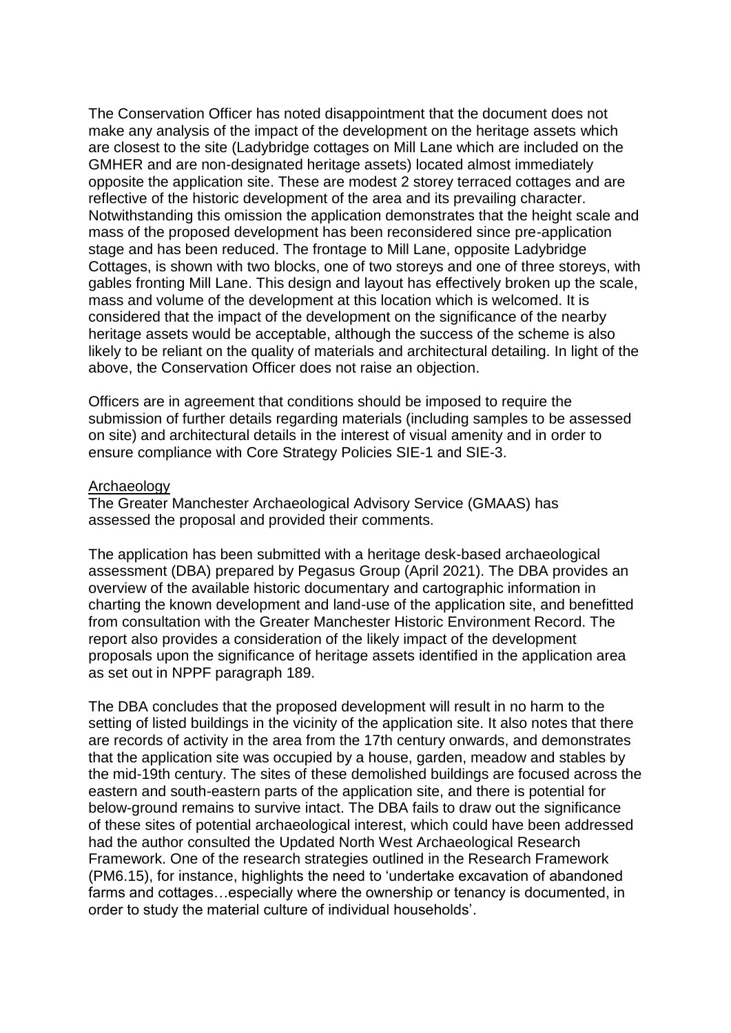The Conservation Officer has noted disappointment that the document does not make any analysis of the impact of the development on the heritage assets which are closest to the site (Ladybridge cottages on Mill Lane which are included on the GMHER and are non-designated heritage assets) located almost immediately opposite the application site. These are modest 2 storey terraced cottages and are reflective of the historic development of the area and its prevailing character. Notwithstanding this omission the application demonstrates that the height scale and mass of the proposed development has been reconsidered since pre-application stage and has been reduced. The frontage to Mill Lane, opposite Ladybridge Cottages, is shown with two blocks, one of two storeys and one of three storeys, with gables fronting Mill Lane. This design and layout has effectively broken up the scale, mass and volume of the development at this location which is welcomed. It is considered that the impact of the development on the significance of the nearby heritage assets would be acceptable, although the success of the scheme is also likely to be reliant on the quality of materials and architectural detailing. In light of the above, the Conservation Officer does not raise an objection.

Officers are in agreement that conditions should be imposed to require the submission of further details regarding materials (including samples to be assessed on site) and architectural details in the interest of visual amenity and in order to ensure compliance with Core Strategy Policies SIE-1 and SIE-3.

Archaeology

The Greater Manchester Archaeological Advisory Service (GMAAS) has assessed the proposal and provided their comments.

The application has been submitted with a heritage desk-based archaeological assessment (DBA) prepared by Pegasus Group (April 2021). The DBA provides an overview of the available historic documentary and cartographic information in charting the known development and land-use of the application site, and benefitted from consultation with the Greater Manchester Historic Environment Record. The report also provides a consideration of the likely impact of the development proposals upon the significance of heritage assets identified in the application area as set out in NPPF paragraph 189.

The DBA concludes that the proposed development will result in no harm to the setting of listed buildings in the vicinity of the application site. It also notes that there are records of activity in the area from the 17th century onwards, and demonstrates that the application site was occupied by a house, garden, meadow and stables by the mid-19th century. The sites of these demolished buildings are focused across the eastern and south-eastern parts of the application site, and there is potential for below-ground remains to survive intact. The DBA fails to draw out the significance of these sites of potential archaeological interest, which could have been addressed had the author consulted the Updated North West Archaeological Research Framework. One of the research strategies outlined in the Research Framework (PM6.15), for instance, highlights the need to 'undertake excavation of abandoned farms and cottages…especially where the ownership or tenancy is documented, in order to study the material culture of individual households'.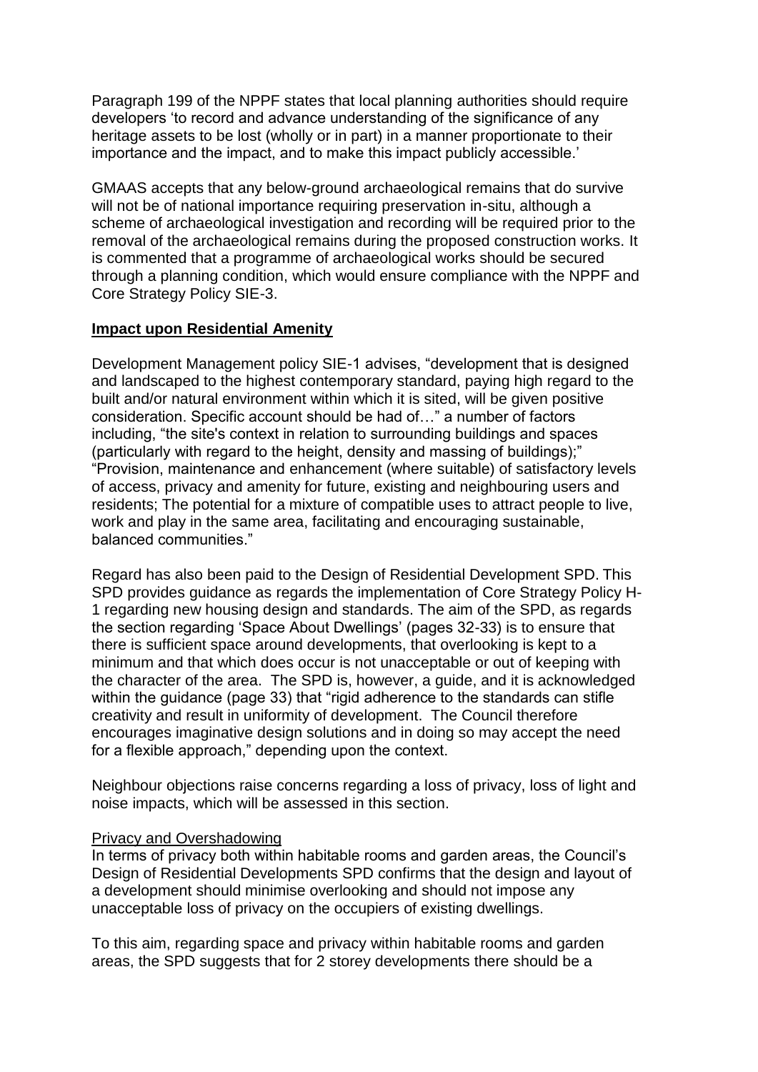Paragraph 199 of the NPPF states that local planning authorities should require developers ‘to record and advance understanding of the significance of any heritage assets to be lost (wholly or in part) in a manner proportionate to their importance and the impact, and to make this impact publicly accessible.’

GMAAS accepts that any below-ground archaeological remains that do survive will not be of national importance requiring preservation in-situ, although a scheme of archaeological investigation and recording will be required prior to the removal of the archaeological remains during the proposed construction works. It is commented that a programme of archaeological works should be secured through a planning condition, which would ensure compliance with the NPPF and Core Strategy Policy SIE-3.

## Impact upon Residential Amenity

Development Management policy SIE-1 advises, “development that is designed and landscaped to the highest contemporary standard, paying high regard to the built and/or natural environment within which it is sited, will be given positive consideration. Specific account should be had of…” a number of factors including, “the site's context in relation to surrounding buildings and spaces (particularly with regard to the height, density and massing of buildings);” “Provision, maintenance and enhancement (where suitable) of satisfactory levels of access, privacy and amenity for future, existing and neighbouring users and residents; The potential for a mixture of compatible uses to attract people to live, work and play in the same area, facilitating and encouraging sustainable, balanced communities.”

Regard has also been paid to the Design of Residential Development SPD. This SPD provides guidance as regards the implementation of Core Strategy Policy H-1 regarding new housing design and standards. The aim of the SPD, as regards the section regarding ‘Space About Dwellings’ (pages 32-33) is to ensure that there is sufficient space around developments, that overlooking is kept to a minimum and that which does occur is not unacceptable or out of keeping with the character of the area. The SPD is, however, a guide, and it is acknowledged within the guidance (page 33) that “rigid adherence to the standards can stifle creativity and result in uniformity of development. The Council therefore encourages imaginative design solutions and in doing so may accept the need for a flexible approach,” depending upon the context.

Neighbour objections raise concerns regarding a loss of privacy, loss of light and noise impacts, which will be assessed in this section.

Privacy and Overshadowing

In terms of privacy both within habitable rooms and garden areas, the Council’s Design of Residential Developments SPD confirms that the design and layout of a development should minimise overlooking and should not impose any unacceptable loss of privacy on the occupiers of existing dwellings.

To this aim, regarding space and privacy within habitable rooms and garden areas, the SPD suggests that for 2 storey developments there should be a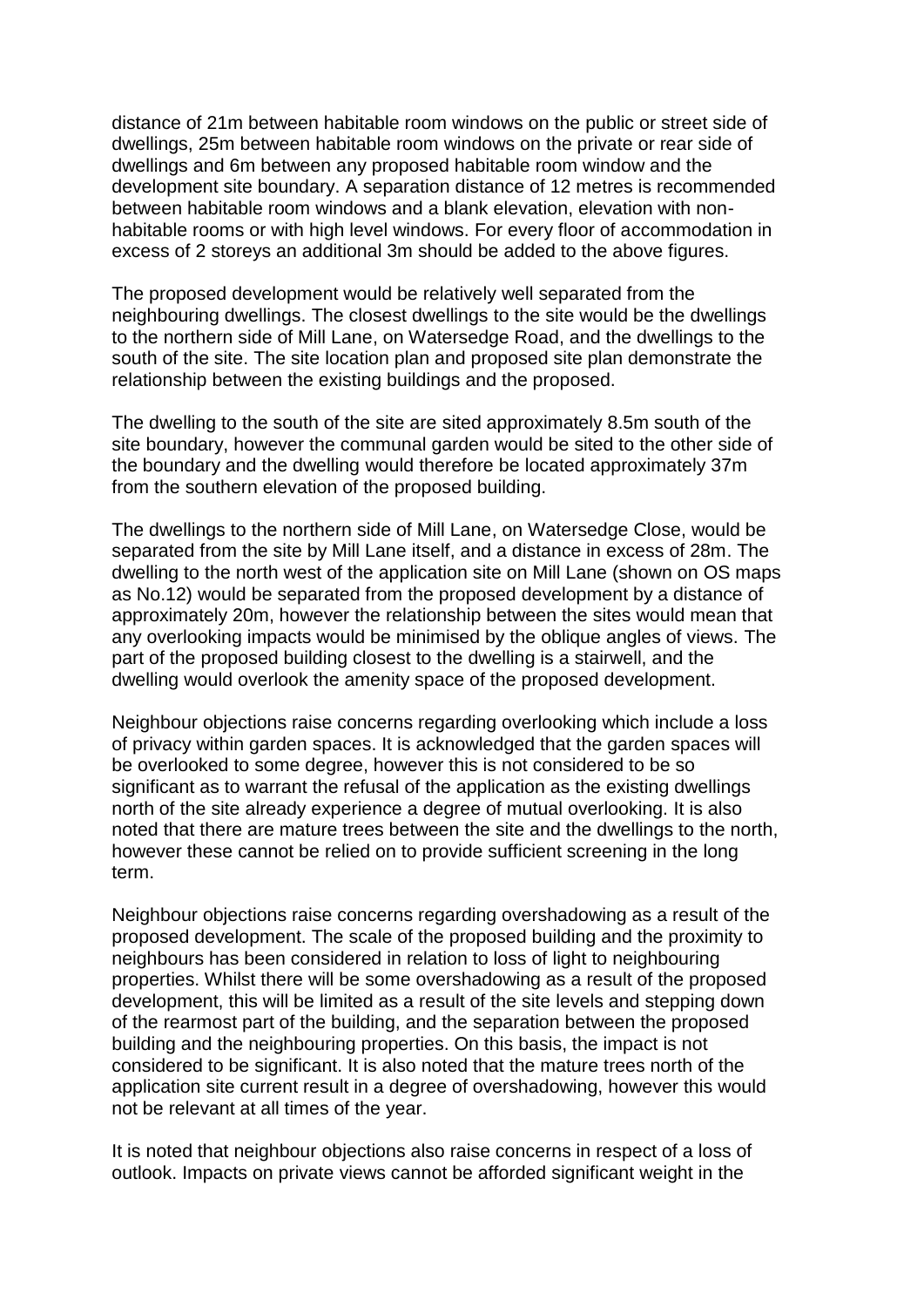distance of 21m between habitable room windows on the public or street side of dwellings, 25m between habitable room windows on the private or rear side of dwellings and 6m between any proposed habitable room window and the development site boundary. A separation distance of 12 metres is recommended between habitable room windows and a blank elevation, elevation with non-habitable rooms or with high level windows. For every floor of accommodation in excess of 2 storeys an additional 3m should be added to the above figures.

The proposed development would be relatively well separated from the neighbouring dwellings. The closest dwellings to the site would be the dwellings to the northern side of Mill Lane, on Watersedge Road, and the dwellings to the south of the site. The site location plan and proposed site plan demonstrate the relationship between the existing buildings and the proposed.

The dwelling to the south of the site are sited approximately 8.5m south of the site boundary, however the communal garden would be sited to the other side of the boundary and the dwelling would therefore be located approximately 37m from the southern elevation of the proposed building.

The dwellings to the northern side of Mill Lane, on Watersedge Close, would be separated from the site by Mill Lane itself, and a distance in excess of 28m. The dwelling to the north west of the application site on Mill Lane (shown on OS maps as No.12) would be separated from the proposed development by a distance of approximately 20m, however the relationship between the sites would mean that any overlooking impacts would be minimised by the oblique angles of views. The part of the proposed building closest to the dwelling is a stairwell, and the dwelling would overlook the amenity space of the proposed development.

Neighbour objections raise concerns regarding overlooking which include a loss of privacy within garden spaces. It is acknowledged that the garden spaces will be overlooked to some degree, however this is not considered to be so significant as to warrant the refusal of the application as the existing dwellings north of the site already experience a degree of mutual overlooking. It is also noted that there are mature trees between the site and the dwellings to the north, however these cannot be relied on to provide sufficient screening in the long term.

Neighbour objections raise concerns regarding overshadowing as a result of the proposed development. The scale of the proposed building and the proximity to neighbours has been considered in relation to loss of light to neighbouring properties. Whilst there will be some overshadowing as a result of the proposed development, this will be limited as a result of the site levels and stepping down of the rearmost part of the building, and the separation between the proposed building and the neighbouring properties. On this basis, the impact is not considered to be significant. It is also noted that the mature trees north of the application site current result in a degree of overshadowing, however this would not be relevant at all times of the year.

It is noted that neighbour objections also raise concerns in respect of a loss of outlook. Impacts on private views cannot be afforded significant weight in the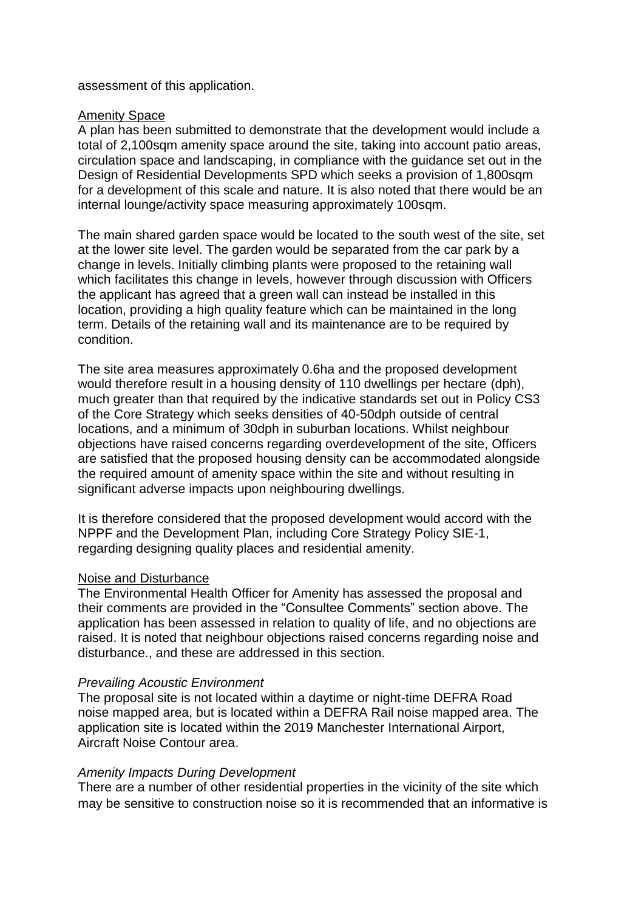assessment of this application.

<u>Amenity Space</u>

A plan has been submitted to demonstrate that the development would include a total of 2,100sqm amenity space around the site, taking into account patio areas, circulation space and landscaping, in compliance with the guidance set out in the Design of Residential Developments SPD which seeks a provision of 1,800sqm for a development of this scale and nature. It is also noted that there would be an internal lounge/activity space measuring approximately 100sqm.

The main shared garden space would be located to the south west of the site, set at the lower site level. The garden would be separated from the car park by a change in levels. Initially climbing plants were proposed to the retaining wall which facilitates this change in levels, however through discussion with Officers the applicant has agreed that a green wall can instead be installed in this location, providing a high quality feature which can be maintained in the long term. Details of the retaining wall and its maintenance are to be required by condition.

The site area measures approximately 0.6ha and the proposed development would therefore result in a housing density of 110 dwellings per hectare (dph), much greater than that required by the indicative standards set out in Policy CS3 of the Core Strategy which seeks densities of 40-50dph outside of central locations, and a minimum of 30dph in suburban locations. Whilst neighbour objections have raised concerns regarding overdevelopment of the site, Officers are satisfied that the proposed housing density can be accommodated alongside the required amount of amenity space within the site and without resulting in significant adverse impacts upon neighbouring dwellings.

It is therefore considered that the proposed development would accord with the NPPF and the Development Plan, including Core Strategy Policy SIE-1, regarding designing quality places and residential amenity.

<u>Noise and Disturbance</u>

The Environmental Health Officer for Amenity has assessed the proposal and their comments are provided in the "Consultee Comments" section above. The application has been assessed in relation to quality of life, and no objections are raised. It is noted that neighbour objections raised concerns regarding noise and disturbance., and these are addressed in this section.

*Prevailing Acoustic Environment*

The proposal site is not located within a daytime or night-time DEFRA Road noise mapped area, but is located within a DEFRA Rail noise mapped area. The application site is located within the 2019 Manchester International Airport, Aircraft Noise Contour area.

*Amenity Impacts During Development*

There are a number of other residential properties in the vicinity of the site which may be sensitive to construction noise so it is recommended that an informative is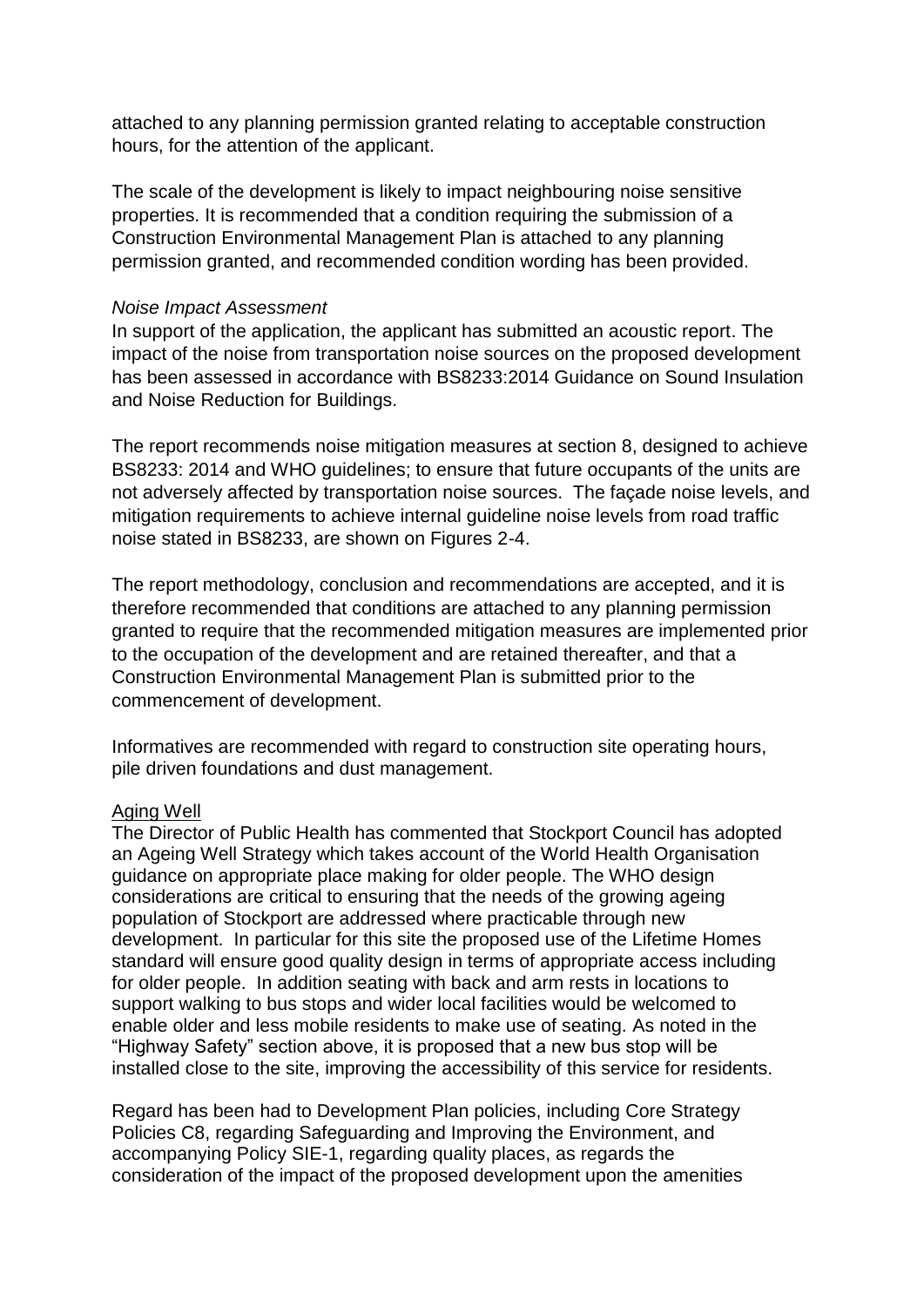attached to any planning permission granted relating to acceptable construction hours, for the attention of the applicant.

The scale of the development is likely to impact neighbouring noise sensitive properties. It is recommended that a condition requiring the submission of a Construction Environmental Management Plan is attached to any planning permission granted, and recommended condition wording has been provided.

*Noise Impact Assessment*

In support of the application, the applicant has submitted an acoustic report. The impact of the noise from transportation noise sources on the proposed development has been assessed in accordance with BS8233:2014 Guidance on Sound Insulation and Noise Reduction for Buildings.

The report recommends noise mitigation measures at section 8, designed to achieve BS8233: 2014 and WHO guidelines; to ensure that future occupants of the units are not adversely affected by transportation noise sources. The façade noise levels, and mitigation requirements to achieve internal guideline noise levels from road traffic noise stated in BS8233, are shown on Figures 2-4.

The report methodology, conclusion and recommendations are accepted, and it is therefore recommended that conditions are attached to any planning permission granted to require that the recommended mitigation measures are implemented prior to the occupation of the development and are retained thereafter, and that a Construction Environmental Management Plan is submitted prior to the commencement of development.

Informatives are recommended with regard to construction site operating hours, pile driven foundations and dust management.

<u>Aging Well</u>

The Director of Public Health has commented that Stockport Council has adopted an Ageing Well Strategy which takes account of the World Health Organisation guidance on appropriate place making for older people. The WHO design considerations are critical to ensuring that the needs of the growing ageing population of Stockport are addressed where practicable through new development. In particular for this site the proposed use of the Lifetime Homes standard will ensure good quality design in terms of appropriate access including for older people. In addition seating with back and arm rests in locations to support walking to bus stops and wider local facilities would be welcomed to enable older and less mobile residents to make use of seating. As noted in the "Highway Safety" section above, it is proposed that a new bus stop will be installed close to the site, improving the accessibility of this service for residents.

Regard has been had to Development Plan policies, including Core Strategy Policies C8, regarding Safeguarding and Improving the Environment, and accompanying Policy SIE-1, regarding quality places, as regards the consideration of the impact of the proposed development upon the amenities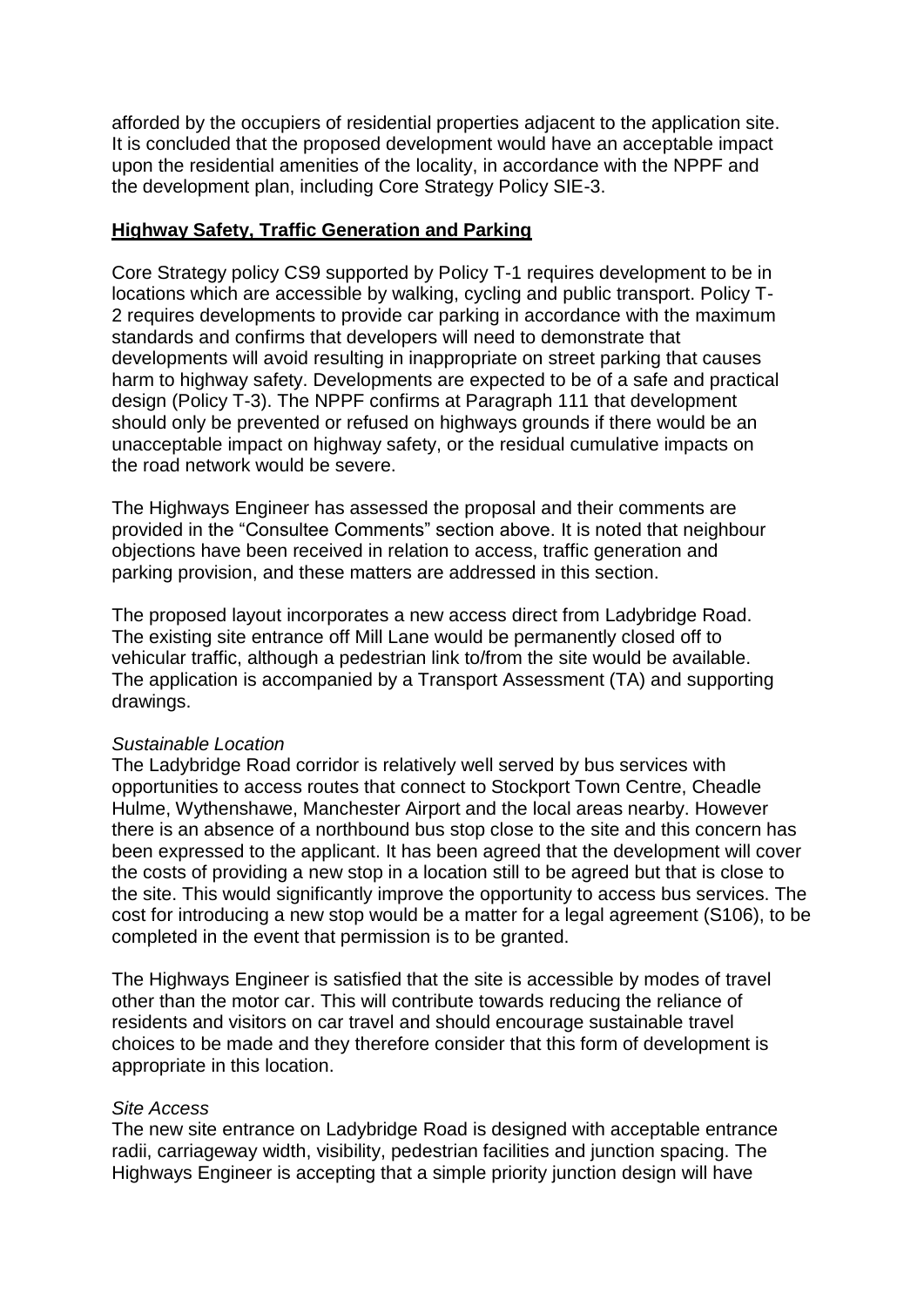afforded by the occupiers of residential properties adjacent to the application site. It is concluded that the proposed development would have an acceptable impact upon the residential amenities of the locality, in accordance with the NPPF and the development plan, including Core Strategy Policy SIE-3.

**Highway Safety, Traffic Generation and Parking**

Core Strategy policy CS9 supported by Policy T-1 requires development to be in locations which are accessible by walking, cycling and public transport. Policy T-2 requires developments to provide car parking in accordance with the maximum standards and confirms that developers will need to demonstrate that developments will avoid resulting in inappropriate on street parking that causes harm to highway safety. Developments are expected to be of a safe and practical design (Policy T-3). The NPPF confirms at Paragraph 111 that development should only be prevented or refused on highways grounds if there would be an unacceptable impact on highway safety, or the residual cumulative impacts on the road network would be severe.

The Highways Engineer has assessed the proposal and their comments are provided in the "Consultee Comments" section above. It is noted that neighbour objections have been received in relation to access, traffic generation and parking provision, and these matters are addressed in this section.

The proposed layout incorporates a new access direct from Ladybridge Road. The existing site entrance off Mill Lane would be permanently closed off to vehicular traffic, although a pedestrian link to/from the site would be available. The application is accompanied by a Transport Assessment (TA) and supporting drawings.

*Sustainable Location*

The Ladybridge Road corridor is relatively well served by bus services with opportunities to access routes that connect to Stockport Town Centre, Cheadle Hulme, Wythenshawe, Manchester Airport and the local areas nearby. However there is an absence of a northbound bus stop close to the site and this concern has been expressed to the applicant. It has been agreed that the development will cover the costs of providing a new stop in a location still to be agreed but that is close to the site. This would significantly improve the opportunity to access bus services. The cost for introducing a new stop would be a matter for a legal agreement (S106), to be completed in the event that permission is to be granted.

The Highways Engineer is satisfied that the site is accessible by modes of travel other than the motor car. This will contribute towards reducing the reliance of residents and visitors on car travel and should encourage sustainable travel choices to be made and they therefore consider that this form of development is appropriate in this location.

*Site Access*

The new site entrance on Ladybridge Road is designed with acceptable entrance radii, carriageway width, visibility, pedestrian facilities and junction spacing. The Highways Engineer is accepting that a simple priority junction design will have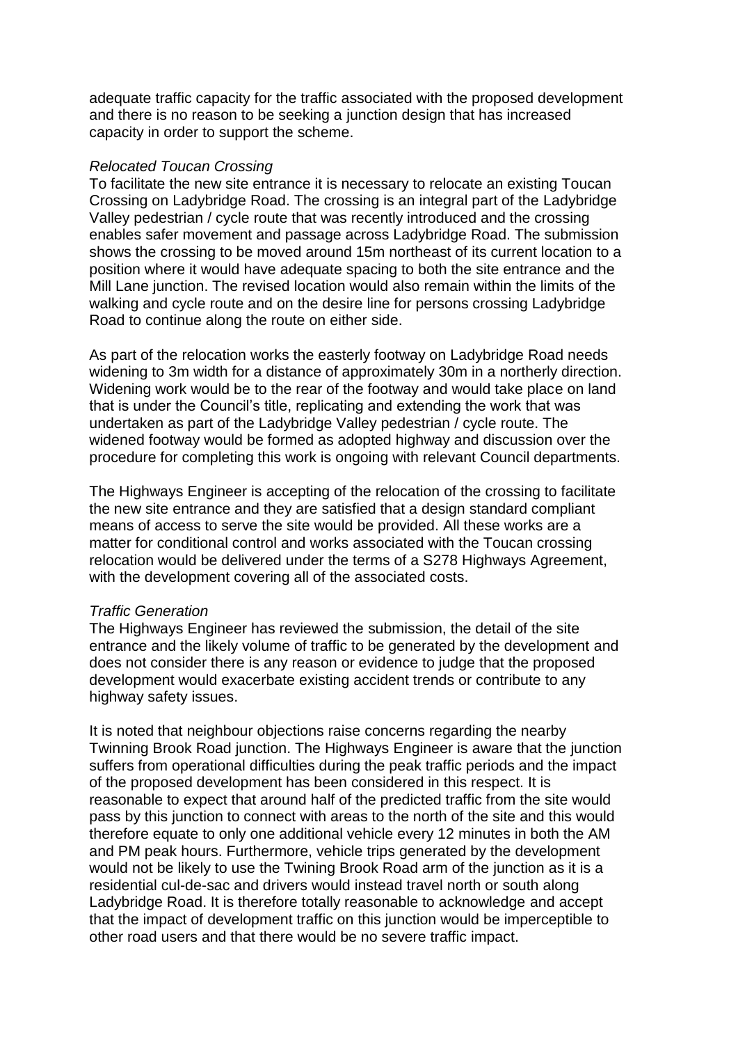adequate traffic capacity for the traffic associated with the proposed development and there is no reason to be seeking a junction design that has increased capacity in order to support the scheme.

*Relocated Toucan Crossing*

To facilitate the new site entrance it is necessary to relocate an existing Toucan Crossing on Ladybridge Road. The crossing is an integral part of the Ladybridge Valley pedestrian / cycle route that was recently introduced and the crossing enables safer movement and passage across Ladybridge Road. The submission shows the crossing to be moved around 15m northeast of its current location to a position where it would have adequate spacing to both the site entrance and the Mill Lane junction. The revised location would also remain within the limits of the walking and cycle route and on the desire line for persons crossing Ladybridge Road to continue along the route on either side.

As part of the relocation works the easterly footway on Ladybridge Road needs widening to 3m width for a distance of approximately 30m in a northerly direction. Widening work would be to the rear of the footway and would take place on land that is under the Council's title, replicating and extending the work that was undertaken as part of the Ladybridge Valley pedestrian / cycle route. The widened footway would be formed as adopted highway and discussion over the procedure for completing this work is ongoing with relevant Council departments.

The Highways Engineer is accepting of the relocation of the crossing to facilitate the new site entrance and they are satisfied that a design standard compliant means of access to serve the site would be provided. All these works are a matter for conditional control and works associated with the Toucan crossing relocation would be delivered under the terms of a S278 Highways Agreement, with the development covering all of the associated costs.

*Traffic Generation*

The Highways Engineer has reviewed the submission, the detail of the site entrance and the likely volume of traffic to be generated by the development and does not consider there is any reason or evidence to judge that the proposed development would exacerbate existing accident trends or contribute to any highway safety issues.

It is noted that neighbour objections raise concerns regarding the nearby Twinning Brook Road junction. The Highways Engineer is aware that the junction suffers from operational difficulties during the peak traffic periods and the impact of the proposed development has been considered in this respect. It is reasonable to expect that around half of the predicted traffic from the site would pass by this junction to connect with areas to the north of the site and this would therefore equate to only one additional vehicle every 12 minutes in both the AM and PM peak hours. Furthermore, vehicle trips generated by the development would not be likely to use the Twining Brook Road arm of the junction as it is a residential cul-de-sac and drivers would instead travel north or south along Ladybridge Road. It is therefore totally reasonable to acknowledge and accept that the impact of development traffic on this junction would be imperceptible to other road users and that there would be no severe traffic impact.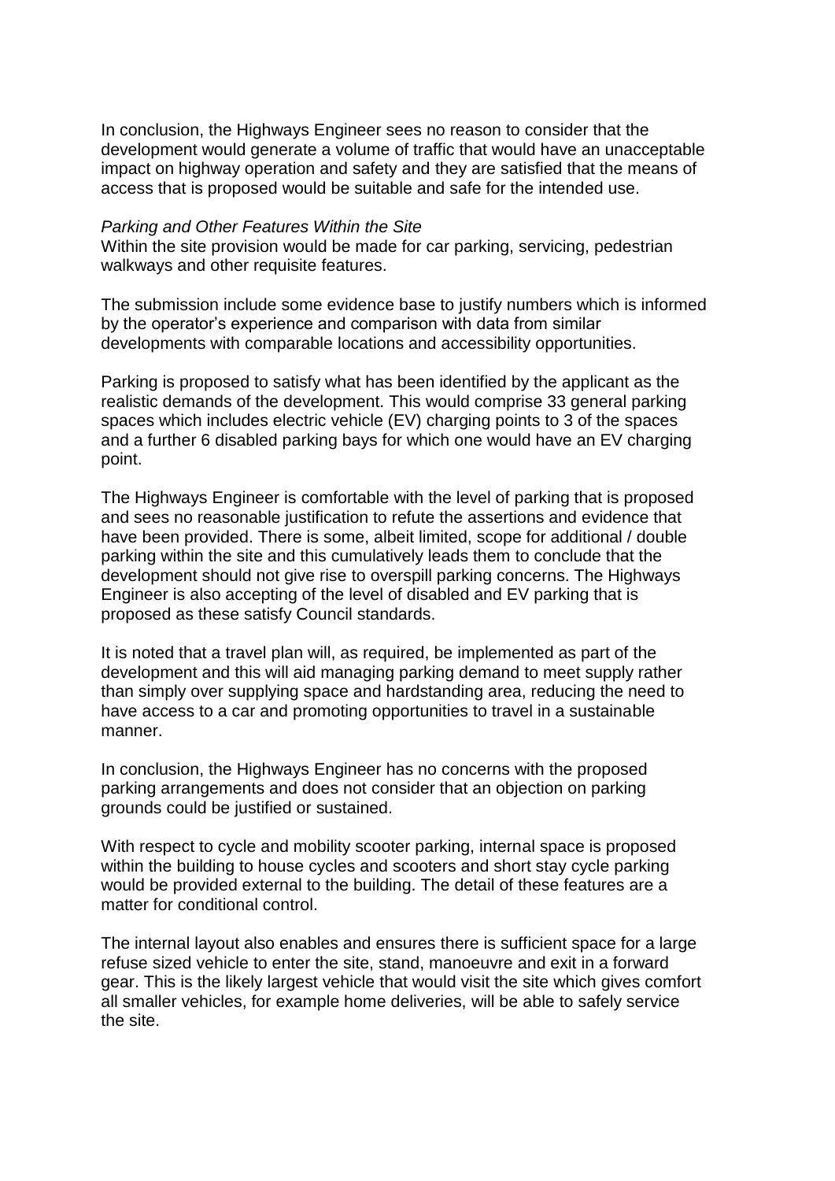In conclusion, the Highways Engineer sees no reason to consider that the development would generate a volume of traffic that would have an unacceptable impact on highway operation and safety and they are satisfied that the means of access that is proposed would be suitable and safe for the intended use.

*Parking and Other Features Within the Site*

Within the site provision would be made for car parking, servicing, pedestrian walkways and other requisite features.

The submission include some evidence base to justify numbers which is informed by the operator's experience and comparison with data from similar developments with comparable locations and accessibility opportunities.

Parking is proposed to satisfy what has been identified by the applicant as the realistic demands of the development. This would comprise 33 general parking spaces which includes electric vehicle (EV) charging points to 3 of the spaces and a further 6 disabled parking bays for which one would have an EV charging point.

The Highways Engineer is comfortable with the level of parking that is proposed and sees no reasonable justification to refute the assertions and evidence that have been provided. There is some, albeit limited, scope for additional / double parking within the site and this cumulatively leads them to conclude that the development should not give rise to overspill parking concerns. The Highways Engineer is also accepting of the level of disabled and EV parking that is proposed as these satisfy Council standards.

It is noted that a travel plan will, as required, be implemented as part of the development and this will aid managing parking demand to meet supply rather than simply over supplying space and hardstanding area, reducing the need to have access to a car and promoting opportunities to travel in a sustainable manner.

In conclusion, the Highways Engineer has no concerns with the proposed parking arrangements and does not consider that an objection on parking grounds could be justified or sustained.

With respect to cycle and mobility scooter parking, internal space is proposed within the building to house cycles and scooters and short stay cycle parking would be provided external to the building. The detail of these features are a matter for conditional control.

The internal layout also enables and ensures there is sufficient space for a large refuse sized vehicle to enter the site, stand, manoeuvre and exit in a forward gear. This is the likely largest vehicle that would visit the site which gives comfort all smaller vehicles, for example home deliveries, will be able to safely service the site.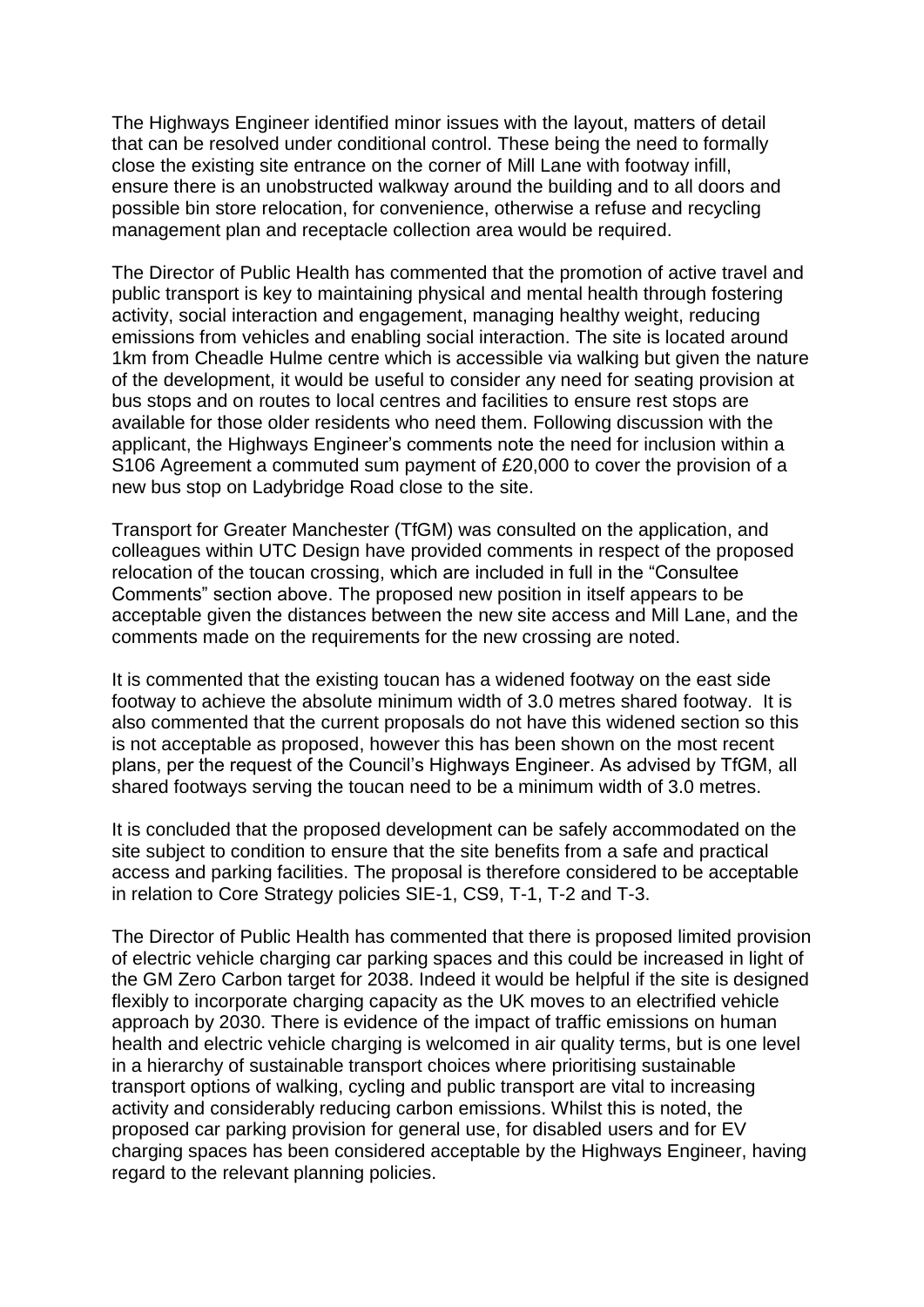The Highways Engineer identified minor issues with the layout, matters of detail that can be resolved under conditional control. These being the need to formally close the existing site entrance on the corner of Mill Lane with footway infill, ensure there is an unobstructed walkway around the building and to all doors and possible bin store relocation, for convenience, otherwise a refuse and recycling management plan and receptacle collection area would be required.

The Director of Public Health has commented that the promotion of active travel and public transport is key to maintaining physical and mental health through fostering activity, social interaction and engagement, managing healthy weight, reducing emissions from vehicles and enabling social interaction. The site is located around 1km from Cheadle Hulme centre which is accessible via walking but given the nature of the development, it would be useful to consider any need for seating provision at bus stops and on routes to local centres and facilities to ensure rest stops are available for those older residents who need them. Following discussion with the applicant, the Highways Engineer's comments note the need for inclusion within a S106 Agreement a commuted sum payment of £20,000 to cover the provision of a new bus stop on Ladybridge Road close to the site.

Transport for Greater Manchester (TfGM) was consulted on the application, and colleagues within UTC Design have provided comments in respect of the proposed relocation of the toucan crossing, which are included in full in the "Consultee Comments" section above. The proposed new position in itself appears to be acceptable given the distances between the new site access and Mill Lane, and the comments made on the requirements for the new crossing are noted.

It is commented that the existing toucan has a widened footway on the east side footway to achieve the absolute minimum width of 3.0 metres shared footway. It is also commented that the current proposals do not have this widened section so this is not acceptable as proposed, however this has been shown on the most recent plans, per the request of the Council's Highways Engineer. As advised by TfGM, all shared footways serving the toucan need to be a minimum width of 3.0 metres.

It is concluded that the proposed development can be safely accommodated on the site subject to condition to ensure that the site benefits from a safe and practical access and parking facilities. The proposal is therefore considered to be acceptable in relation to Core Strategy policies SIE-1, CS9, T-1, T-2 and T-3.

The Director of Public Health has commented that there is proposed limited provision of electric vehicle charging car parking spaces and this could be increased in light of the GM Zero Carbon target for 2038. Indeed it would be helpful if the site is designed flexibly to incorporate charging capacity as the UK moves to an electrified vehicle approach by 2030. There is evidence of the impact of traffic emissions on human health and electric vehicle charging is welcomed in air quality terms, but is one level in a hierarchy of sustainable transport choices where prioritising sustainable transport options of walking, cycling and public transport are vital to increasing activity and considerably reducing carbon emissions. Whilst this is noted, the proposed car parking provision for general use, for disabled users and for EV charging spaces has been considered acceptable by the Highways Engineer, having regard to the relevant planning policies.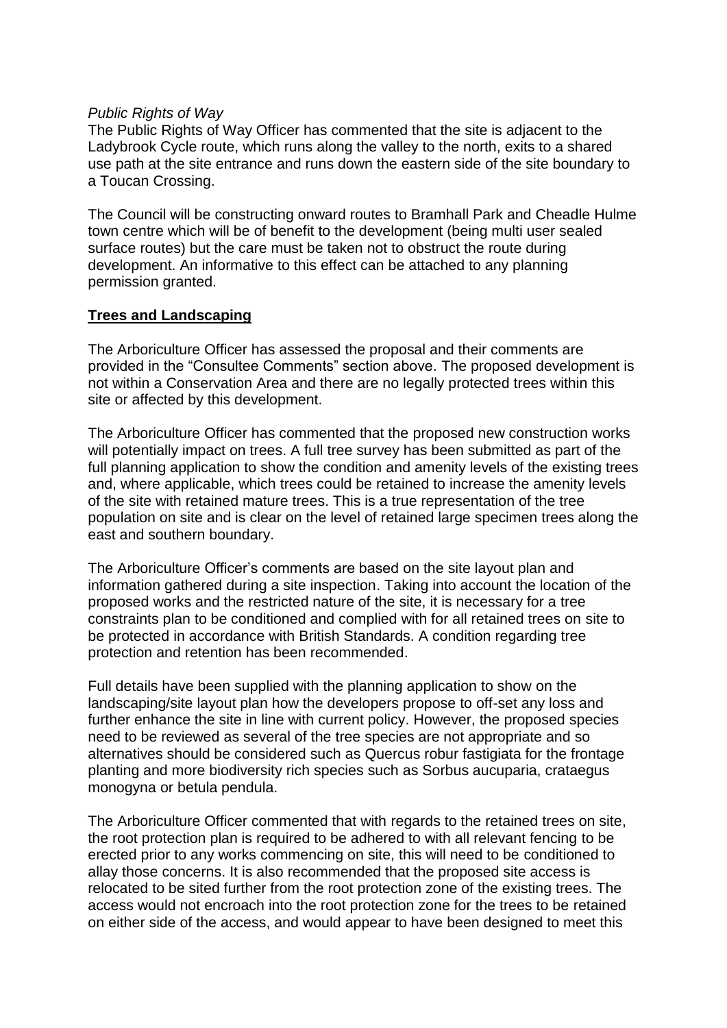*Public Rights of Way*
The Public Rights of Way Officer has commented that the site is adjacent to the Ladybrook Cycle route, which runs along the valley to the north, exits to a shared use path at the site entrance and runs down the eastern side of the site boundary to a Toucan Crossing.

The Council will be constructing onward routes to Bramhall Park and Cheadle Hulme town centre which will be of benefit to the development (being multi user sealed surface routes) but the care must be taken not to obstruct the route during development. An informative to this effect can be attached to any planning permission granted.

**Trees and Landscaping**

The Arboriculture Officer has assessed the proposal and their comments are provided in the "Consultee Comments" section above. The proposed development is not within a Conservation Area and there are no legally protected trees within this site or affected by this development.

The Arboriculture Officer has commented that the proposed new construction works will potentially impact on trees. A full tree survey has been submitted as part of the full planning application to show the condition and amenity levels of the existing trees and, where applicable, which trees could be retained to increase the amenity levels of the site with retained mature trees. This is a true representation of the tree population on site and is clear on the level of retained large specimen trees along the east and southern boundary.

The Arboriculture Officer's comments are based on the site layout plan and information gathered during a site inspection. Taking into account the location of the proposed works and the restricted nature of the site, it is necessary for a tree constraints plan to be conditioned and complied with for all retained trees on site to be protected in accordance with British Standards. A condition regarding tree protection and retention has been recommended.

Full details have been supplied with the planning application to show on the landscaping/site layout plan how the developers propose to off-set any loss and further enhance the site in line with current policy. However, the proposed species need to be reviewed as several of the tree species are not appropriate and so alternatives should be considered such as Quercus robur fastigiata for the frontage planting and more biodiversity rich species such as Sorbus aucuparia, crataegus monogyna or betula pendula.

The Arboriculture Officer commented that with regards to the retained trees on site, the root protection plan is required to be adhered to with all relevant fencing to be erected prior to any works commencing on site, this will need to be conditioned to allay those concerns. It is also recommended that the proposed site access is relocated to be sited further from the root protection zone of the existing trees. The access would not encroach into the root protection zone for the trees to be retained on either side of the access, and would appear to have been designed to meet this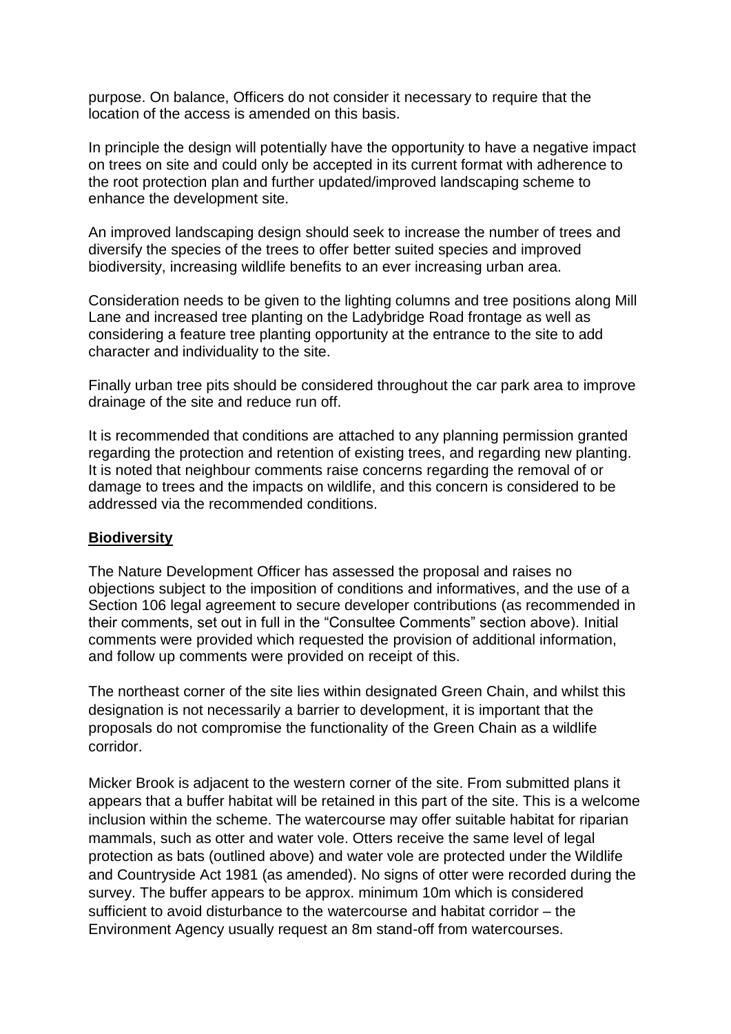purpose. On balance, Officers do not consider it necessary to require that the location of the access is amended on this basis.

In principle the design will potentially have the opportunity to have a negative impact on trees on site and could only be accepted in its current format with adherence to the root protection plan and further updated/improved landscaping scheme to enhance the development site.

An improved landscaping design should seek to increase the number of trees and diversify the species of the trees to offer better suited species and improved biodiversity, increasing wildlife benefits to an ever increasing urban area.

Consideration needs to be given to the lighting columns and tree positions along Mill Lane and increased tree planting on the Ladybridge Road frontage as well as considering a feature tree planting opportunity at the entrance to the site to add character and individuality to the site.

Finally urban tree pits should be considered throughout the car park area to improve drainage of the site and reduce run off.

It is recommended that conditions are attached to any planning permission granted regarding the protection and retention of existing trees, and regarding new planting. It is noted that neighbour comments raise concerns regarding the removal of or damage to trees and the impacts on wildlife, and this concern is considered to be addressed via the recommended conditions.

**Biodiversity**

The Nature Development Officer has assessed the proposal and raises no objections subject to the imposition of conditions and informatives, and the use of a Section 106 legal agreement to secure developer contributions (as recommended in their comments, set out in full in the "Consultee Comments" section above). Initial comments were provided which requested the provision of additional information, and follow up comments were provided on receipt of this.

The northeast corner of the site lies within designated Green Chain, and whilst this designation is not necessarily a barrier to development, it is important that the proposals do not compromise the functionality of the Green Chain as a wildlife corridor.

Micker Brook is adjacent to the western corner of the site. From submitted plans it appears that a buffer habitat will be retained in this part of the site. This is a welcome inclusion within the scheme. The watercourse may offer suitable habitat for riparian mammals, such as otter and water vole. Otters receive the same level of legal protection as bats (outlined above) and water vole are protected under the Wildlife and Countryside Act 1981 (as amended). No signs of otter were recorded during the survey. The buffer appears to be approx. minimum 10m which is considered sufficient to avoid disturbance to the watercourse and habitat corridor – the Environment Agency usually request an 8m stand-off from watercourses.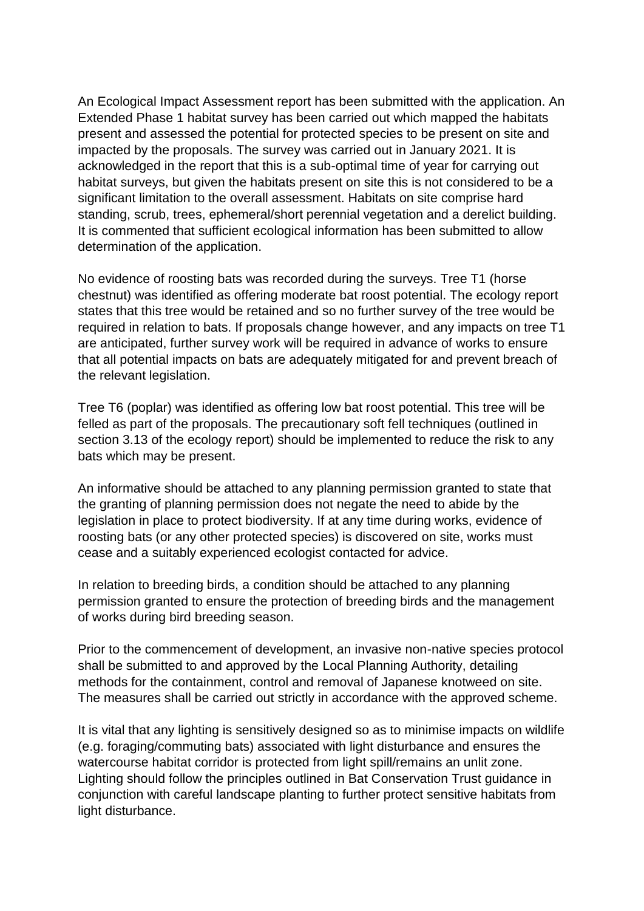An Ecological Impact Assessment report has been submitted with the application. An Extended Phase 1 habitat survey has been carried out which mapped the habitats present and assessed the potential for protected species to be present on site and impacted by the proposals. The survey was carried out in January 2021. It is acknowledged in the report that this is a sub-optimal time of year for carrying out habitat surveys, but given the habitats present on site this is not considered to be a significant limitation to the overall assessment. Habitats on site comprise hard standing, scrub, trees, ephemeral/short perennial vegetation and a derelict building. It is commented that sufficient ecological information has been submitted to allow determination of the application.

No evidence of roosting bats was recorded during the surveys. Tree T1 (horse chestnut) was identified as offering moderate bat roost potential. The ecology report states that this tree would be retained and so no further survey of the tree would be required in relation to bats. If proposals change however, and any impacts on tree T1 are anticipated, further survey work will be required in advance of works to ensure that all potential impacts on bats are adequately mitigated for and prevent breach of the relevant legislation.

Tree T6 (poplar) was identified as offering low bat roost potential. This tree will be felled as part of the proposals. The precautionary soft fell techniques (outlined in section 3.13 of the ecology report) should be implemented to reduce the risk to any bats which may be present.

An informative should be attached to any planning permission granted to state that the granting of planning permission does not negate the need to abide by the legislation in place to protect biodiversity. If at any time during works, evidence of roosting bats (or any other protected species) is discovered on site, works must cease and a suitably experienced ecologist contacted for advice.

In relation to breeding birds, a condition should be attached to any planning permission granted to ensure the protection of breeding birds and the management of works during bird breeding season.

Prior to the commencement of development, an invasive non-native species protocol shall be submitted to and approved by the Local Planning Authority, detailing methods for the containment, control and removal of Japanese knotweed on site. The measures shall be carried out strictly in accordance with the approved scheme.

It is vital that any lighting is sensitively designed so as to minimise impacts on wildlife (e.g. foraging/commuting bats) associated with light disturbance and ensures the watercourse habitat corridor is protected from light spill/remains an unlit zone. Lighting should follow the principles outlined in Bat Conservation Trust guidance in conjunction with careful landscape planting to further protect sensitive habitats from light disturbance.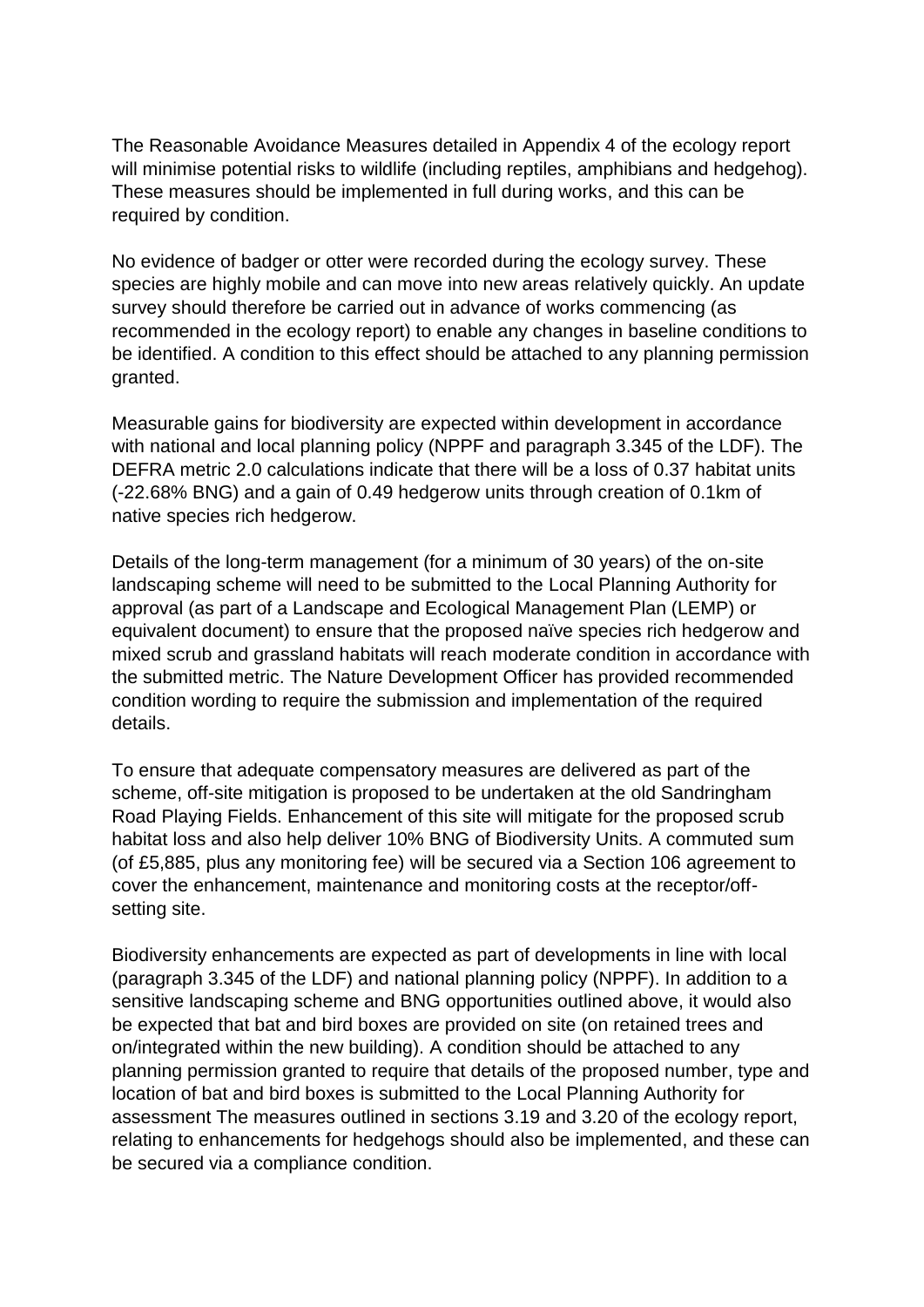The Reasonable Avoidance Measures detailed in Appendix 4 of the ecology report will minimise potential risks to wildlife (including reptiles, amphibians and hedgehog). These measures should be implemented in full during works, and this can be required by condition.

No evidence of badger or otter were recorded during the ecology survey. These species are highly mobile and can move into new areas relatively quickly. An update survey should therefore be carried out in advance of works commencing (as recommended in the ecology report) to enable any changes in baseline conditions to be identified. A condition to this effect should be attached to any planning permission granted.

Measurable gains for biodiversity are expected within development in accordance with national and local planning policy (NPPF and paragraph 3.345 of the LDF). The DEFRA metric 2.0 calculations indicate that there will be a loss of 0.37 habitat units (-22.68% BNG) and a gain of 0.49 hedgerow units through creation of 0.1km of native species rich hedgerow.

Details of the long-term management (for a minimum of 30 years) of the on-site landscaping scheme will need to be submitted to the Local Planning Authority for approval (as part of a Landscape and Ecological Management Plan (LEMP) or equivalent document) to ensure that the proposed naïve species rich hedgerow and mixed scrub and grassland habitats will reach moderate condition in accordance with the submitted metric. The Nature Development Officer has provided recommended condition wording to require the submission and implementation of the required details.

To ensure that adequate compensatory measures are delivered as part of the scheme, off-site mitigation is proposed to be undertaken at the old Sandringham Road Playing Fields. Enhancement of this site will mitigate for the proposed scrub habitat loss and also help deliver 10% BNG of Biodiversity Units. A commuted sum (of £5,885, plus any monitoring fee) will be secured via a Section 106 agreement to cover the enhancement, maintenance and monitoring costs at the receptor/off-setting site.

Biodiversity enhancements are expected as part of developments in line with local (paragraph 3.345 of the LDF) and national planning policy (NPPF). In addition to a sensitive landscaping scheme and BNG opportunities outlined above, it would also be expected that bat and bird boxes are provided on site (on retained trees and on/integrated within the new building). A condition should be attached to any planning permission granted to require that details of the proposed number, type and location of bat and bird boxes is submitted to the Local Planning Authority for assessment The measures outlined in sections 3.19 and 3.20 of the ecology report, relating to enhancements for hedgehogs should also be implemented, and these can be secured via a compliance condition.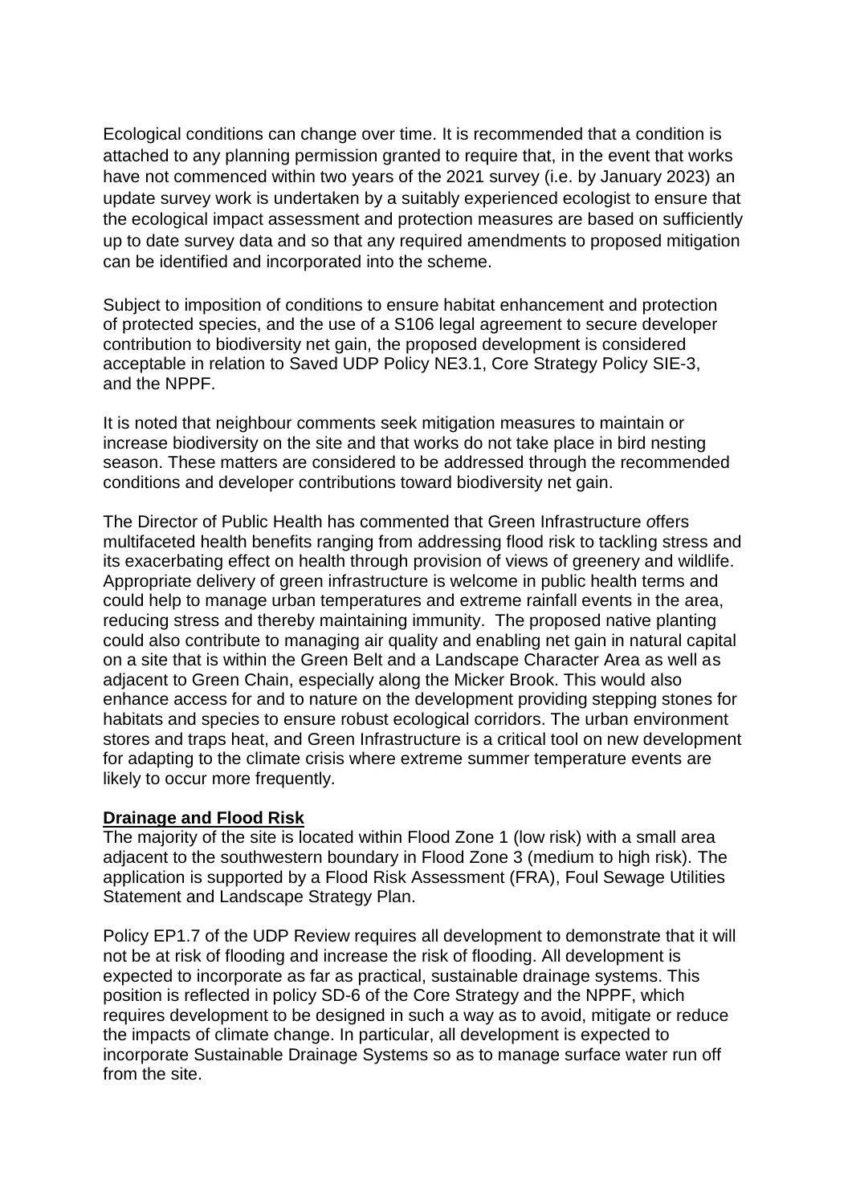Ecological conditions can change over time. It is recommended that a condition is attached to any planning permission granted to require that, in the event that works have not commenced within two years of the 2021 survey (i.e. by January 2023) an update survey work is undertaken by a suitably experienced ecologist to ensure that the ecological impact assessment and protection measures are based on sufficiently up to date survey data and so that any required amendments to proposed mitigation can be identified and incorporated into the scheme.

Subject to imposition of conditions to ensure habitat enhancement and protection of protected species, and the use of a S106 legal agreement to secure developer contribution to biodiversity net gain, the proposed development is considered acceptable in relation to Saved UDP Policy NE3.1, Core Strategy Policy SIE-3, and the NPPF.

It is noted that neighbour comments seek mitigation measures to maintain or increase biodiversity on the site and that works do not take place in bird nesting season. These matters are considered to be addressed through the recommended conditions and developer contributions toward biodiversity net gain.

The Director of Public Health has commented that Green Infrastructure offers multifaceted health benefits ranging from addressing flood risk to tackling stress and its exacerbating effect on health through provision of views of greenery and wildlife. Appropriate delivery of green infrastructure is welcome in public health terms and could help to manage urban temperatures and extreme rainfall events in the area, reducing stress and thereby maintaining immunity. The proposed native planting could also contribute to managing air quality and enabling net gain in natural capital on a site that is within the Green Belt and a Landscape Character Area as well as adjacent to Green Chain, especially along the Micker Brook. This would also enhance access for and to nature on the development providing stepping stones for habitats and species to ensure robust ecological corridors. The urban environment stores and traps heat, and Green Infrastructure is a critical tool on new development for adapting to the climate crisis where extreme summer temperature events are likely to occur more frequently.

**Drainage and Flood Risk**

The majority of the site is located within Flood Zone 1 (low risk) with a small area adjacent to the southwestern boundary in Flood Zone 3 (medium to high risk). The application is supported by a Flood Risk Assessment (FRA), Foul Sewage Utilities Statement and Landscape Strategy Plan.

Policy EP1.7 of the UDP Review requires all development to demonstrate that it will not be at risk of flooding and increase the risk of flooding. All development is expected to incorporate as far as practical, sustainable drainage systems. This position is reflected in policy SD-6 of the Core Strategy and the NPPF, which requires development to be designed in such a way as to avoid, mitigate or reduce the impacts of climate change. In particular, all development is expected to incorporate Sustainable Drainage Systems so as to manage surface water run off from the site.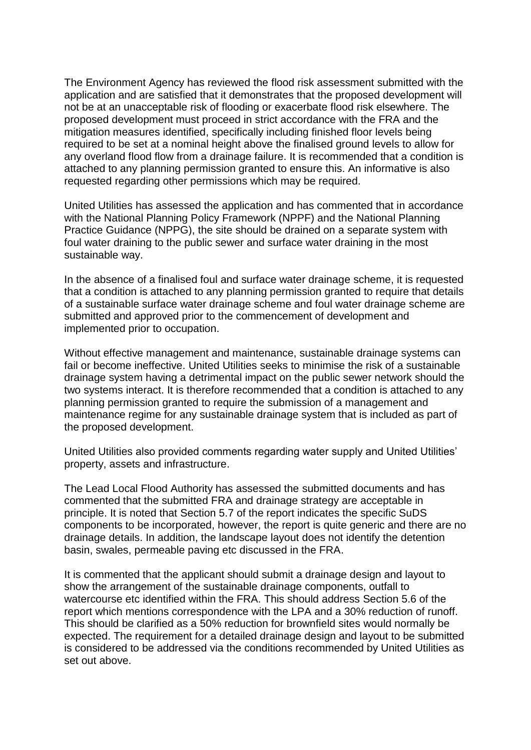The Environment Agency has reviewed the flood risk assessment submitted with the application and are satisfied that it demonstrates that the proposed development will not be at an unacceptable risk of flooding or exacerbate flood risk elsewhere. The proposed development must proceed in strict accordance with the FRA and the mitigation measures identified, specifically including finished floor levels being required to be set at a nominal height above the finalised ground levels to allow for any overland flood flow from a drainage failure. It is recommended that a condition is attached to any planning permission granted to ensure this. An informative is also requested regarding other permissions which may be required.

United Utilities has assessed the application and has commented that in accordance with the National Planning Policy Framework (NPPF) and the National Planning Practice Guidance (NPPG), the site should be drained on a separate system with foul water draining to the public sewer and surface water draining in the most sustainable way.

In the absence of a finalised foul and surface water drainage scheme, it is requested that a condition is attached to any planning permission granted to require that details of a sustainable surface water drainage scheme and foul water drainage scheme are submitted and approved prior to the commencement of development and implemented prior to occupation.

Without effective management and maintenance, sustainable drainage systems can fail or become ineffective. United Utilities seeks to minimise the risk of a sustainable drainage system having a detrimental impact on the public sewer network should the two systems interact. It is therefore recommended that a condition is attached to any planning permission granted to require the submission of a management and maintenance regime for any sustainable drainage system that is included as part of the proposed development.

United Utilities also provided comments regarding water supply and United Utilities' property, assets and infrastructure.

The Lead Local Flood Authority has assessed the submitted documents and has commented that the submitted FRA and drainage strategy are acceptable in principle. It is noted that Section 5.7 of the report indicates the specific SuDS components to be incorporated, however, the report is quite generic and there are no drainage details. In addition, the landscape layout does not identify the detention basin, swales, permeable paving etc discussed in the FRA.

It is commented that the applicant should submit a drainage design and layout to show the arrangement of the sustainable drainage components, outfall to watercourse etc identified within the FRA. This should address Section 5.6 of the report which mentions correspondence with the LPA and a 30% reduction of runoff. This should be clarified as a 50% reduction for brownfield sites would normally be expected. The requirement for a detailed drainage design and layout to be submitted is considered to be addressed via the conditions recommended by United Utilities as set out above.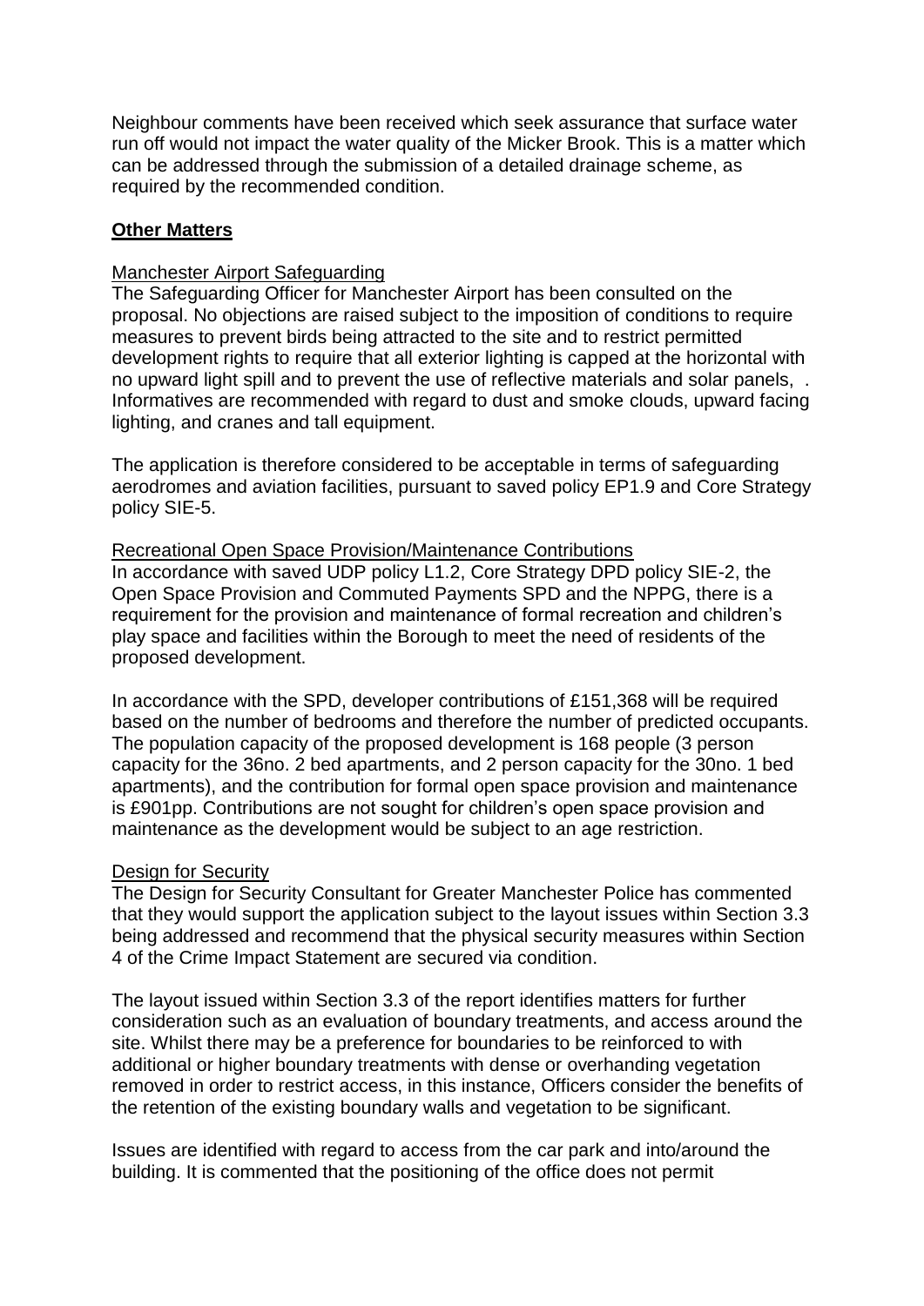Neighbour comments have been received which seek assurance that surface water run off would not impact the water quality of the Micker Brook. This is a matter which can be addressed through the submission of a detailed drainage scheme, as required by the recommended condition.

## **Other Matters**

Manchester Airport Safeguarding

The Safeguarding Officer for Manchester Airport has been consulted on the proposal. No objections are raised subject to the imposition of conditions to require measures to prevent birds being attracted to the site and to restrict permitted development rights to require that all exterior lighting is capped at the horizontal with no upward light spill and to prevent the use of reflective materials and solar panels, . Informatives are recommended with regard to dust and smoke clouds, upward facing lighting, and cranes and tall equipment.

The application is therefore considered to be acceptable in terms of safeguarding aerodromes and aviation facilities, pursuant to saved policy EP1.9 and Core Strategy policy SIE-5.

Recreational Open Space Provision/Maintenance Contributions

In accordance with saved UDP policy L1.2, Core Strategy DPD policy SIE-2, the Open Space Provision and Commuted Payments SPD and the NPPG, there is a requirement for the provision and maintenance of formal recreation and children's play space and facilities within the Borough to meet the need of residents of the proposed development.

In accordance with the SPD, developer contributions of £151,368 will be required based on the number of bedrooms and therefore the number of predicted occupants. The population capacity of the proposed development is 168 people (3 person capacity for the 36no. 2 bed apartments, and 2 person capacity for the 30no. 1 bed apartments), and the contribution for formal open space provision and maintenance is £901pp. Contributions are not sought for children's open space provision and maintenance as the development would be subject to an age restriction.

Design for Security

The Design for Security Consultant for Greater Manchester Police has commented that they would support the application subject to the layout issues within Section 3.3 being addressed and recommend that the physical security measures within Section 4 of the Crime Impact Statement are secured via condition.

The layout issued within Section 3.3 of the report identifies matters for further consideration such as an evaluation of boundary treatments, and access around the site. Whilst there may be a preference for boundaries to be reinforced to with additional or higher boundary treatments with dense or overhanding vegetation removed in order to restrict access, in this instance, Officers consider the benefits of the retention of the existing boundary walls and vegetation to be significant.

Issues are identified with regard to access from the car park and into/around the building. It is commented that the positioning of the office does not permit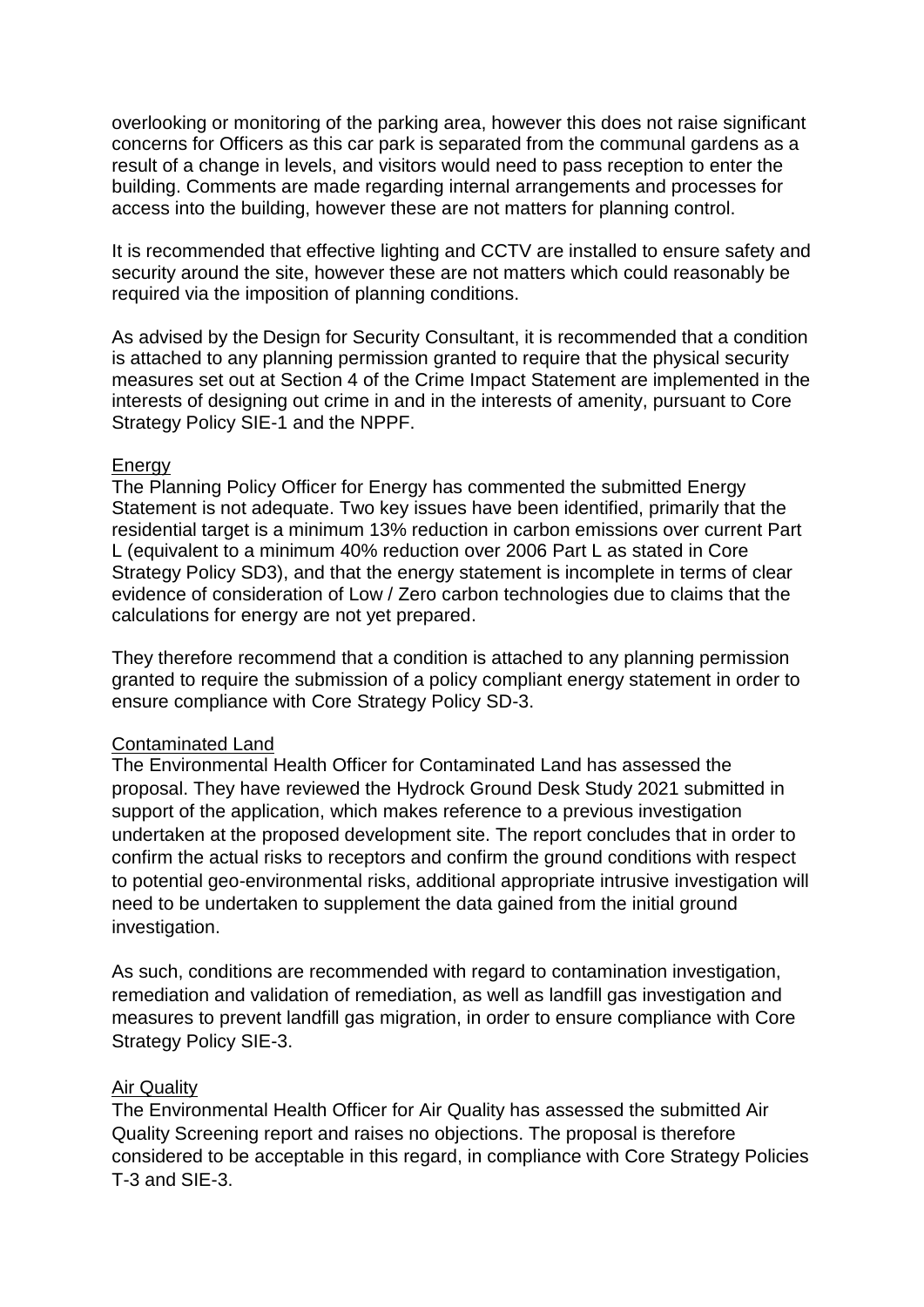overlooking or monitoring of the parking area, however this does not raise significant concerns for Officers as this car park is separated from the communal gardens as a result of a change in levels, and visitors would need to pass reception to enter the building. Comments are made regarding internal arrangements and processes for access into the building, however these are not matters for planning control.

It is recommended that effective lighting and CCTV are installed to ensure safety and security around the site, however these are not matters which could reasonably be required via the imposition of planning conditions.

As advised by the Design for Security Consultant, it is recommended that a condition is attached to any planning permission granted to require that the physical security measures set out at Section 4 of the Crime Impact Statement are implemented in the interests of designing out crime in and in the interests of amenity, pursuant to Core Strategy Policy SIE-1 and the NPPF.

Energy

The Planning Policy Officer for Energy has commented the submitted Energy Statement is not adequate. Two key issues have been identified, primarily that the residential target is a minimum 13% reduction in carbon emissions over current Part L (equivalent to a minimum 40% reduction over 2006 Part L as stated in Core Strategy Policy SD3), and that the energy statement is incomplete in terms of clear evidence of consideration of Low / Zero carbon technologies due to claims that the calculations for energy are not yet prepared.

They therefore recommend that a condition is attached to any planning permission granted to require the submission of a policy compliant energy statement in order to ensure compliance with Core Strategy Policy SD-3.

Contaminated Land

The Environmental Health Officer for Contaminated Land has assessed the proposal. They have reviewed the Hydrock Ground Desk Study 2021 submitted in support of the application, which makes reference to a previous investigation undertaken at the proposed development site. The report concludes that in order to confirm the actual risks to receptors and confirm the ground conditions with respect to potential geo-environmental risks, additional appropriate intrusive investigation will need to be undertaken to supplement the data gained from the initial ground investigation.

As such, conditions are recommended with regard to contamination investigation, remediation and validation of remediation, as well as landfill gas investigation and measures to prevent landfill gas migration, in order to ensure compliance with Core Strategy Policy SIE-3.

Air Quality

The Environmental Health Officer for Air Quality has assessed the submitted Air Quality Screening report and raises no objections. The proposal is therefore considered to be acceptable in this regard, in compliance with Core Strategy Policies T-3 and SIE-3.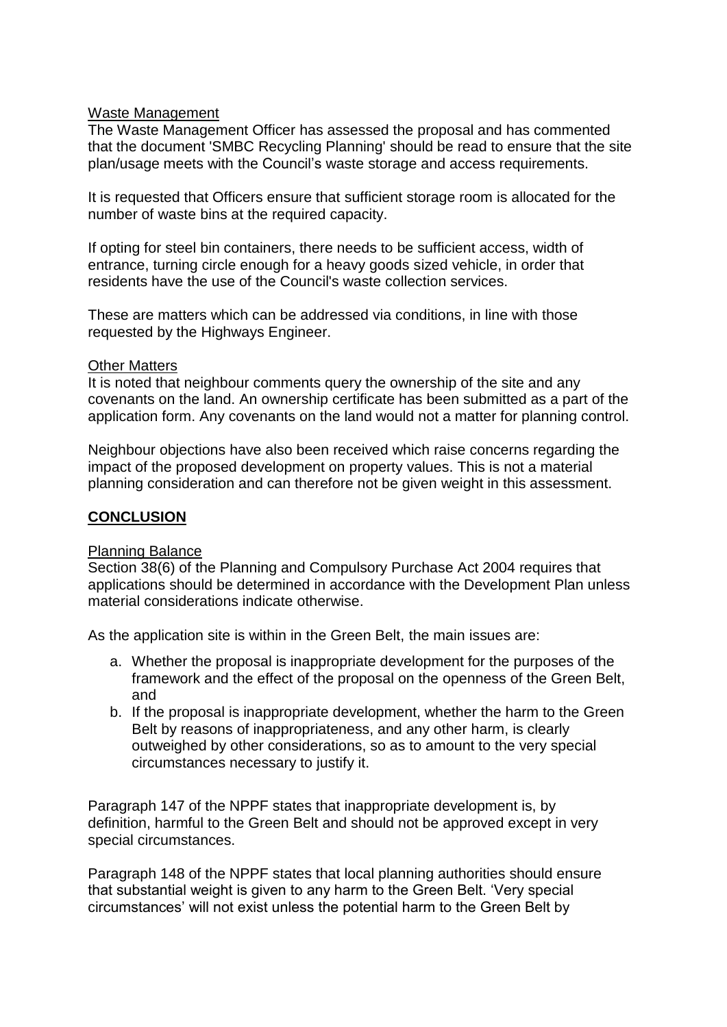Waste Management

The Waste Management Officer has assessed the proposal and has commented that the document 'SMBC Recycling Planning' should be read to ensure that the site plan/usage meets with the Council's waste storage and access requirements.

It is requested that Officers ensure that sufficient storage room is allocated for the number of waste bins at the required capacity.

If opting for steel bin containers, there needs to be sufficient access, width of entrance, turning circle enough for a heavy goods sized vehicle, in order that residents have the use of the Council's waste collection services.

These are matters which can be addressed via conditions, in line with those requested by the Highways Engineer.

Other Matters

It is noted that neighbour comments query the ownership of the site and any covenants on the land. An ownership certificate has been submitted as a part of the application form. Any covenants on the land would not a matter for planning control.

Neighbour objections have also been received which raise concerns regarding the impact of the proposed development on property values. This is not a material planning consideration and can therefore not be given weight in this assessment.

## CONCLUSION

Planning Balance

Section 38(6) of the Planning and Compulsory Purchase Act 2004 requires that applications should be determined in accordance with the Development Plan unless material considerations indicate otherwise.

As the application site is within in the Green Belt, the main issues are:

a. Whether the proposal is inappropriate development for the purposes of the framework and the effect of the proposal on the openness of the Green Belt, and
b. If the proposal is inappropriate development, whether the harm to the Green Belt by reasons of inappropriateness, and any other harm, is clearly outweighed by other considerations, so as to amount to the very special circumstances necessary to justify it.

Paragraph 147 of the NPPF states that inappropriate development is, by definition, harmful to the Green Belt and should not be approved except in very special circumstances.

Paragraph 148 of the NPPF states that local planning authorities should ensure that substantial weight is given to any harm to the Green Belt. 'Very special circumstances' will not exist unless the potential harm to the Green Belt by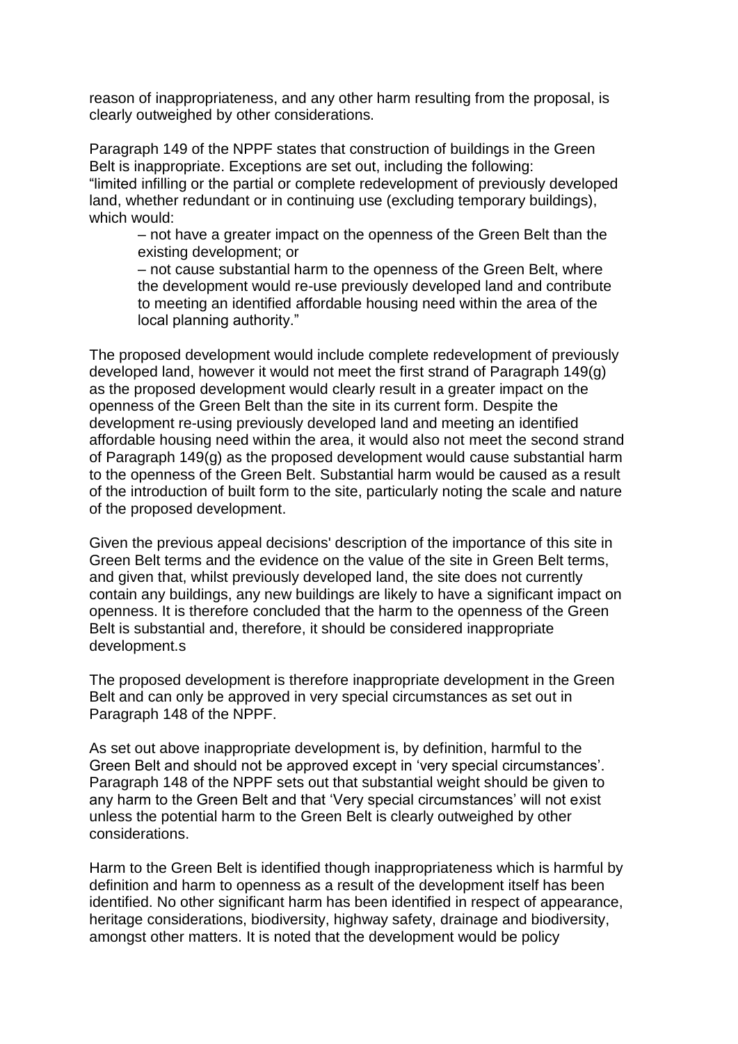reason of inappropriateness, and any other harm resulting from the proposal, is clearly outweighed by other considerations.

Paragraph 149 of the NPPF states that construction of buildings in the Green Belt is inappropriate. Exceptions are set out, including the following:
"limited infilling or the partial or complete redevelopment of previously developed land, whether redundant or in continuing use (excluding temporary buildings), which would:

> – not have a greater impact on the openness of the Green Belt than the existing development; or
>
> – not cause substantial harm to the openness of the Green Belt, where the development would re-use previously developed land and contribute to meeting an identified affordable housing need within the area of the local planning authority."

The proposed development would include complete redevelopment of previously developed land, however it would not meet the first strand of Paragraph 149(g) as the proposed development would clearly result in a greater impact on the openness of the Green Belt than the site in its current form. Despite the development re-using previously developed land and meeting an identified affordable housing need within the area, it would also not meet the second strand of Paragraph 149(g) as the proposed development would cause substantial harm to the openness of the Green Belt. Substantial harm would be caused as a result of the introduction of built form to the site, particularly noting the scale and nature of the proposed development.

Given the previous appeal decisions' description of the importance of this site in Green Belt terms and the evidence on the value of the site in Green Belt terms, and given that, whilst previously developed land, the site does not currently contain any buildings, any new buildings are likely to have a significant impact on openness. It is therefore concluded that the harm to the openness of the Green Belt is substantial and, therefore, it should be considered inappropriate development.s

The proposed development is therefore inappropriate development in the Green Belt and can only be approved in very special circumstances as set out in Paragraph 148 of the NPPF.

As set out above inappropriate development is, by definition, harmful to the Green Belt and should not be approved except in 'very special circumstances'. Paragraph 148 of the NPPF sets out that substantial weight should be given to any harm to the Green Belt and that 'Very special circumstances' will not exist unless the potential harm to the Green Belt is clearly outweighed by other considerations.

Harm to the Green Belt is identified though inappropriateness which is harmful by definition and harm to openness as a result of the development itself has been identified. No other significant harm has been identified in respect of appearance, heritage considerations, biodiversity, highway safety, drainage and biodiversity, amongst other matters. It is noted that the development would be policy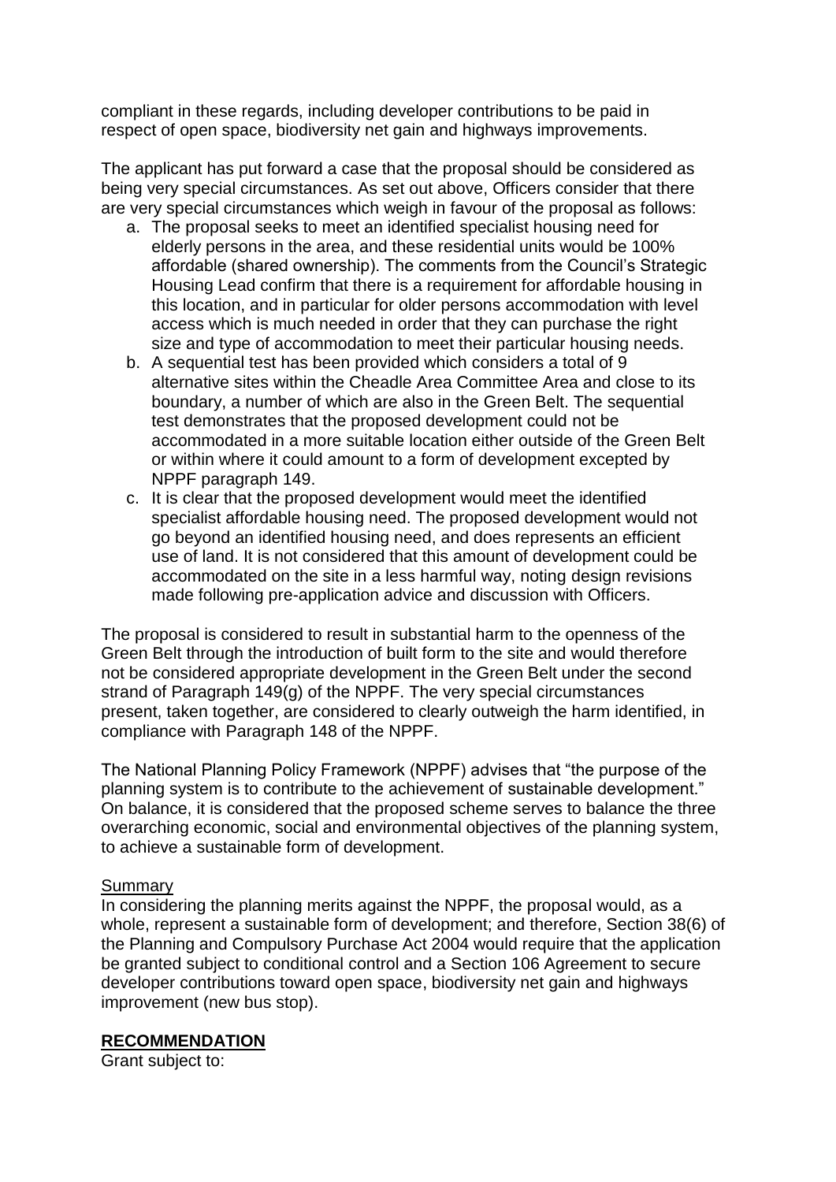compliant in these regards, including developer contributions to be paid in respect of open space, biodiversity net gain and highways improvements.

The applicant has put forward a case that the proposal should be considered as being very special circumstances. As set out above, Officers consider that there are very special circumstances which weigh in favour of the proposal as follows:

a. The proposal seeks to meet an identified specialist housing need for elderly persons in the area, and these residential units would be 100% affordable (shared ownership). The comments from the Council's Strategic Housing Lead confirm that there is a requirement for affordable housing in this location, and in particular for older persons accommodation with level access which is much needed in order that they can purchase the right size and type of accommodation to meet their particular housing needs.
b. A sequential test has been provided which considers a total of 9 alternative sites within the Cheadle Area Committee Area and close to its boundary, a number of which are also in the Green Belt. The sequential test demonstrates that the proposed development could not be accommodated in a more suitable location either outside of the Green Belt or within where it could amount to a form of development excepted by NPPF paragraph 149.
c. It is clear that the proposed development would meet the identified specialist affordable housing need. The proposed development would not go beyond an identified housing need, and does represents an efficient use of land. It is not considered that this amount of development could be accommodated on the site in a less harmful way, noting design revisions made following pre-application advice and discussion with Officers.

The proposal is considered to result in substantial harm to the openness of the Green Belt through the introduction of built form to the site and would therefore not be considered appropriate development in the Green Belt under the second strand of Paragraph 149(g) of the NPPF. The very special circumstances present, taken together, are considered to clearly outweigh the harm identified, in compliance with Paragraph 148 of the NPPF.

The National Planning Policy Framework (NPPF) advises that "the purpose of the planning system is to contribute to the achievement of sustainable development." On balance, it is considered that the proposed scheme serves to balance the three overarching economic, social and environmental objectives of the planning system, to achieve a sustainable form of development.

Summary

In considering the planning merits against the NPPF, the proposal would, as a whole, represent a sustainable form of development; and therefore, Section 38(6) of the Planning and Compulsory Purchase Act 2004 would require that the application be granted subject to conditional control and a Section 106 Agreement to secure developer contributions toward open space, biodiversity net gain and highways improvement (new bus stop).

**RECOMMENDATION**

Grant subject to: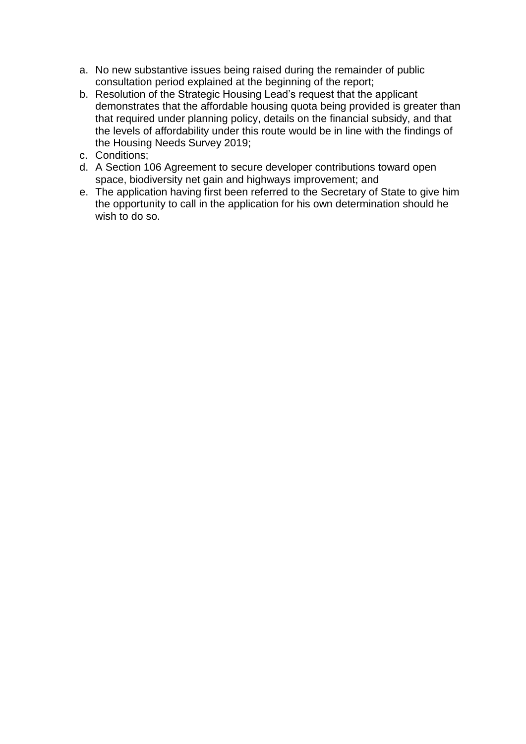a. No new substantive issues being raised during the remainder of public consultation period explained at the beginning of the report;
b. Resolution of the Strategic Housing Lead's request that the applicant demonstrates that the affordable housing quota being provided is greater than that required under planning policy, details on the financial subsidy, and that the levels of affordability under this route would be in line with the findings of the Housing Needs Survey 2019;
c. Conditions;
d. A Section 106 Agreement to secure developer contributions toward open space, biodiversity net gain and highways improvement; and
e. The application having first been referred to the Secretary of State to give him the opportunity to call in the application for his own determination should he wish to do so.